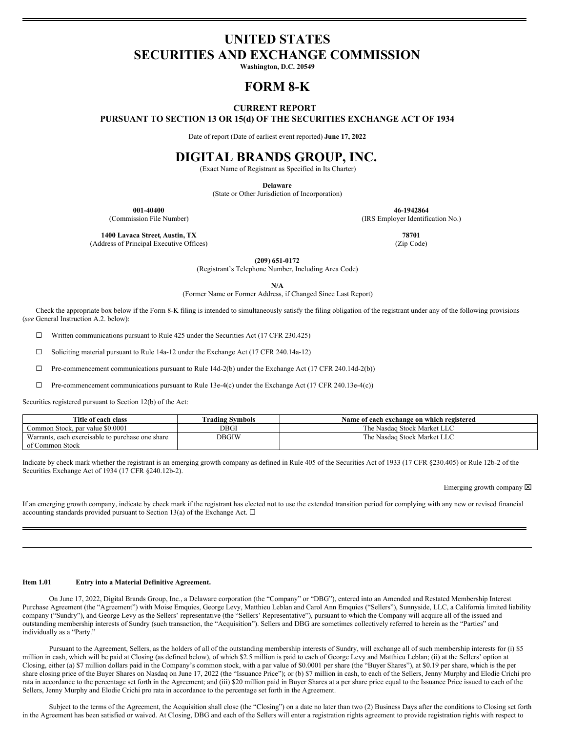# UNITED STATES
# SECURITIES AND EXCHANGE COMMISSION

**Washington, D.C. 20549**

# FORM 8-K

**CURRENT REPORT**
**PURSUANT TO SECTION 13 OR 15(d) OF THE SECURITIES EXCHANGE ACT OF 1934**

Date of report (Date of earliest event reported) **June 17, 2022**

# DIGITAL BRANDS GROUP, INC.

(Exact Name of Registrant as Specified in Its Charter)

**Delaware**
(State or Other Jurisdiction of Incorporation)

| **001-40400** | **46-1942864** |
|---|---|
| (Commission File Number) | (IRS Employer Identification No.) |
| **1400 Lavaca Street, Austin, TX** | **78701** |
| (Address of Principal Executive Offices) | (Zip Code) |

**(209) 651-0172**
(Registrant's Telephone Number, Including Area Code)

**N/A**
(Former Name or Former Address, if Changed Since Last Report)

Check the appropriate box below if the Form 8-K filing is intended to simultaneously satisfy the filing obligation of the registrant under any of the following provisions (*see* General Instruction A.2. below):

☐ Written communications pursuant to Rule 425 under the Securities Act (17 CFR 230.425)

☐ Soliciting material pursuant to Rule 14a-12 under the Exchange Act (17 CFR 240.14a-12)

☐ Pre-commencement communications pursuant to Rule 14d-2(b) under the Exchange Act (17 CFR 240.14d-2(b))

☐ Pre-commencement communications pursuant to Rule 13e-4(c) under the Exchange Act (17 CFR 240.13e-4(c))

Securities registered pursuant to Section 12(b) of the Act:

| Title of each class | Trading Symbols | Name of each exchange on which registered |
|---|---|---|
| Common Stock, par value $0.0001 | DBGI | The Nasdaq Stock Market LLC |
| Warrants, each exercisable to purchase one share of Common Stock | DBGIW | The Nasdaq Stock Market LLC |

Indicate by check mark whether the registrant is an emerging growth company as defined in Rule 405 of the Securities Act of 1933 (17 CFR §230.405) or Rule 12b-2 of the Securities Exchange Act of 1934 (17 CFR §240.12b-2).

Emerging growth company ☒

If an emerging growth company, indicate by check mark if the registrant has elected not to use the extended transition period for complying with any new or revised financial accounting standards provided pursuant to Section 13(a) of the Exchange Act. ☐

---

**Item 1.01 Entry into a Material Definitive Agreement.**

On June 17, 2022, Digital Brands Group, Inc., a Delaware corporation (the "Company" or "DBG"), entered into an Amended and Restated Membership Interest Purchase Agreement (the "Agreement") with Moise Emquies, George Levy, Matthieu Leblan and Carol Ann Emquies ("Sellers"), Sunnyside, LLC, a California limited liability company ("Sundry"), and George Levy as the Sellers' representative (the "Sellers' Representative"), pursuant to which the Company will acquire all of the issued and outstanding membership interests of Sundry (such transaction, the "Acquisition"). Sellers and DBG are sometimes collectively referred to herein as the "Parties" and individually as a "Party."

Pursuant to the Agreement, Sellers, as the holders of all of the outstanding membership interests of Sundry, will exchange all of such membership interests for (i) $5 million in cash, which will be paid at Closing (as defined below), of which $2.5 million is paid to each of George Levy and Matthieu Leblan; (ii) at the Sellers' option at Closing, either (a) $7 million dollars paid in the Company's common stock, with a par value of $0.0001 per share (the "Buyer Shares"), at $0.19 per share, which is the per share closing price of the Buyer Shares on Nasdaq on June 17, 2022 (the "Issuance Price"); or (b) $7 million in cash, to each of the Sellers, Jenny Murphy and Elodie Crichi pro rata in accordance to the percentage set forth in the Agreement; and (iii) $20 million paid in Buyer Shares at a per share price equal to the Issuance Price issued to each of the Sellers, Jenny Murphy and Elodie Crichi pro rata in accordance to the percentage set forth in the Agreement.

Subject to the terms of the Agreement, the Acquisition shall close (the "Closing") on a date no later than two (2) Business Days after the conditions to Closing set forth in the Agreement has been satisfied or waived. At Closing, DBG and each of the Sellers will enter a registration rights agreement to provide registration rights with respect to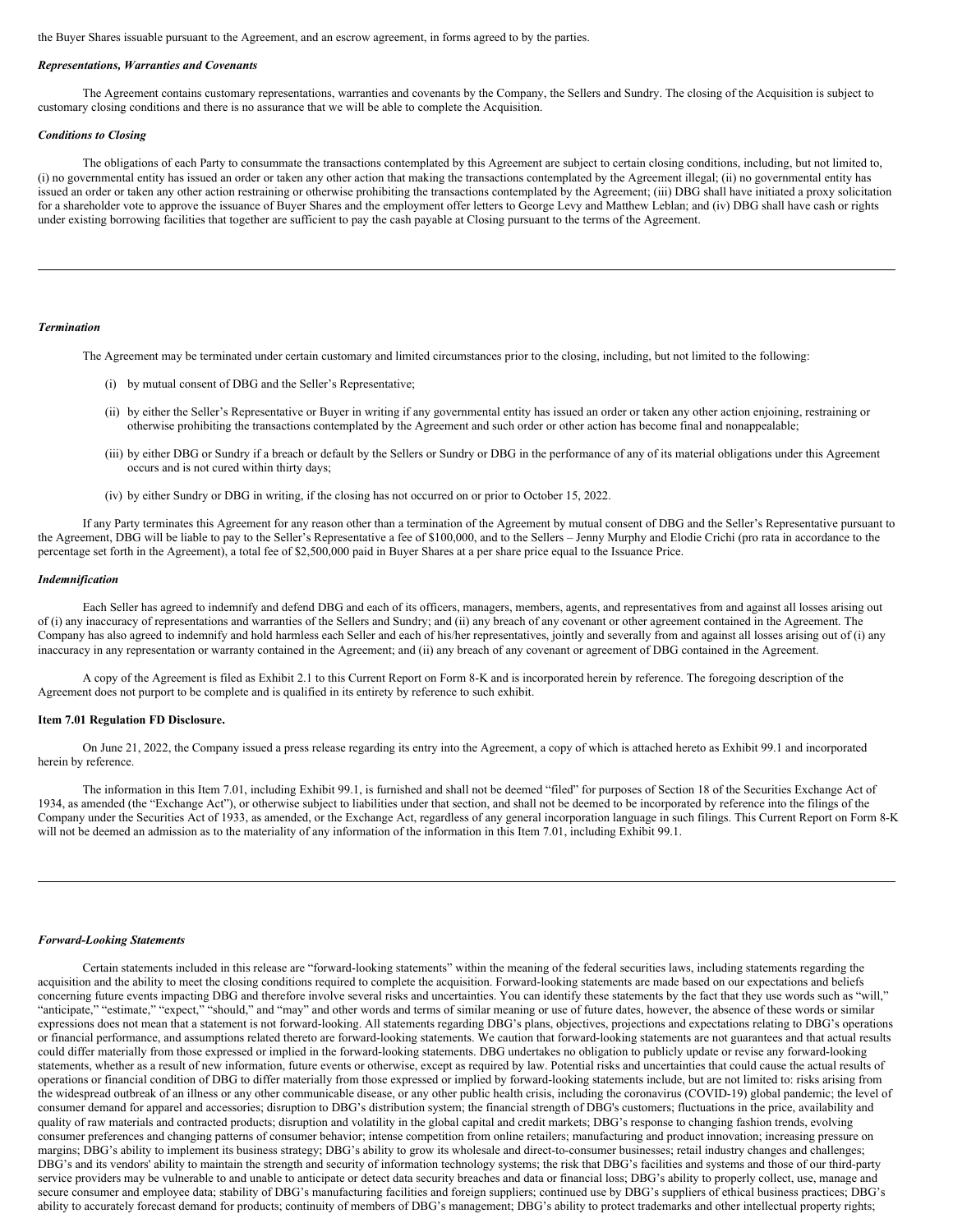the Buyer Shares issuable pursuant to the Agreement, and an escrow agreement, in forms agreed to by the parties.

***Representations, Warranties and Covenants***

The Agreement contains customary representations, warranties and covenants by the Company, the Sellers and Sundry. The closing of the Acquisition is subject to customary closing conditions and there is no assurance that we will be able to complete the Acquisition.

***Conditions to Closing***

The obligations of each Party to consummate the transactions contemplated by this Agreement are subject to certain closing conditions, including, but not limited to, (i) no governmental entity has issued an order or taken any other action that making the transactions contemplated by the Agreement illegal; (ii) no governmental entity has issued an order or taken any other action restraining or otherwise prohibiting the transactions contemplated by the Agreement; (iii) DBG shall have initiated a proxy solicitation for a shareholder vote to approve the issuance of Buyer Shares and the employment offer letters to George Levy and Matthew Leblan; and (iv) DBG shall have cash or rights under existing borrowing facilities that together are sufficient to pay the cash payable at Closing pursuant to the terms of the Agreement.

***Termination***

The Agreement may be terminated under certain customary and limited circumstances prior to the closing, including, but not limited to the following:

(i) by mutual consent of DBG and the Seller's Representative;

(ii) by either the Seller's Representative or Buyer in writing if any governmental entity has issued an order or taken any other action enjoining, restraining or otherwise prohibiting the transactions contemplated by the Agreement and such order or other action has become final and nonappealable;

(iii) by either DBG or Sundry if a breach or default by the Sellers or Sundry or DBG in the performance of any of its material obligations under this Agreement occurs and is not cured within thirty days;

(iv) by either Sundry or DBG in writing, if the closing has not occurred on or prior to October 15, 2022.

If any Party terminates this Agreement for any reason other than a termination of the Agreement by mutual consent of DBG and the Seller's Representative pursuant to the Agreement, DBG will be liable to pay to the Seller's Representative a fee of $100,000, and to the Sellers – Jenny Murphy and Elodie Crichi (pro rata in accordance to the percentage set forth in the Agreement), a total fee of $2,500,000 paid in Buyer Shares at a per share price equal to the Issuance Price.

***Indemnification***

Each Seller has agreed to indemnify and defend DBG and each of its officers, managers, members, agents, and representatives from and against all losses arising out of (i) any inaccuracy of representations and warranties of the Sellers and Sundry; and (ii) any breach of any covenant or other agreement contained in the Agreement. The Company has also agreed to indemnify and hold harmless each Seller and each of his/her representatives, jointly and severally from and against all losses arising out of (i) any inaccuracy in any representation or warranty contained in the Agreement; and (ii) any breach of any covenant or agreement of DBG contained in the Agreement.

A copy of the Agreement is filed as Exhibit 2.1 to this Current Report on Form 8-K and is incorporated herein by reference. The foregoing description of the Agreement does not purport to be complete and is qualified in its entirety by reference to such exhibit.

**Item 7.01 Regulation FD Disclosure.**

On June 21, 2022, the Company issued a press release regarding its entry into the Agreement, a copy of which is attached hereto as Exhibit 99.1 and incorporated herein by reference.

The information in this Item 7.01, including Exhibit 99.1, is furnished and shall not be deemed "filed" for purposes of Section 18 of the Securities Exchange Act of 1934, as amended (the "Exchange Act"), or otherwise subject to liabilities under that section, and shall not be deemed to be incorporated by reference into the filings of the Company under the Securities Act of 1933, as amended, or the Exchange Act, regardless of any general incorporation language in such filings. This Current Report on Form 8-K will not be deemed an admission as to the materiality of any information of the information in this Item 7.01, including Exhibit 99.1.

***Forward-Looking Statements***

Certain statements included in this release are "forward-looking statements" within the meaning of the federal securities laws, including statements regarding the acquisition and the ability to meet the closing conditions required to complete the acquisition. Forward-looking statements are made based on our expectations and beliefs concerning future events impacting DBG and therefore involve several risks and uncertainties. You can identify these statements by the fact that they use words such as "will," "anticipate," "estimate," "expect," "should," and "may" and other words and terms of similar meaning or use of future dates, however, the absence of these words or similar expressions does not mean that a statement is not forward-looking. All statements regarding DBG's plans, objectives, projections and expectations relating to DBG's operations or financial performance, and assumptions related thereto are forward-looking statements. We caution that forward-looking statements are not guarantees and that actual results could differ materially from those expressed or implied in the forward-looking statements. DBG undertakes no obligation to publicly update or revise any forward-looking statements, whether as a result of new information, future events or otherwise, except as required by law. Potential risks and uncertainties that could cause the actual results of operations or financial condition of DBG to differ materially from those expressed or implied by forward-looking statements include, but are not limited to: risks arising from the widespread outbreak of an illness or any other communicable disease, or any other public health crisis, including the coronavirus (COVID-19) global pandemic; the level of consumer demand for apparel and accessories; disruption to DBG's distribution system; the financial strength of DBG's customers; fluctuations in the price, availability and quality of raw materials and contracted products; disruption and volatility in the global capital and credit markets; DBG's response to changing fashion trends, evolving consumer preferences and changing patterns of consumer behavior; intense competition from online retailers; manufacturing and product innovation; increasing pressure on margins; DBG's ability to implement its business strategy; DBG's ability to grow its wholesale and direct-to-consumer businesses; retail industry changes and challenges; DBG's and its vendors' ability to maintain the strength and security of information technology systems; the risk that DBG's facilities and systems and those of our third-party service providers may be vulnerable to and unable to anticipate or detect data security breaches and data or financial loss; DBG's ability to properly collect, use, manage and secure consumer and employee data; stability of DBG's manufacturing facilities and foreign suppliers; continued use by DBG's suppliers of ethical business practices; DBG's ability to accurately forecast demand for products; continuity of members of DBG's management; DBG's ability to protect trademarks and other intellectual property rights;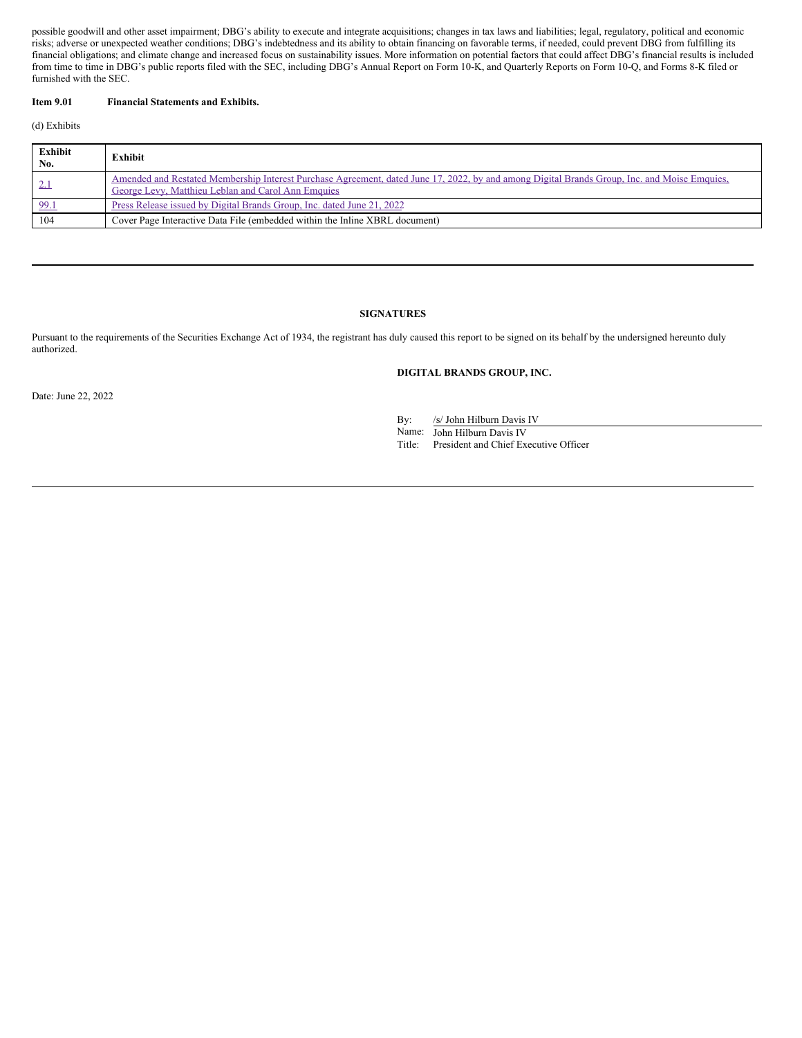possible goodwill and other asset impairment; DBG's ability to execute and integrate acquisitions; changes in tax laws and liabilities; legal, regulatory, political and economic risks; adverse or unexpected weather conditions; DBG's indebtedness and its ability to obtain financing on favorable terms, if needed, could prevent DBG from fulfilling its financial obligations; and climate change and increased focus on sustainability issues. More information on potential factors that could affect DBG's financial results is included from time to time in DBG's public reports filed with the SEC, including DBG's Annual Report on Form 10-K, and Quarterly Reports on Form 10-Q, and Forms 8-K filed or furnished with the SEC.

**Item 9.01 Financial Statements and Exhibits.**

(d) Exhibits

| Exhibit No. | Exhibit |
| --- | --- |
| 2.1 | Amended and Restated Membership Interest Purchase Agreement, dated June 17, 2022, by and among Digital Brands Group, Inc. and Moise Emquies, George Levy, Matthieu Leblan and Carol Ann Emquies |
| 99.1 | Press Release issued by Digital Brands Group, Inc. dated June 21, 2022 |
| 104 | Cover Page Interactive Data File (embedded within the Inline XBRL document) |

**SIGNATURES**

Pursuant to the requirements of the Securities Exchange Act of 1934, the registrant has duly caused this report to be signed on its behalf by the undersigned hereunto duly authorized.

**DIGITAL BRANDS GROUP, INC.**

Date: June 22, 2022

By: /s/ John Hilburn Davis IV
Name: John Hilburn Davis IV
Title: President and Chief Executive Officer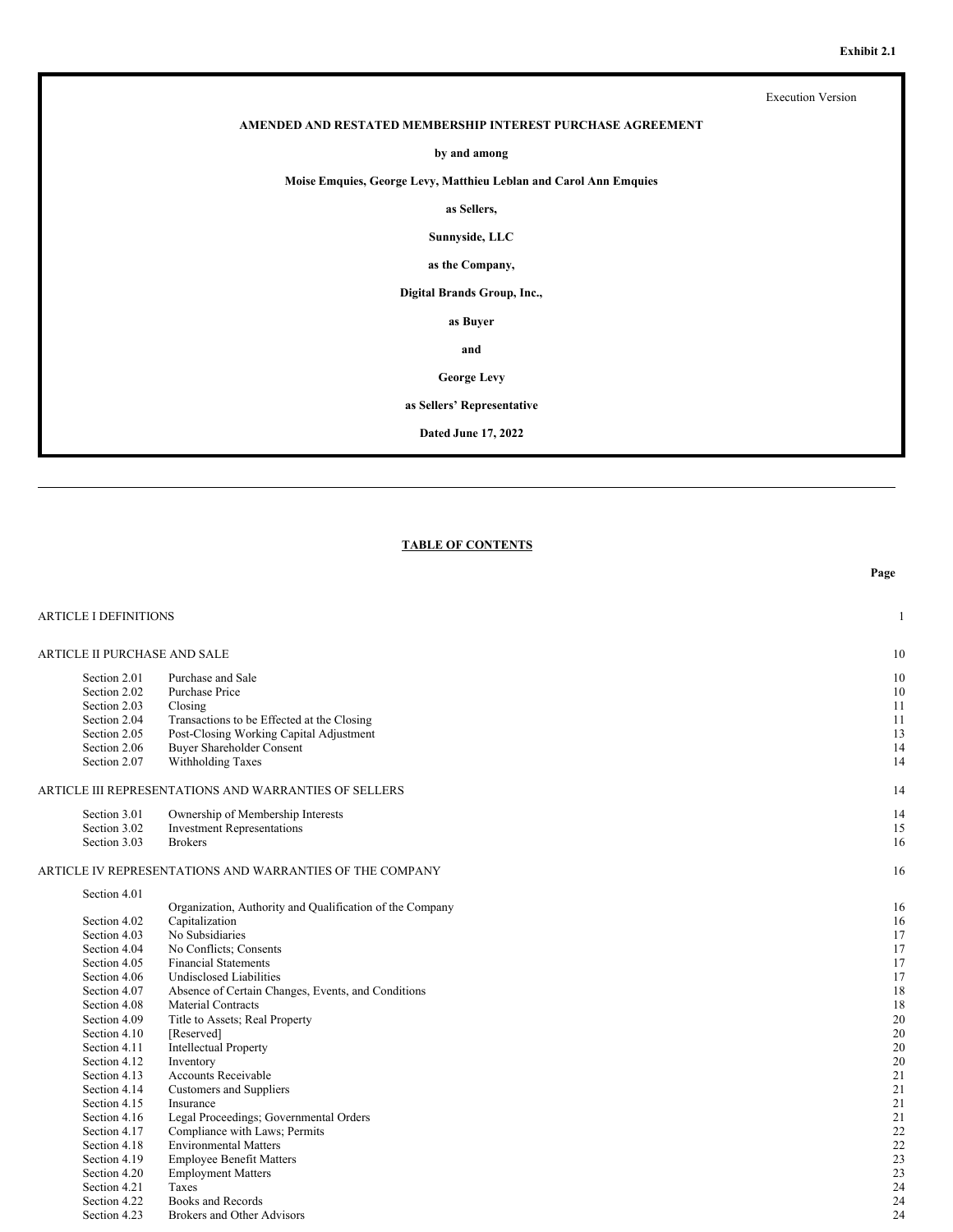**Exhibit 2.1**

Execution Version

**AMENDED AND RESTATED MEMBERSHIP INTEREST PURCHASE AGREEMENT**

**by and among**

**Moise Emquies, George Levy, Matthieu Leblan and Carol Ann Emquies**

**as Sellers,**

**Sunnyside, LLC**

**as the Company,**

**Digital Brands Group, Inc.,**

**as Buyer**

**and**

**George Levy**

**as Sellers' Representative**

**Dated June 17, 2022**

---

**TABLE OF CONTENTS**

| | | Page |
|---|---|---|
| ARTICLE I DEFINITIONS | | 1 |
| ARTICLE II PURCHASE AND SALE | | 10 |
| Section 2.01 | Purchase and Sale | 10 |
| Section 2.02 | Purchase Price | 10 |
| Section 2.03 | Closing | 11 |
| Section 2.04 | Transactions to be Effected at the Closing | 11 |
| Section 2.05 | Post-Closing Working Capital Adjustment | 13 |
| Section 2.06 | Buyer Shareholder Consent | 14 |
| Section 2.07 | Withholding Taxes | 14 |
| ARTICLE III REPRESENTATIONS AND WARRANTIES OF SELLERS | | 14 |
| Section 3.01 | Ownership of Membership Interests | 14 |
| Section 3.02 | Investment Representations | 15 |
| Section 3.03 | Brokers | 16 |
| ARTICLE IV REPRESENTATIONS AND WARRANTIES OF THE COMPANY | | 16 |
| Section 4.01 | Organization, Authority and Qualification of the Company | 16 |
| Section 4.02 | Capitalization | 16 |
| Section 4.03 | No Subsidiaries | 17 |
| Section 4.04 | No Conflicts; Consents | 17 |
| Section 4.05 | Financial Statements | 17 |
| Section 4.06 | Undisclosed Liabilities | 17 |
| Section 4.07 | Absence of Certain Changes, Events, and Conditions | 18 |
| Section 4.08 | Material Contracts | 18 |
| Section 4.09 | Title to Assets; Real Property | 20 |
| Section 4.10 | [Reserved] | 20 |
| Section 4.11 | Intellectual Property | 20 |
| Section 4.12 | Inventory | 20 |
| Section 4.13 | Accounts Receivable | 21 |
| Section 4.14 | Customers and Suppliers | 21 |
| Section 4.15 | Insurance | 21 |
| Section 4.16 | Legal Proceedings; Governmental Orders | 21 |
| Section 4.17 | Compliance with Laws; Permits | 22 |
| Section 4.18 | Environmental Matters | 22 |
| Section 4.19 | Employee Benefit Matters | 23 |
| Section 4.20 | Employment Matters | 23 |
| Section 4.21 | Taxes | 24 |
| Section 4.22 | Books and Records | 24 |
| Section 4.23 | Brokers and Other Advisors | 24 |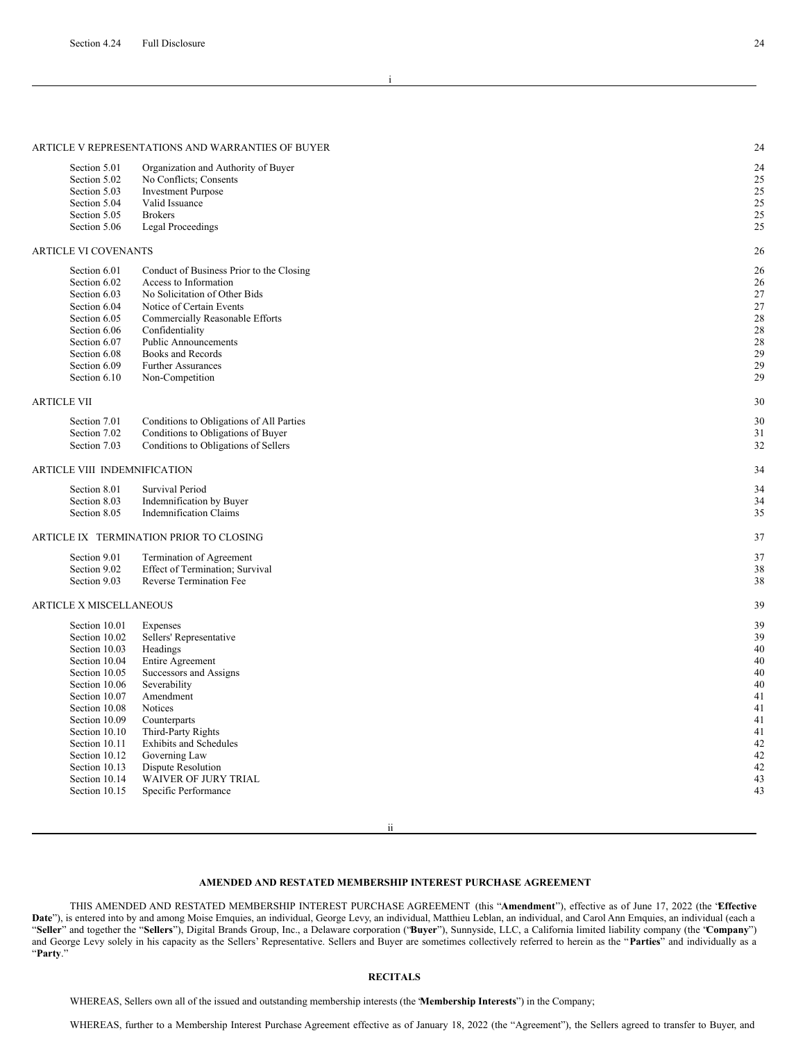| | | |
|---|---|---|
| Section 4.24 | Full Disclosure | 24 |

| | | |
|---|---|---|
| ARTICLE V REPRESENTATIONS AND WARRANTIES OF BUYER | | 24 |
| Section 5.01 | Organization and Authority of Buyer | 24 |
| Section 5.02 | No Conflicts; Consents | 25 |
| Section 5.03 | Investment Purpose | 25 |
| Section 5.04 | Valid Issuance | 25 |
| Section 5.05 | Brokers | 25 |
| Section 5.06 | Legal Proceedings | 25 |
| ARTICLE VI COVENANTS | | 26 |
| Section 6.01 | Conduct of Business Prior to the Closing | 26 |
| Section 6.02 | Access to Information | 26 |
| Section 6.03 | No Solicitation of Other Bids | 27 |
| Section 6.04 | Notice of Certain Events | 27 |
| Section 6.05 | Commercially Reasonable Efforts | 28 |
| Section 6.06 | Confidentiality | 28 |
| Section 6.07 | Public Announcements | 28 |
| Section 6.08 | Books and Records | 29 |
| Section 6.09 | Further Assurances | 29 |
| Section 6.10 | Non-Competition | 29 |
| ARTICLE VII | | 30 |
| Section 7.01 | Conditions to Obligations of All Parties | 30 |
| Section 7.02 | Conditions to Obligations of Buyer | 31 |
| Section 7.03 | Conditions to Obligations of Sellers | 32 |
| ARTICLE VIII INDEMNIFICATION | | 34 |
| Section 8.01 | Survival Period | 34 |
| Section 8.03 | Indemnification by Buyer | 34 |
| Section 8.05 | Indemnification Claims | 35 |
| ARTICLE IX TERMINATION PRIOR TO CLOSING | | 37 |
| Section 9.01 | Termination of Agreement | 37 |
| Section 9.02 | Effect of Termination; Survival | 38 |
| Section 9.03 | Reverse Termination Fee | 38 |
| ARTICLE X MISCELLANEOUS | | 39 |
| Section 10.01 | Expenses | 39 |
| Section 10.02 | Sellers' Representative | 39 |
| Section 10.03 | Headings | 40 |
| Section 10.04 | Entire Agreement | 40 |
| Section 10.05 | Successors and Assigns | 40 |
| Section 10.06 | Severability | 40 |
| Section 10.07 | Amendment | 41 |
| Section 10.08 | Notices | 41 |
| Section 10.09 | Counterparts | 41 |
| Section 10.10 | Third-Party Rights | 41 |
| Section 10.11 | Exhibits and Schedules | 42 |
| Section 10.12 | Governing Law | 42 |
| Section 10.13 | Dispute Resolution | 42 |
| Section 10.14 | WAIVER OF JURY TRIAL | 43 |
| Section 10.15 | Specific Performance | 43 |

## AMENDED AND RESTATED MEMBERSHIP INTEREST PURCHASE AGREEMENT

THIS AMENDED AND RESTATED MEMBERSHIP INTEREST PURCHASE AGREEMENT (this "**Amendment**"), effective as of June 17, 2022 (the "**Effective Date**"), is entered into by and among Moise Emquies, an individual, George Levy, an individual, Matthieu Leblan, an individual, and Carol Ann Emquies, an individual (each a "**Seller**" and together the "**Sellers**"), Digital Brands Group, Inc., a Delaware corporation ("**Buyer**"), Sunnyside, LLC, a California limited liability company (the "**Company**") and George Levy solely in his capacity as the Sellers' Representative. Sellers and Buyer are sometimes collectively referred to herein as the "**Parties**" and individually as a "**Party**."

### RECITALS

WHEREAS, Sellers own all of the issued and outstanding membership interests (the "**Membership Interests**") in the Company;

WHEREAS, further to a Membership Interest Purchase Agreement effective as of January 18, 2022 (the "Agreement"), the Sellers agreed to transfer to Buyer, and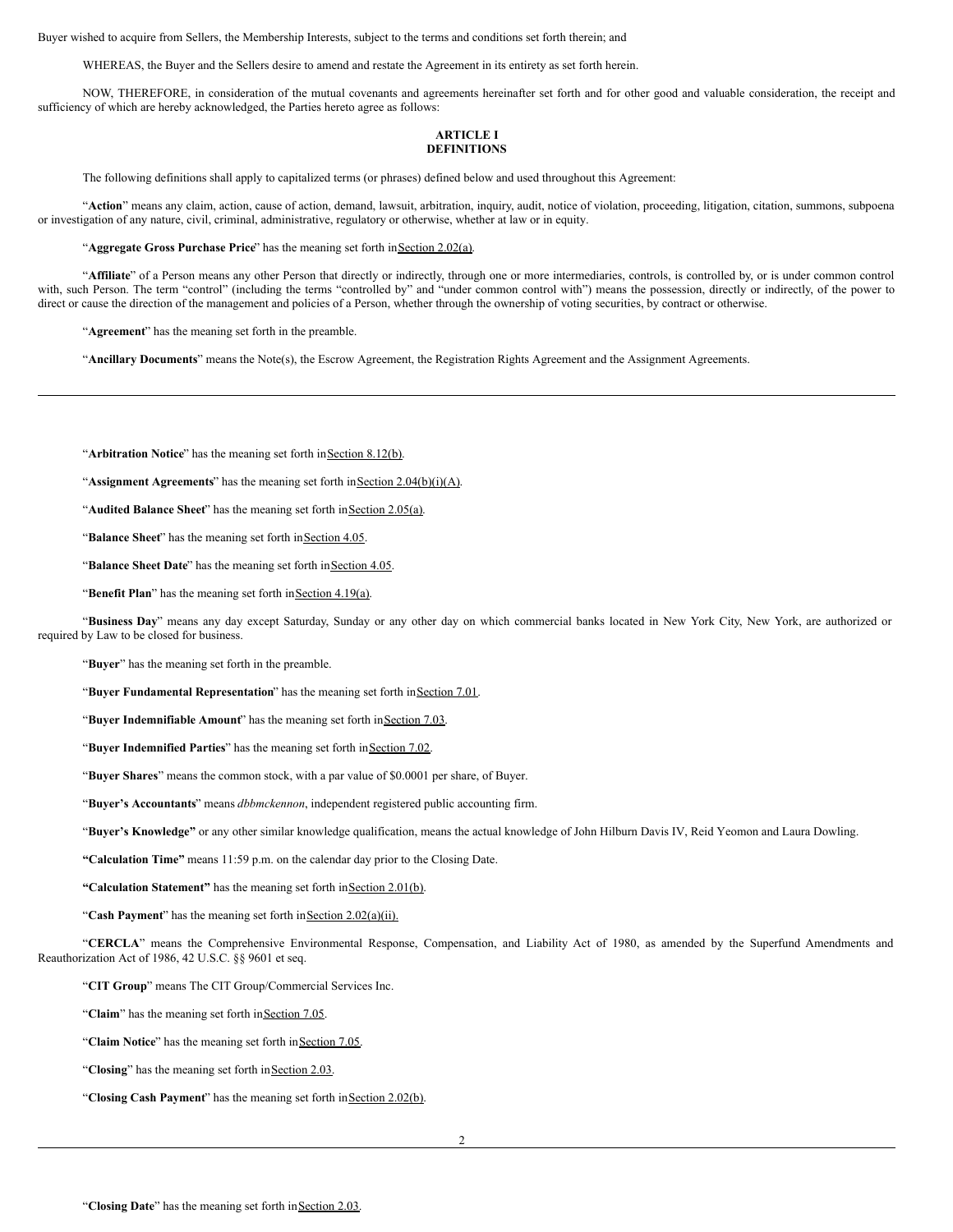Buyer wished to acquire from Sellers, the Membership Interests, subject to the terms and conditions set forth therein; and

WHEREAS, the Buyer and the Sellers desire to amend and restate the Agreement in its entirety as set forth herein.

NOW, THEREFORE, in consideration of the mutual covenants and agreements hereinafter set forth and for other good and valuable consideration, the receipt and sufficiency of which are hereby acknowledged, the Parties hereto agree as follows:

## ARTICLE I
## DEFINITIONS

The following definitions shall apply to capitalized terms (or phrases) defined below and used throughout this Agreement:

"**Action**" means any claim, action, cause of action, demand, lawsuit, arbitration, inquiry, audit, notice of violation, proceeding, litigation, citation, summons, subpoena or investigation of any nature, civil, criminal, administrative, regulatory or otherwise, whether at law or in equity.

"**Aggregate Gross Purchase Price**" has the meaning set forth in Section 2.02(a).

"**Affiliate**" of a Person means any other Person that directly or indirectly, through one or more intermediaries, controls, is controlled by, or is under common control with, such Person. The term "control" (including the terms "controlled by" and "under common control with") means the possession, directly or indirectly, of the power to direct or cause the direction of the management and policies of a Person, whether through the ownership of voting securities, by contract or otherwise.

"**Agreement**" has the meaning set forth in the preamble.

"**Ancillary Documents**" means the Note(s), the Escrow Agreement, the Registration Rights Agreement and the Assignment Agreements.

"**Arbitration Notice**" has the meaning set forth in Section 8.12(b).

"**Assignment Agreements**" has the meaning set forth in Section 2.04(b)(i)(A).

"**Audited Balance Sheet**" has the meaning set forth in Section 2.05(a).

"**Balance Sheet**" has the meaning set forth in Section 4.05.

"**Balance Sheet Date**" has the meaning set forth in Section 4.05.

"**Benefit Plan**" has the meaning set forth in Section 4.19(a).

"**Business Day**" means any day except Saturday, Sunday or any other day on which commercial banks located in New York City, New York, are authorized or required by Law to be closed for business.

"**Buyer**" has the meaning set forth in the preamble.

"**Buyer Fundamental Representation**" has the meaning set forth in Section 7.01.

"**Buyer Indemnifiable Amount**" has the meaning set forth in Section 7.03.

"**Buyer Indemnified Parties**" has the meaning set forth in Section 7.02.

"**Buyer Shares**" means the common stock, with a par value of $0.0001 per share, of Buyer.

"**Buyer's Accountants**" means *dbbmckennon*, independent registered public accounting firm.

"**Buyer's Knowledge"** or any other similar knowledge qualification, means the actual knowledge of John Hilburn Davis IV, Reid Yeomon and Laura Dowling.

**"Calculation Time"** means 11:59 p.m. on the calendar day prior to the Closing Date.

**"Calculation Statement"** has the meaning set forth in Section 2.01(b).

"**Cash Payment**" has the meaning set forth in Section 2.02(a)(ii).

"**CERCLA**" means the Comprehensive Environmental Response, Compensation, and Liability Act of 1980, as amended by the Superfund Amendments and Reauthorization Act of 1986, 42 U.S.C. §§ 9601 et seq.

"**CIT Group**" means The CIT Group/Commercial Services Inc.

"**Claim**" has the meaning set forth in Section 7.05.

"**Claim Notice**" has the meaning set forth in Section 7.05.

"**Closing**" has the meaning set forth in Section 2.03.

"**Closing Cash Payment**" has the meaning set forth in Section 2.02(b).

"**Closing Date**" has the meaning set forth in Section 2.03.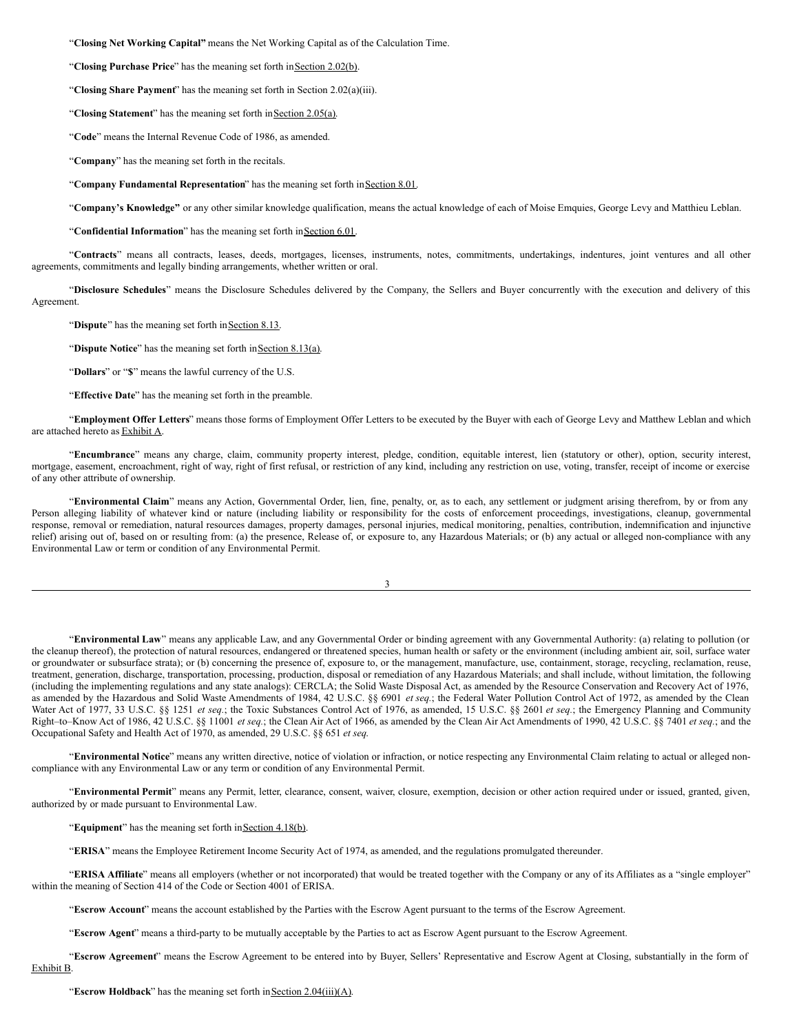"**Closing Net Working Capital**" means the Net Working Capital as of the Calculation Time.

"**Closing Purchase Price**" has the meaning set forth in Section 2.02(b).

"**Closing Share Payment**" has the meaning set forth in Section 2.02(a)(iii).

"**Closing Statement**" has the meaning set forth in Section 2.05(a).

"**Code**" means the Internal Revenue Code of 1986, as amended.

"**Company**" has the meaning set forth in the recitals.

"**Company Fundamental Representation**" has the meaning set forth in Section 8.01.

"**Company's Knowledge**" or any other similar knowledge qualification, means the actual knowledge of each of Moise Emquies, George Levy and Matthieu Leblan.

"**Confidential Information**" has the meaning set forth in Section 6.01.

"**Contracts**" means all contracts, leases, deeds, mortgages, licenses, instruments, notes, commitments, undertakings, indentures, joint ventures and all other agreements, commitments and legally binding arrangements, whether written or oral.

"**Disclosure Schedules**" means the Disclosure Schedules delivered by the Company, the Sellers and Buyer concurrently with the execution and delivery of this Agreement.

"**Dispute**" has the meaning set forth in Section 8.13.

"**Dispute Notice**" has the meaning set forth in Section 8.13(a).

"**Dollars**" or "**$**" means the lawful currency of the U.S.

"**Effective Date**" has the meaning set forth in the preamble.

"**Employment Offer Letters**" means those forms of Employment Offer Letters to be executed by the Buyer with each of George Levy and Matthew Leblan and which are attached hereto as Exhibit A.

"**Encumbrance**" means any charge, claim, community property interest, pledge, condition, equitable interest, lien (statutory or other), option, security interest, mortgage, easement, encroachment, right of way, right of first refusal, or restriction of any kind, including any restriction on use, voting, transfer, receipt of income or exercise of any other attribute of ownership.

"**Environmental Claim**" means any Action, Governmental Order, lien, fine, penalty, or, as to each, any settlement or judgment arising therefrom, by or from any Person alleging liability of whatever kind or nature (including liability or responsibility for the costs of enforcement proceedings, investigations, cleanup, governmental response, removal or remediation, natural resources damages, property damages, personal injuries, medical monitoring, penalties, contribution, indemnification and injunctive relief) arising out of, based on or resulting from: (a) the presence, Release of, or exposure to, any Hazardous Materials; or (b) any actual or alleged non-compliance with any Environmental Law or term or condition of any Environmental Permit.

"**Environmental Law**" means any applicable Law, and any Governmental Order or binding agreement with any Governmental Authority: (a) relating to pollution (or the cleanup thereof), the protection of natural resources, endangered or threatened species, human health or safety or the environment (including ambient air, soil, surface water or groundwater or subsurface strata); or (b) concerning the presence of, exposure to, or the management, manufacture, use, containment, storage, recycling, reclamation, reuse, treatment, generation, discharge, transportation, processing, production, disposal or remediation of any Hazardous Materials; and shall include, without limitation, the following (including the implementing regulations and any state analogs): CERCLA; the Solid Waste Disposal Act, as amended by the Resource Conservation and Recovery Act of 1976, as amended by the Hazardous and Solid Waste Amendments of 1984, 42 U.S.C. §§ 6901 *et seq.*; the Federal Water Pollution Control Act of 1972, as amended by the Clean Water Act of 1977, 33 U.S.C. §§ 1251 *et seq.*; the Toxic Substances Control Act of 1976, as amended, 15 U.S.C. §§ 2601 *et seq.*; the Emergency Planning and Community Right–to–Know Act of 1986, 42 U.S.C. §§ 11001 *et seq.*; the Clean Air Act of 1966, as amended by the Clean Air Act Amendments of 1990, 42 U.S.C. §§ 7401 *et seq.*; and the Occupational Safety and Health Act of 1970, as amended, 29 U.S.C. §§ 651 *et seq.*

"**Environmental Notice**" means any written directive, notice of violation or infraction, or notice respecting any Environmental Claim relating to actual or alleged non-compliance with any Environmental Law or any term or condition of any Environmental Permit.

"**Environmental Permit**" means any Permit, letter, clearance, consent, waiver, closure, exemption, decision or other action required under or issued, granted, given, authorized by or made pursuant to Environmental Law.

"**Equipment**" has the meaning set forth in Section 4.18(b).

"**ERISA**" means the Employee Retirement Income Security Act of 1974, as amended, and the regulations promulgated thereunder.

"**ERISA Affiliate**" means all employers (whether or not incorporated) that would be treated together with the Company or any of its Affiliates as a "single employer" within the meaning of Section 414 of the Code or Section 4001 of ERISA.

"**Escrow Account**" means the account established by the Parties with the Escrow Agent pursuant to the terms of the Escrow Agreement.

"**Escrow Agent**" means a third-party to be mutually acceptable by the Parties to act as Escrow Agent pursuant to the Escrow Agreement.

"**Escrow Agreement**" means the Escrow Agreement to be entered into by Buyer, Sellers' Representative and Escrow Agent at Closing, substantially in the form of Exhibit B.

"**Escrow Holdback**" has the meaning set forth in Section 2.04(iii)(A).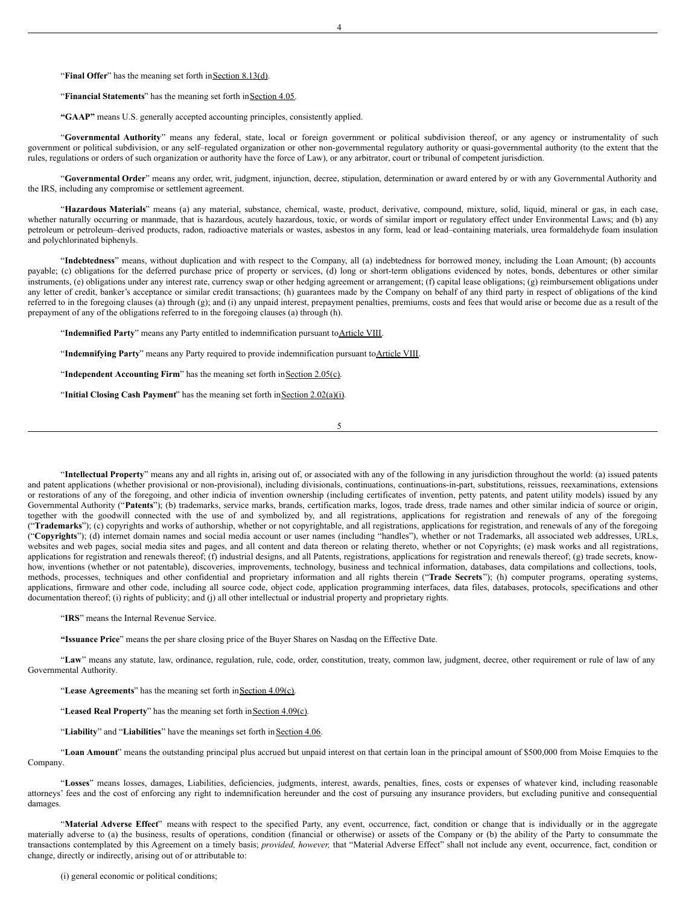"**Final Offer**" has the meaning set forth in Section 8.13(d).

"**Financial Statements**" has the meaning set forth in Section 4.05.

**"GAAP"** means U.S. generally accepted accounting principles, consistently applied.

"**Governmental Authority**" means any federal, state, local or foreign government or political subdivision thereof, or any agency or instrumentality of such government or political subdivision, or any self–regulated organization or other non-governmental regulatory authority or quasi-governmental authority (to the extent that the rules, regulations or orders of such organization or authority have the force of Law), or any arbitrator, court or tribunal of competent jurisdiction.

"**Governmental Order**" means any order, writ, judgment, injunction, decree, stipulation, determination or award entered by or with any Governmental Authority and the IRS, including any compromise or settlement agreement.

"**Hazardous Materials**" means (a) any material, substance, chemical, waste, product, derivative, compound, mixture, solid, liquid, mineral or gas, in each case, whether naturally occurring or manmade, that is hazardous, acutely hazardous, toxic, or words of similar import or regulatory effect under Environmental Laws; and (b) any petroleum or petroleum–derived products, radon, radioactive materials or wastes, asbestos in any form, lead or lead–containing materials, urea formaldehyde foam insulation and polychlorinated biphenyls.

"**Indebtedness**" means, without duplication and with respect to the Company, all (a) indebtedness for borrowed money, including the Loan Amount; (b) accounts payable; (c) obligations for the deferred purchase price of property or services, (d) long or short-term obligations evidenced by notes, bonds, debentures or other similar instruments, (e) obligations under any interest rate, currency swap or other hedging agreement or arrangement; (f) capital lease obligations; (g) reimbursement obligations under any letter of credit, banker's acceptance or similar credit transactions; (h) guarantees made by the Company on behalf of any third party in respect of obligations of the kind referred to in the foregoing clauses (a) through (g); and (i) any unpaid interest, prepayment penalties, premiums, costs and fees that would arise or become due as a result of the prepayment of any of the obligations referred to in the foregoing clauses (a) through (h).

"**Indemnified Party**" means any Party entitled to indemnification pursuant to Article VIII.

"**Indemnifying Party**" means any Party required to provide indemnification pursuant to Article VIII.

"**Independent Accounting Firm**" has the meaning set forth in Section 2.05(c).

"**Initial Closing Cash Payment**" has the meaning set forth in Section 2.02(a)(i).

"**Intellectual Property**" means any and all rights in, arising out of, or associated with any of the following in any jurisdiction throughout the world: (a) issued patents and patent applications (whether provisional or non-provisional), including divisionals, continuations, continuations-in-part, substitutions, reissues, reexaminations, extensions or restorations of any of the foregoing, and other indicia of invention ownership (including certificates of invention, petty patents, and patent utility models) issued by any Governmental Authority ("**Patents**"); (b) trademarks, service marks, brands, certification marks, logos, trade dress, trade names and other similar indicia of source or origin, together with the goodwill connected with the use of and symbolized by, and all registrations, applications for registration and renewals of any of the foregoing ("**Trademarks**"); (c) copyrights and works of authorship, whether or not copyrightable, and all registrations, applications for registration, and renewals of any of the foregoing ("**Copyrights**"); (d) internet domain names and social media account or user names (including "handles"), whether or not Trademarks, all associated web addresses, URLs, websites and web pages, social media sites and pages, and all content and data thereon or relating thereto, whether or not Copyrights; (e) mask works and all registrations, applications for registration and renewals thereof; (f) industrial designs, and all Patents, registrations, applications for registration and renewals thereof; (g) trade secrets, know-how, inventions (whether or not patentable), discoveries, improvements, technology, business and technical information, databases, data compilations and collections, tools, methods, processes, techniques and other confidential and proprietary information and all rights therein ("**Trade Secrets**"); (h) computer programs, operating systems, applications, firmware and other code, including all source code, object code, application programming interfaces, data files, databases, protocols, specifications and other documentation thereof; (i) rights of publicity; and (j) all other intellectual or industrial property and proprietary rights.

"**IRS**" means the Internal Revenue Service.

**"Issuance Price**" means the per share closing price of the Buyer Shares on Nasdaq on the Effective Date.

"**Law**" means any statute, law, ordinance, regulation, rule, code, order, constitution, treaty, common law, judgment, decree, other requirement or rule of law of any Governmental Authority.

"**Lease Agreements**" has the meaning set forth in Section 4.09(c).

"**Leased Real Property**" has the meaning set forth in Section 4.09(c).

"**Liability**" and "**Liabilities**" have the meanings set forth in Section 4.06.

"**Loan Amount**" means the outstanding principal plus accrued but unpaid interest on that certain loan in the principal amount of $500,000 from Moise Emquies to the Company.

"**Losses**" means losses, damages, Liabilities, deficiencies, judgments, interest, awards, penalties, fines, costs or expenses of whatever kind, including reasonable attorneys' fees and the cost of enforcing any right to indemnification hereunder and the cost of pursuing any insurance providers, but excluding punitive and consequential damages.

"**Material Adverse Effect**" means with respect to the specified Party, any event, occurrence, fact, condition or change that is individually or in the aggregate materially adverse to (a) the business, results of operations, condition (financial or otherwise) or assets of the Company or (b) the ability of the Party to consummate the transactions contemplated by this Agreement on a timely basis; *provided, however,* that "Material Adverse Effect" shall not include any event, occurrence, fact, condition or change, directly or indirectly, arising out of or attributable to:

(i) general economic or political conditions;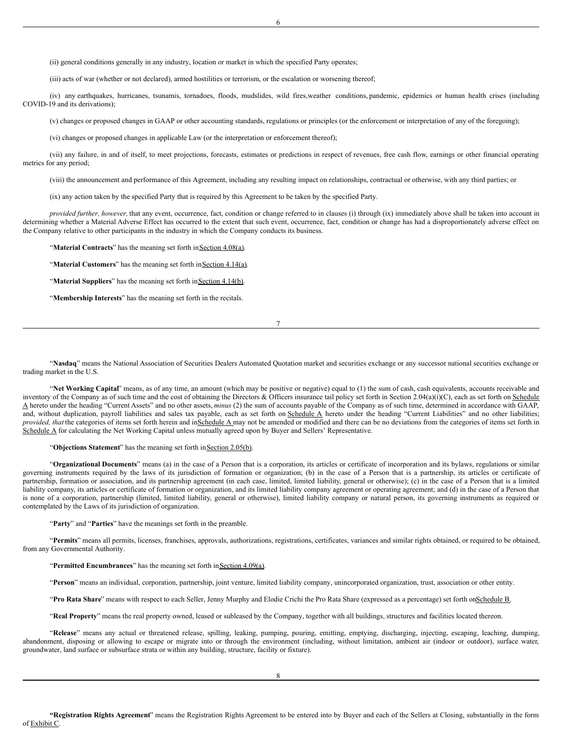(ii) general conditions generally in any industry, location or market in which the specified Party operates;

(iii) acts of war (whether or not declared), armed hostilities or terrorism, or the escalation or worsening thereof;

(iv) any earthquakes, hurricanes, tsunamis, tornadoes, floods, mudslides, wild fires,weather conditions, pandemic, epidemics or human health crises (including COVID-19 and its derivations);

(v) changes or proposed changes in GAAP or other accounting standards, regulations or principles (or the enforcement or interpretation of any of the foregoing);

(vi) changes or proposed changes in applicable Law (or the interpretation or enforcement thereof);

(vii) any failure, in and of itself, to meet projections, forecasts, estimates or predictions in respect of revenues, free cash flow, earnings or other financial operating metrics for any period;

(viii) the announcement and performance of this Agreement, including any resulting impact on relationships, contractual or otherwise, with any third parties; or

(ix) any action taken by the specified Party that is required by this Agreement to be taken by the specified Party.

*provided further, however,* that any event, occurrence, fact, condition or change referred to in clauses (i) through (ix) immediately above shall be taken into account in determining whether a Material Adverse Effect has occurred to the extent that such event, occurrence, fact, condition or change has had a disproportionately adverse effect on the Company relative to other participants in the industry in which the Company conducts its business.

"**Material Contracts**" has the meaning set forth in Section 4.08(a).

"**Material Customers**" has the meaning set forth in Section 4.14(a).

"**Material Suppliers**" has the meaning set forth in Section 4.14(b).

"**Membership Interests**" has the meaning set forth in the recitals.

"**Nasdaq**" means the National Association of Securities Dealers Automated Quotation market and securities exchange or any successor national securities exchange or trading market in the U.S.

"**Net Working Capital**" means, as of any time, an amount (which may be positive or negative) equal to (1) the sum of cash, cash equivalents, accounts receivable and inventory of the Company as of such time and the cost of obtaining the Directors & Officers insurance tail policy set forth in Section 2.04(a)(i)(C), each as set forth on Schedule A hereto under the heading "Current Assets" and no other assets, *minus* (2) the sum of accounts payable of the Company as of such time, determined in accordance with GAAP, and, without duplication, payroll liabilities and sales tax payable, each as set forth on Schedule A hereto under the heading "Current Liabilities" and no other liabilities; *provided, that* the categories of items set forth herein and in Schedule A may not be amended or modified and there can be no deviations from the categories of items set forth in Schedule A for calculating the Net Working Capital unless mutually agreed upon by Buyer and Sellers' Representative.

"**Objections Statement**" has the meaning set forth in Section 2.05(b).

"**Organizational Documents**" means (a) in the case of a Person that is a corporation, its articles or certificate of incorporation and its bylaws, regulations or similar governing instruments required by the laws of its jurisdiction of formation or organization; (b) in the case of a Person that is a partnership, its articles or certificate of partnership, formation or association, and its partnership agreement (in each case, limited, limited liability, general or otherwise); (c) in the case of a Person that is a limited liability company, its articles or certificate of formation or organization, and its limited liability company agreement or operating agreement; and (d) in the case of a Person that is none of a corporation, partnership (limited, limited liability, general or otherwise), limited liability company or natural person, its governing instruments as required or contemplated by the Laws of its jurisdiction of organization.

"**Party**" and "**Parties**" have the meanings set forth in the preamble.

"**Permits**" means all permits, licenses, franchises, approvals, authorizations, registrations, certificates, variances and similar rights obtained, or required to be obtained, from any Governmental Authority.

"**Permitted Encumbrances**" has the meaning set forth in Section 4.09(a).

"**Person**" means an individual, corporation, partnership, joint venture, limited liability company, unincorporated organization, trust, association or other entity.

"**Pro Rata Share**" means with respect to each Seller, Jenny Murphy and Elodie Crichi the Pro Rata Share (expressed as a percentage) set forth on Schedule B.

"**Real Property**" means the real property owned, leased or subleased by the Company, together with all buildings, structures and facilities located thereon.

"**Release**" means any actual or threatened release, spilling, leaking, pumping, pouring, emitting, emptying, discharging, injecting, escaping, leaching, dumping, abandonment, disposing or allowing to escape or migrate into or through the environment (including, without limitation, ambient air (indoor or outdoor), surface water, groundwater, land surface or subsurface strata or within any building, structure, facility or fixture).

"**Registration Rights Agreement**" means the Registration Rights Agreement to be entered into by Buyer and each of the Sellers at Closing, substantially in the form of Exhibit C.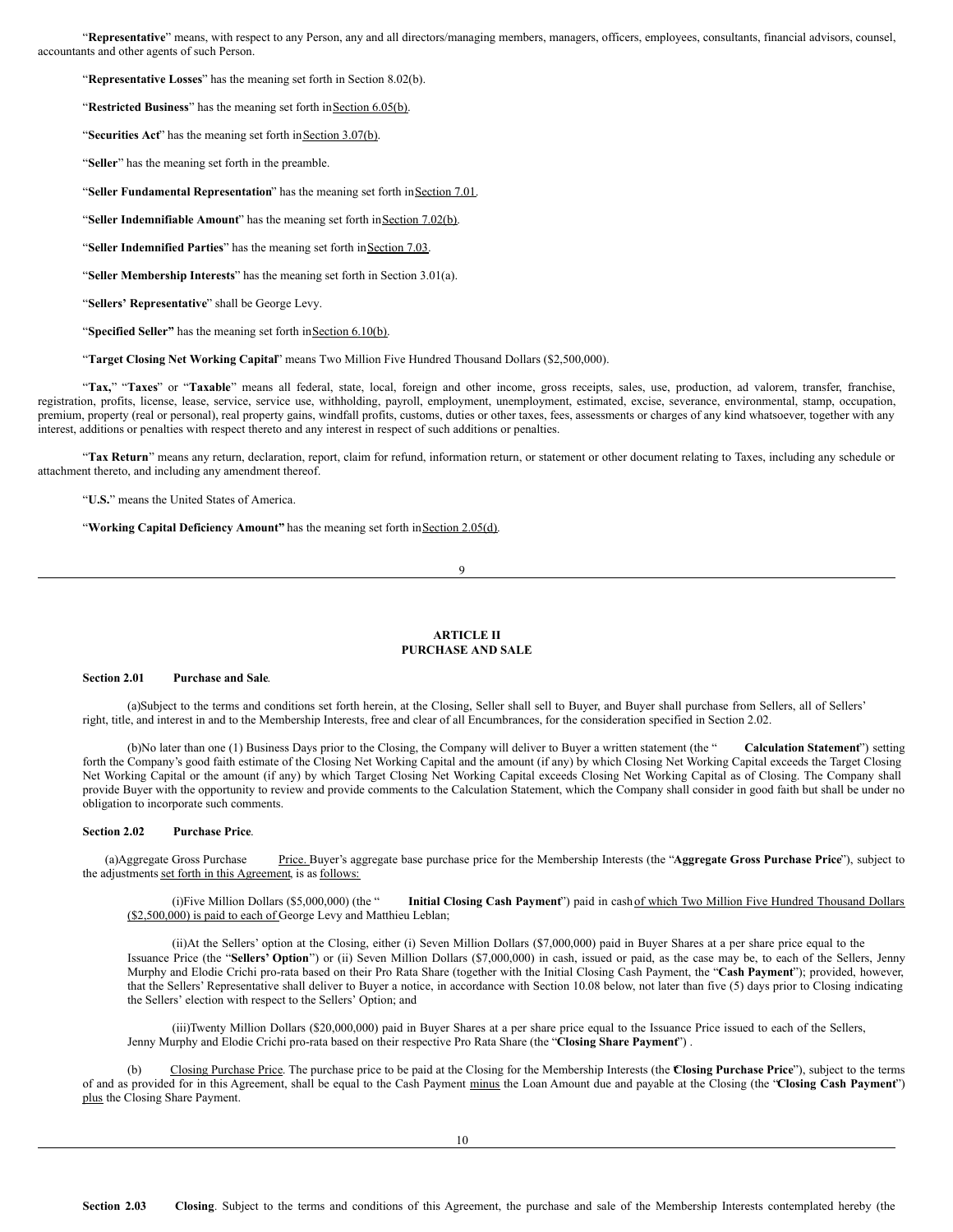"**Representative**" means, with respect to any Person, any and all directors/managing members, managers, officers, employees, consultants, financial advisors, counsel, accountants and other agents of such Person.

"**Representative Losses**" has the meaning set forth in Section 8.02(b).

"**Restricted Business**" has the meaning set forth in Section 6.05(b).

"**Securities Act**" has the meaning set forth in Section 3.07(b).

"**Seller**" has the meaning set forth in the preamble.

"**Seller Fundamental Representation**" has the meaning set forth in Section 7.01.

"**Seller Indemnifiable Amount**" has the meaning set forth in Section 7.02(b).

"**Seller Indemnified Parties**" has the meaning set forth in Section 7.03.

"**Seller Membership Interests**" has the meaning set forth in Section 3.01(a).

"**Sellers' Representative**" shall be George Levy.

"**Specified Seller**" has the meaning set forth in Section 6.10(b).

"**Target Closing Net Working Capital**" means Two Million Five Hundred Thousand Dollars ($2,500,000).

"**Tax,**" "**Taxes**" or "**Taxable**" means all federal, state, local, foreign and other income, gross receipts, sales, use, production, ad valorem, transfer, franchise, registration, profits, license, lease, service, service use, withholding, payroll, employment, unemployment, estimated, excise, severance, environmental, stamp, occupation, premium, property (real or personal), real property gains, windfall profits, customs, duties or other taxes, fees, assessments or charges of any kind whatsoever, together with any interest, additions or penalties with respect thereto and any interest in respect of such additions or penalties.

"**Tax Return**" means any return, declaration, report, claim for refund, information return, or statement or other document relating to Taxes, including any schedule or attachment thereto, and including any amendment thereof.

"**U.S.**" means the United States of America.

"**Working Capital Deficiency Amount**" has the meaning set forth in Section 2.05(d).

## ARTICLE II
## PURCHASE AND SALE

**Section 2.01 Purchase and Sale**.

(a) Subject to the terms and conditions set forth herein, at the Closing, Seller shall sell to Buyer, and Buyer shall purchase from Sellers, all of Sellers' right, title, and interest in and to the Membership Interests, free and clear of all Encumbrances, for the consideration specified in Section 2.02.

(b) No later than one (1) Business Days prior to the Closing, the Company will deliver to Buyer a written statement (the "**Calculation Statement**") setting forth the Company's good faith estimate of the Closing Net Working Capital and the amount (if any) by which Closing Net Working Capital exceeds the Target Closing Net Working Capital or the amount (if any) by which Target Closing Net Working Capital exceeds Closing Net Working Capital as of Closing. The Company shall provide Buyer with the opportunity to review and provide comments to the Calculation Statement, which the Company shall consider in good faith but shall be under no obligation to incorporate such comments.

**Section 2.02 Purchase Price**.

(a) Aggregate Gross Purchase Price. Buyer's aggregate base purchase price for the Membership Interests (the "**Aggregate Gross Purchase Price**"), subject to the adjustments set forth in this Agreement, is as follows:

(i) Five Million Dollars ($5,000,000) (the "**Initial Closing Cash Payment**") paid in cash of which Two Million Five Hundred Thousand Dollars ($2,500,000) is paid to each of George Levy and Matthieu Leblan;

(ii) At the Sellers' option at the Closing, either (i) Seven Million Dollars ($7,000,000) paid in Buyer Shares at a per share price equal to the Issuance Price (the "**Sellers' Option**") or (ii) Seven Million Dollars ($7,000,000) in cash, issued or paid, as the case may be, to each of the Sellers, Jenny Murphy and Elodie Crichi pro-rata based on their Pro Rata Share (together with the Initial Closing Cash Payment, the "**Cash Payment**"); provided, however, that the Sellers' Representative shall deliver to Buyer a notice, in accordance with Section 10.08 below, not later than five (5) days prior to Closing indicating the Sellers' election with respect to the Sellers' Option; and

(iii) Twenty Million Dollars ($20,000,000) paid in Buyer Shares at a per share price equal to the Issuance Price issued to each of the Sellers, Jenny Murphy and Elodie Crichi pro-rata based on their respective Pro Rata Share (the "**Closing Share Payment**") .

(b) Closing Purchase Price. The purchase price to be paid at the Closing for the Membership Interests (the "**Closing Purchase Price**"), subject to the terms of and as provided for in this Agreement, shall be equal to the Cash Payment minus the Loan Amount due and payable at the Closing (the "**Closing Cash Payment**") plus the Closing Share Payment.

**Section 2.03 Closing**. Subject to the terms and conditions of this Agreement, the purchase and sale of the Membership Interests contemplated hereby (the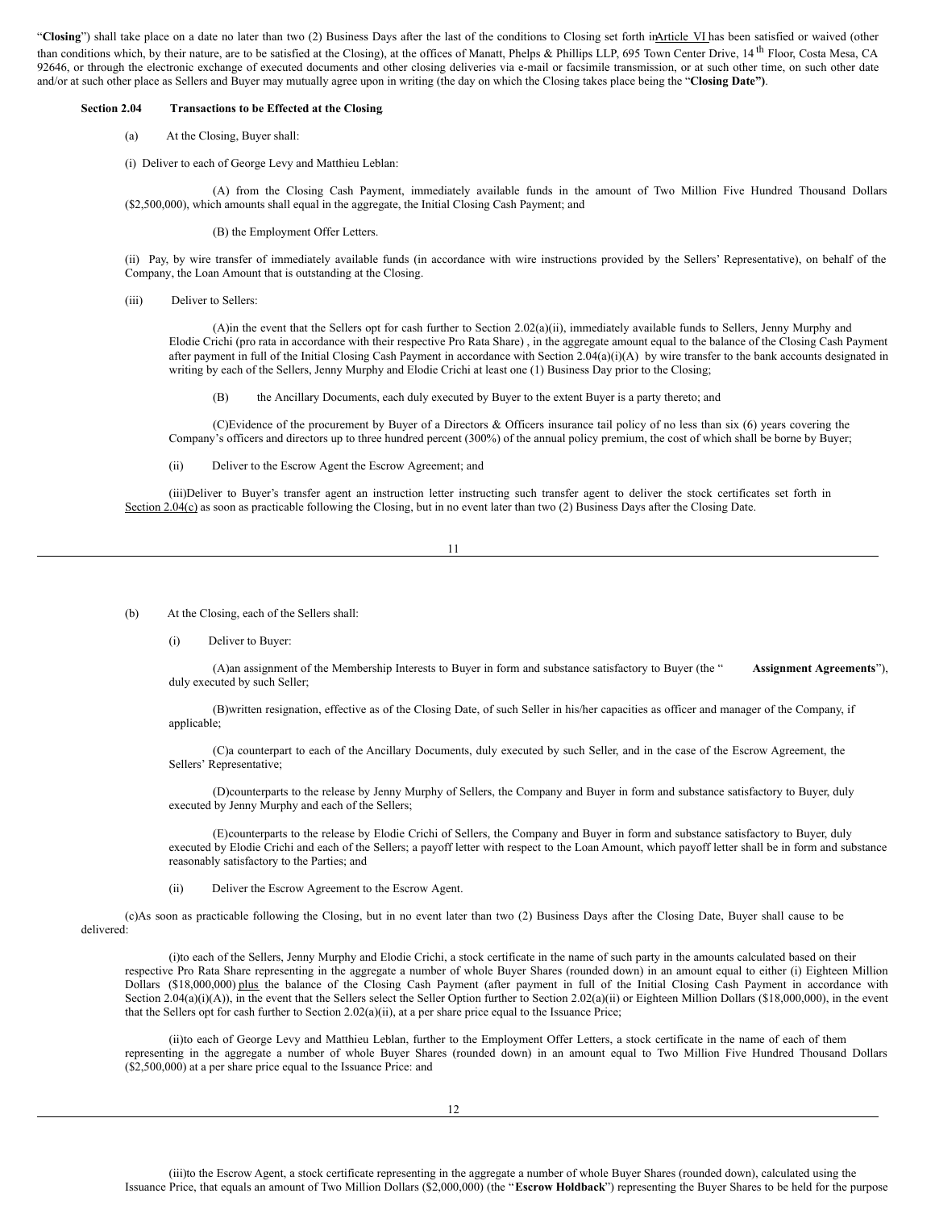"**Closing**") shall take place on a date no later than two (2) Business Days after the last of the conditions to Closing set forth in Article VI has been satisfied or waived (other than conditions which, by their nature, are to be satisfied at the Closing), at the offices of Manatt, Phelps & Phillips LLP, 695 Town Center Drive, 14th Floor, Costa Mesa, CA 92646, or through the electronic exchange of executed documents and other closing deliveries via e-mail or facsimile transmission, or at such other time, on such other date and/or at such other place as Sellers and Buyer may mutually agree upon in writing (the day on which the Closing takes place being the "**Closing Date**").

**Section 2.04 Transactions to be Effected at the Closing**

(a) At the Closing, Buyer shall:

(i) Deliver to each of George Levy and Matthieu Leblan:

(A) from the Closing Cash Payment, immediately available funds in the amount of Two Million Five Hundred Thousand Dollars ($2,500,000), which amounts shall equal in the aggregate, the Initial Closing Cash Payment; and

(B) the Employment Offer Letters.

(ii) Pay, by wire transfer of immediately available funds (in accordance with wire instructions provided by the Sellers' Representative), on behalf of the Company, the Loan Amount that is outstanding at the Closing.

(iii) Deliver to Sellers:

(A) in the event that the Sellers opt for cash further to Section 2.02(a)(ii), immediately available funds to Sellers, Jenny Murphy and Elodie Crichi (pro rata in accordance with their respective Pro Rata Share) , in the aggregate amount equal to the balance of the Closing Cash Payment after payment in full of the Initial Closing Cash Payment in accordance with Section 2.04(a)(i)(A) by wire transfer to the bank accounts designated in writing by each of the Sellers, Jenny Murphy and Elodie Crichi at least one (1) Business Day prior to the Closing;

(B) the Ancillary Documents, each duly executed by Buyer to the extent Buyer is a party thereto; and

(C) Evidence of the procurement by Buyer of a Directors & Officers insurance tail policy of no less than six (6) years covering the Company's officers and directors up to three hundred percent (300%) of the annual policy premium, the cost of which shall be borne by Buyer;

(ii) Deliver to the Escrow Agent the Escrow Agreement; and

(iii) Deliver to Buyer's transfer agent an instruction letter instructing such transfer agent to deliver the stock certificates set forth in Section 2.04(c) as soon as practicable following the Closing, but in no event later than two (2) Business Days after the Closing Date.

(b) At the Closing, each of the Sellers shall:

(i) Deliver to Buyer:

(A) an assignment of the Membership Interests to Buyer in form and substance satisfactory to Buyer (the "**Assignment Agreements**"), duly executed by such Seller;

(B) written resignation, effective as of the Closing Date, of such Seller in his/her capacities as officer and manager of the Company, if applicable;

(C) a counterpart to each of the Ancillary Documents, duly executed by such Seller, and in the case of the Escrow Agreement, the Sellers' Representative;

(D) counterparts to the release by Jenny Murphy of Sellers, the Company and Buyer in form and substance satisfactory to Buyer, duly executed by Jenny Murphy and each of the Sellers;

(E) counterparts to the release by Elodie Crichi of Sellers, the Company and Buyer in form and substance satisfactory to Buyer, duly executed by Elodie Crichi and each of the Sellers; a payoff letter with respect to the Loan Amount, which payoff letter shall be in form and substance reasonably satisfactory to the Parties; and

(ii) Deliver the Escrow Agreement to the Escrow Agent.

(c) As soon as practicable following the Closing, but in no event later than two (2) Business Days after the Closing Date, Buyer shall cause to be delivered:

(i) to each of the Sellers, Jenny Murphy and Elodie Crichi, a stock certificate in the name of such party in the amounts calculated based on their respective Pro Rata Share representing in the aggregate a number of whole Buyer Shares (rounded down) in an amount equal to either (i) Eighteen Million Dollars ($18,000,000) plus the balance of the Closing Cash Payment (after payment in full of the Initial Closing Cash Payment in accordance with Section 2.04(a)(i)(A)), in the event that the Sellers select the Seller Option further to Section 2.02(a)(ii) or Eighteen Million Dollars ($18,000,000), in the event that the Sellers opt for cash further to Section 2.02(a)(ii), at a per share price equal to the Issuance Price;

(ii) to each of George Levy and Matthieu Leblan, further to the Employment Offer Letters, a stock certificate in the name of each of them representing in the aggregate a number of whole Buyer Shares (rounded down) in an amount equal to Two Million Five Hundred Thousand Dollars ($2,500,000) at a per share price equal to the Issuance Price: and

(iii) to the Escrow Agent, a stock certificate representing in the aggregate a number of whole Buyer Shares (rounded down), calculated using the Issuance Price, that equals an amount of Two Million Dollars ($2,000,000) (the "**Escrow Holdback**") representing the Buyer Shares to be held for the purpose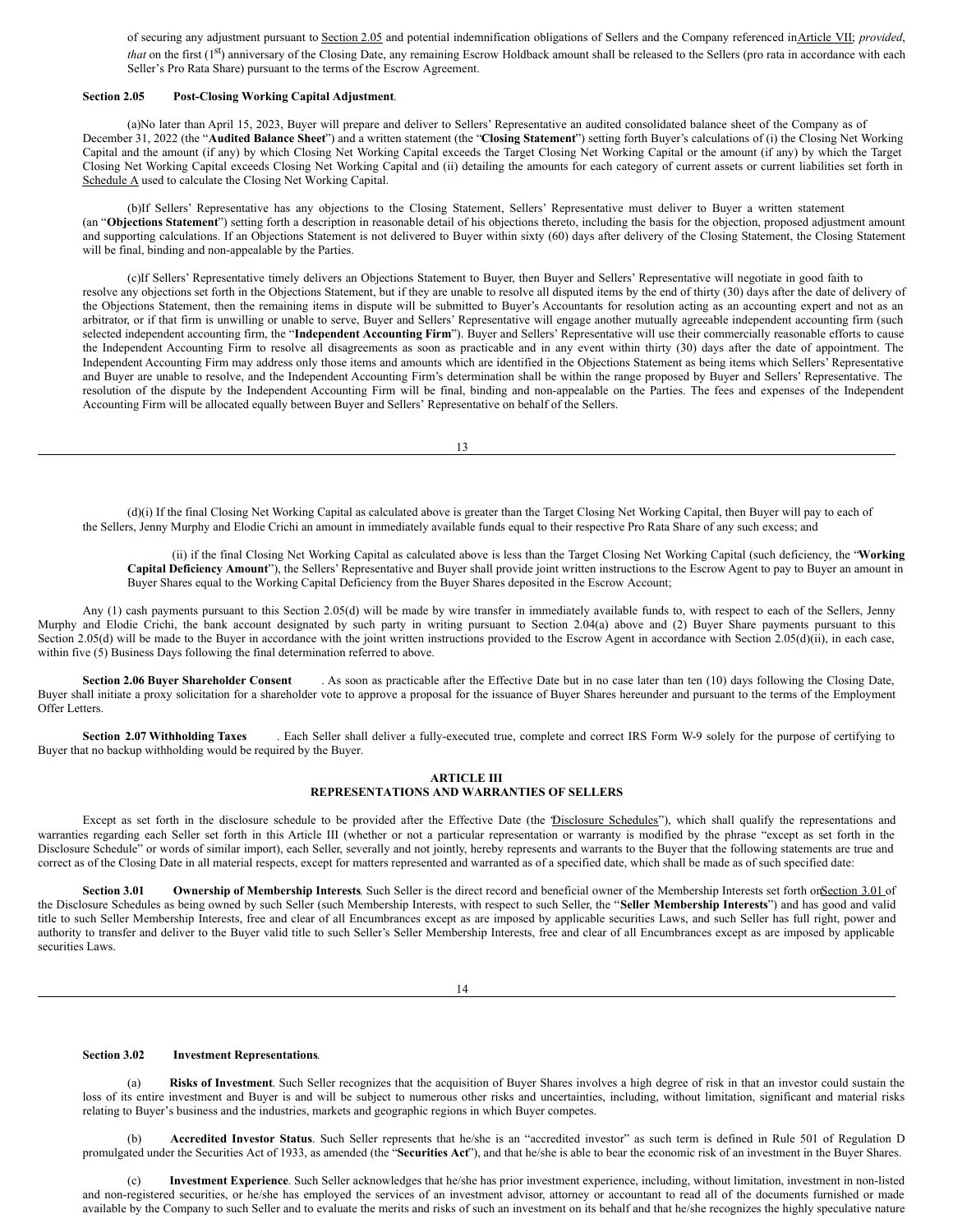of securing any adjustment pursuant to Section 2.05 and potential indemnification obligations of Sellers and the Company referenced in Article VII; *provided*, *that* on the first (1st) anniversary of the Closing Date, any remaining Escrow Holdback amount shall be released to the Sellers (pro rata in accordance with each Seller's Pro Rata Share) pursuant to the terms of the Escrow Agreement.

**Section 2.05 Post-Closing Working Capital Adjustment**.

(a)No later than April 15, 2023, Buyer will prepare and deliver to Sellers' Representative an audited consolidated balance sheet of the Company as of December 31, 2022 (the "**Audited Balance Sheet**") and a written statement (the "**Closing Statement**") setting forth Buyer's calculations of (i) the Closing Net Working Capital and the amount (if any) by which Closing Net Working Capital exceeds the Target Closing Net Working Capital or the amount (if any) by which the Target Closing Net Working Capital exceeds Closing Net Working Capital and (ii) detailing the amounts for each category of current assets or current liabilities set forth in Schedule A used to calculate the Closing Net Working Capital.

(b)If Sellers' Representative has any objections to the Closing Statement, Sellers' Representative must deliver to Buyer a written statement (an "**Objections Statement**") setting forth a description in reasonable detail of his objections thereto, including the basis for the objection, proposed adjustment amount and supporting calculations. If an Objections Statement is not delivered to Buyer within sixty (60) days after delivery of the Closing Statement, the Closing Statement will be final, binding and non-appealable by the Parties.

(c)If Sellers' Representative timely delivers an Objections Statement to Buyer, then Buyer and Sellers' Representative will negotiate in good faith to resolve any objections set forth in the Objections Statement, but if they are unable to resolve all disputed items by the end of thirty (30) days after the date of delivery of the Objections Statement, then the remaining items in dispute will be submitted to Buyer's Accountants for resolution acting as an accounting expert and not as an arbitrator, or if that firm is unwilling or unable to serve, Buyer and Sellers' Representative will engage another mutually agreeable independent accounting firm (such selected independent accounting firm, the "**Independent Accounting Firm**"). Buyer and Sellers' Representative will use their commercially reasonable efforts to cause the Independent Accounting Firm to resolve all disagreements as soon as practicable and in any event within thirty (30) days after the date of appointment. The Independent Accounting Firm may address only those items and amounts which are identified in the Objections Statement as being items which Sellers' Representative and Buyer are unable to resolve, and the Independent Accounting Firm's determination shall be within the range proposed by Buyer and Sellers' Representative. The resolution of the dispute by the Independent Accounting Firm will be final, binding and non-appealable on the Parties. The fees and expenses of the Independent Accounting Firm will be allocated equally between Buyer and Sellers' Representative on behalf of the Sellers.

(d)(i) If the final Closing Net Working Capital as calculated above is greater than the Target Closing Net Working Capital, then Buyer will pay to each of the Sellers, Jenny Murphy and Elodie Crichi an amount in immediately available funds equal to their respective Pro Rata Share of any such excess; and

(ii) if the final Closing Net Working Capital as calculated above is less than the Target Closing Net Working Capital (such deficiency, the "**Working Capital Deficiency Amount**"), the Sellers' Representative and Buyer shall provide joint written instructions to the Escrow Agent to pay to Buyer an amount in Buyer Shares equal to the Working Capital Deficiency from the Buyer Shares deposited in the Escrow Account;

Any (1) cash payments pursuant to this Section 2.05(d) will be made by wire transfer in immediately available funds to, with respect to each of the Sellers, Jenny Murphy and Elodie Crichi, the bank account designated by such party in writing pursuant to Section 2.04(a) above and (2) Buyer Share payments pursuant to this Section 2.05(d) will be made to the Buyer in accordance with the joint written instructions provided to the Escrow Agent in accordance with Section 2.05(d)(ii), in each case, within five (5) Business Days following the final determination referred to above.

**Section 2.06 Buyer Shareholder Consent**. As soon as practicable after the Effective Date but in no case later than ten (10) days following the Closing Date, Buyer shall initiate a proxy solicitation for a shareholder vote to approve a proposal for the issuance of Buyer Shares hereunder and pursuant to the terms of the Employment Offer Letters.

**Section 2.07 Withholding Taxes**. Each Seller shall deliver a fully-executed true, complete and correct IRS Form W-9 solely for the purpose of certifying to Buyer that no backup withholding would be required by the Buyer.

## ARTICLE III
## REPRESENTATIONS AND WARRANTIES OF SELLERS

Except as set forth in the disclosure schedule to be provided after the Effective Date (the "Disclosure Schedules"), which shall qualify the representations and warranties regarding each Seller set forth in this Article III (whether or not a particular representation or warranty is modified by the phrase "except as set forth in the Disclosure Schedule" or words of similar import), each Seller, severally and not jointly, hereby represents and warrants to the Buyer that the following statements are true and correct as of the Closing Date in all material respects, except for matters represented and warranted as of a specified date, which shall be made as of such specified date:

**Section 3.01 Ownership of Membership Interests**. Such Seller is the direct record and beneficial owner of the Membership Interests set forth on Section 3.01 of the Disclosure Schedules as being owned by such Seller (such Membership Interests, with respect to such Seller, the "**Seller Membership Interests**") and has good and valid title to such Seller Membership Interests, free and clear of all Encumbrances except as are imposed by applicable securities Laws, and such Seller has full right, power and authority to transfer and deliver to the Buyer valid title to such Seller's Seller Membership Interests, free and clear of all Encumbrances except as are imposed by applicable securities Laws.

**Section 3.02 Investment Representations**.

(a) **Risks of Investment**. Such Seller recognizes that the acquisition of Buyer Shares involves a high degree of risk in that an investor could sustain the loss of its entire investment and Buyer is and will be subject to numerous other risks and uncertainties, including, without limitation, significant and material risks relating to Buyer's business and the industries, markets and geographic regions in which Buyer competes.

(b) **Accredited Investor Status**. Such Seller represents that he/she is an "accredited investor" as such term is defined in Rule 501 of Regulation D promulgated under the Securities Act of 1933, as amended (the "**Securities Act**"), and that he/she is able to bear the economic risk of an investment in the Buyer Shares.

(c) **Investment Experience**. Such Seller acknowledges that he/she has prior investment experience, including, without limitation, investment in non-listed and non-registered securities, or he/she has employed the services of an investment advisor, attorney or accountant to read all of the documents furnished or made available by the Company to such Seller and to evaluate the merits and risks of such an investment on its behalf and that he/she recognizes the highly speculative nature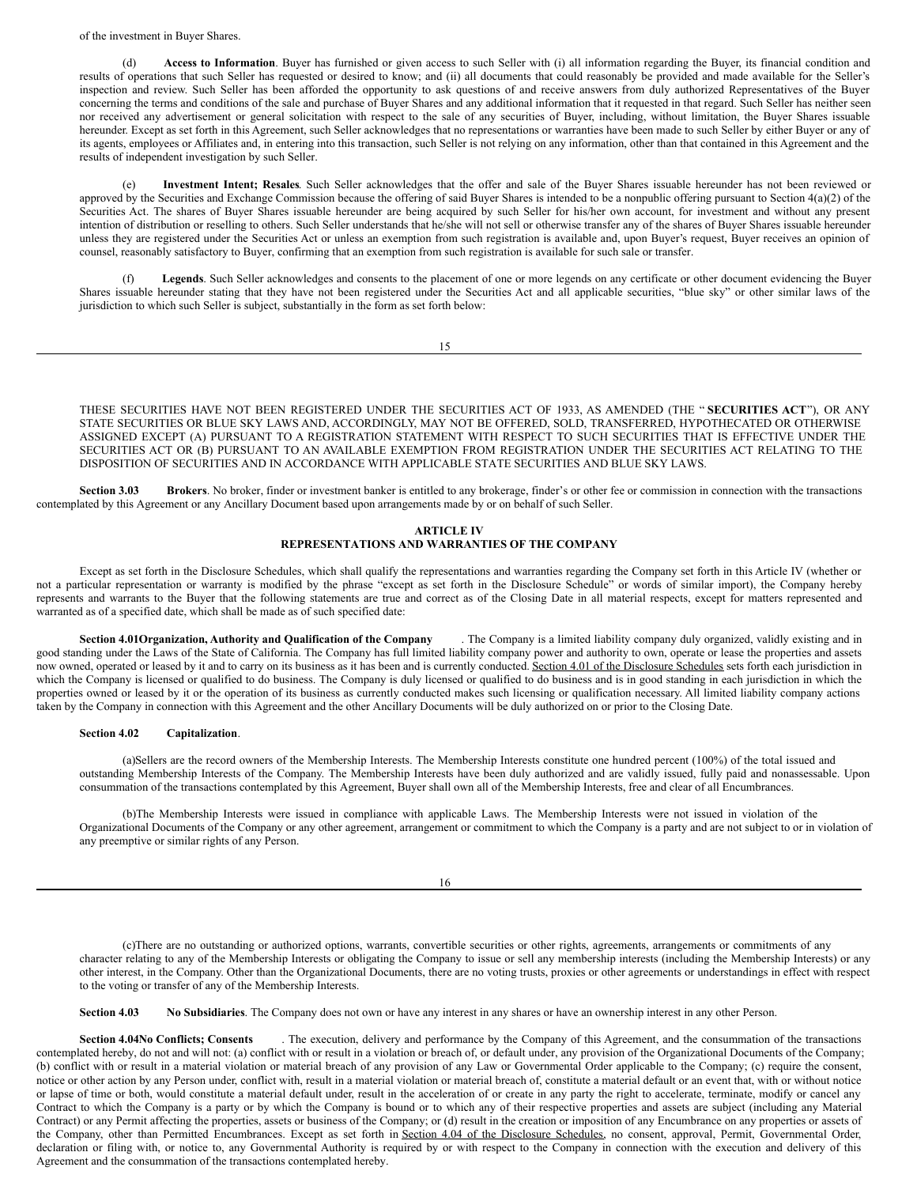of the investment in Buyer Shares.

(d) **Access to Information**. Buyer has furnished or given access to such Seller with (i) all information regarding the Buyer, its financial condition and results of operations that such Seller has requested or desired to know; and (ii) all documents that could reasonably be provided and made available for the Seller's inspection and review. Such Seller has been afforded the opportunity to ask questions of and receive answers from duly authorized Representatives of the Buyer concerning the terms and conditions of the sale and purchase of Buyer Shares and any additional information that it requested in that regard. Such Seller has neither seen nor received any advertisement or general solicitation with respect to the sale of any securities of Buyer, including, without limitation, the Buyer Shares issuable hereunder. Except as set forth in this Agreement, such Seller acknowledges that no representations or warranties have been made to such Seller by either Buyer or any of its agents, employees or Affiliates and, in entering into this transaction, such Seller is not relying on any information, other than that contained in this Agreement and the results of independent investigation by such Seller.

(e) **Investment Intent; Resales**. Such Seller acknowledges that the offer and sale of the Buyer Shares issuable hereunder has not been reviewed or approved by the Securities and Exchange Commission because the offering of said Buyer Shares is intended to be a nonpublic offering pursuant to Section 4(a)(2) of the Securities Act. The shares of Buyer Shares issuable hereunder are being acquired by such Seller for his/her own account, for investment and without any present intention of distribution or reselling to others. Such Seller understands that he/she will not sell or otherwise transfer any of the shares of Buyer Shares issuable hereunder unless they are registered under the Securities Act or unless an exemption from such registration is available and, upon Buyer's request, Buyer receives an opinion of counsel, reasonably satisfactory to Buyer, confirming that an exemption from such registration is available for such sale or transfer.

(f) **Legends**. Such Seller acknowledges and consents to the placement of one or more legends on any certificate or other document evidencing the Buyer Shares issuable hereunder stating that they have not been registered under the Securities Act and all applicable securities, "blue sky" or other similar laws of the jurisdiction to which such Seller is subject, substantially in the form as set forth below:

THESE SECURITIES HAVE NOT BEEN REGISTERED UNDER THE SECURITIES ACT OF 1933, AS AMENDED (THE " **SECURITIES ACT**"), OR ANY STATE SECURITIES OR BLUE SKY LAWS AND, ACCORDINGLY, MAY NOT BE OFFERED, SOLD, TRANSFERRED, HYPOTHECATED OR OTHERWISE ASSIGNED EXCEPT (A) PURSUANT TO A REGISTRATION STATEMENT WITH RESPECT TO SUCH SECURITIES THAT IS EFFECTIVE UNDER THE SECURITIES ACT OR (B) PURSUANT TO AN AVAILABLE EXEMPTION FROM REGISTRATION UNDER THE SECURITIES ACT RELATING TO THE DISPOSITION OF SECURITIES AND IN ACCORDANCE WITH APPLICABLE STATE SECURITIES AND BLUE SKY LAWS.

**Section 3.03 Brokers**. No broker, finder or investment banker is entitled to any brokerage, finder's or other fee or commission in connection with the transactions contemplated by this Agreement or any Ancillary Document based upon arrangements made by or on behalf of such Seller.

## ARTICLE IV
## REPRESENTATIONS AND WARRANTIES OF THE COMPANY

Except as set forth in the Disclosure Schedules, which shall qualify the representations and warranties regarding the Company set forth in this Article IV (whether or not a particular representation or warranty is modified by the phrase "except as set forth in the Disclosure Schedule" or words of similar import), the Company hereby represents and warrants to the Buyer that the following statements are true and correct as of the Closing Date in all material respects, except for matters represented and warranted as of a specified date, which shall be made as of such specified date:

**Section 4.01 Organization, Authority and Qualification of the Company**. The Company is a limited liability company duly organized, validly existing and in good standing under the Laws of the State of California. The Company has full limited liability company power and authority to own, operate or lease the properties and assets now owned, operated or leased by it and to carry on its business as it has been and is currently conducted. Section 4.01 of the Disclosure Schedules sets forth each jurisdiction in which the Company is licensed or qualified to do business. The Company is duly licensed or qualified to do business and is in good standing in each jurisdiction in which the properties owned or leased by it or the operation of its business as currently conducted makes such licensing or qualification necessary. All limited liability company actions taken by the Company in connection with this Agreement and the other Ancillary Documents will be duly authorized on or prior to the Closing Date.

**Section 4.02 Capitalization**.

(a) Sellers are the record owners of the Membership Interests. The Membership Interests constitute one hundred percent (100%) of the total issued and outstanding Membership Interests of the Company. The Membership Interests have been duly authorized and are validly issued, fully paid and nonassessable. Upon consummation of the transactions contemplated by this Agreement, Buyer shall own all of the Membership Interests, free and clear of all Encumbrances.

(b) The Membership Interests were issued in compliance with applicable Laws. The Membership Interests were not issued in violation of the Organizational Documents of the Company or any other agreement, arrangement or commitment to which the Company is a party and are not subject to or in violation of any preemptive or similar rights of any Person.

(c) There are no outstanding or authorized options, warrants, convertible securities or other rights, agreements, arrangements or commitments of any character relating to any of the Membership Interests or obligating the Company to issue or sell any membership interests (including the Membership Interests) or any other interest, in the Company. Other than the Organizational Documents, there are no voting trusts, proxies or other agreements or understandings in effect with respect to the voting or transfer of any of the Membership Interests.

**Section 4.03 No Subsidiaries**. The Company does not own or have any interest in any shares or have an ownership interest in any other Person.

**Section 4.04 No Conflicts; Consents**. The execution, delivery and performance by the Company of this Agreement, and the consummation of the transactions contemplated hereby, do not and will not: (a) conflict with or result in a violation or breach of, or default under, any provision of the Organizational Documents of the Company; (b) conflict with or result in a material violation or material breach of any provision of any Law or Governmental Order applicable to the Company; (c) require the consent, notice or other action by any Person under, conflict with, result in a material violation or material breach of, constitute a material default or an event that, with or without notice or lapse of time or both, would constitute a material default under, result in the acceleration of or create in any party the right to accelerate, terminate, modify or cancel any Contract to which the Company is a party or by which the Company is bound or to which any of their respective properties and assets are subject (including any Material Contract) or any Permit affecting the properties, assets or business of the Company; or (d) result in the creation or imposition of any Encumbrance on any properties or assets of the Company, other than Permitted Encumbrances. Except as set forth in Section 4.04 of the Disclosure Schedules, no consent, approval, Permit, Governmental Order, declaration or filing with, or notice to, any Governmental Authority is required by or with respect to the Company in connection with the execution and delivery of this Agreement and the consummation of the transactions contemplated hereby.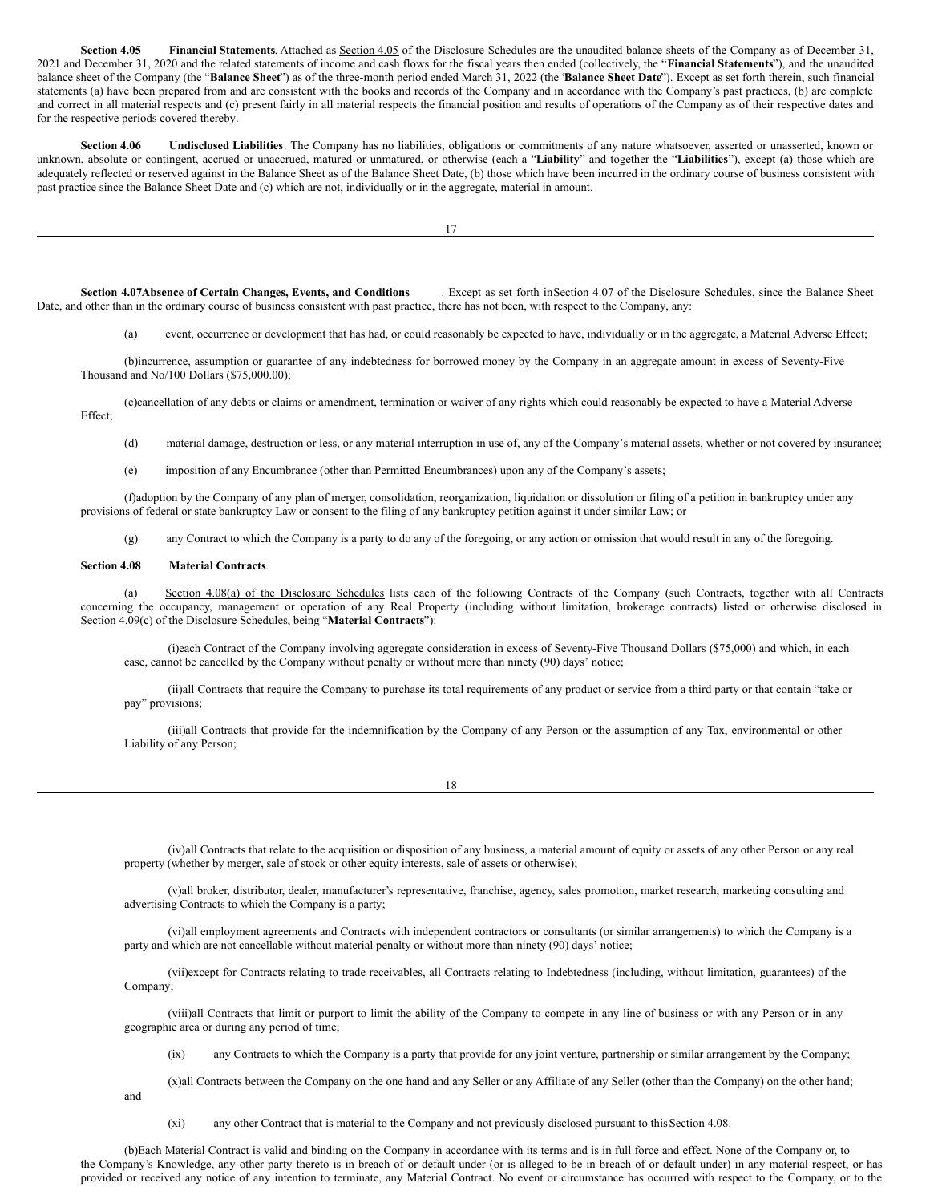**Section 4.05 Financial Statements**. Attached as Section 4.05 of the Disclosure Schedules are the unaudited balance sheets of the Company as of December 31, 2021 and December 31, 2020 and the related statements of income and cash flows for the fiscal years then ended (collectively, the "**Financial Statements**"), and the unaudited balance sheet of the Company (the "**Balance Sheet**") as of the three-month period ended March 31, 2022 (the "**Balance Sheet Date**"). Except as set forth therein, such financial statements (a) have been prepared from and are consistent with the books and records of the Company and in accordance with the Company's past practices, (b) are complete and correct in all material respects and (c) present fairly in all material respects the financial position and results of operations of the Company as of their respective dates and for the respective periods covered thereby.

**Section 4.06 Undisclosed Liabilities**. The Company has no liabilities, obligations or commitments of any nature whatsoever, asserted or unasserted, known or unknown, absolute or contingent, accrued or unaccrued, matured or unmatured, or otherwise (each a "**Liability**" and together the "**Liabilities**"), except (a) those which are adequately reflected or reserved against in the Balance Sheet as of the Balance Sheet Date, (b) those which have been incurred in the ordinary course of business consistent with past practice since the Balance Sheet Date and (c) which are not, individually or in the aggregate, material in amount.

**Section 4.07 Absence of Certain Changes, Events, and Conditions**. Except as set forth in Section 4.07 of the Disclosure Schedules, since the Balance Sheet Date, and other than in the ordinary course of business consistent with past practice, there has not been, with respect to the Company, any:

(a) event, occurrence or development that has had, or could reasonably be expected to have, individually or in the aggregate, a Material Adverse Effect;

(b) incurrence, assumption or guarantee of any indebtedness for borrowed money by the Company in an aggregate amount in excess of Seventy-Five Thousand and No/100 Dollars ($75,000.00);

(c) cancellation of any debts or claims or amendment, termination or waiver of any rights which could reasonably be expected to have a Material Adverse Effect;

(d) material damage, destruction or less, or any material interruption in use of, any of the Company's material assets, whether or not covered by insurance;

(e) imposition of any Encumbrance (other than Permitted Encumbrances) upon any of the Company's assets;

(f) adoption by the Company of any plan of merger, consolidation, reorganization, liquidation or dissolution or filing of a petition in bankruptcy under any provisions of federal or state bankruptcy Law or consent to the filing of any bankruptcy petition against it under similar Law; or

(g) any Contract to which the Company is a party to do any of the foregoing, or any action or omission that would result in any of the foregoing.

**Section 4.08 Material Contracts**.

(a) Section 4.08(a) of the Disclosure Schedules lists each of the following Contracts of the Company (such Contracts, together with all Contracts concerning the occupancy, management or operation of any Real Property (including without limitation, brokerage contracts) listed or otherwise disclosed in Section 4.09(c) of the Disclosure Schedules, being "**Material Contracts**"):

(i) each Contract of the Company involving aggregate consideration in excess of Seventy-Five Thousand Dollars ($75,000) and which, in each case, cannot be cancelled by the Company without penalty or without more than ninety (90) days' notice;

(ii) all Contracts that require the Company to purchase its total requirements of any product or service from a third party or that contain "take or pay" provisions;

(iii) all Contracts that provide for the indemnification by the Company of any Person or the assumption of any Tax, environmental or other Liability of any Person;

(iv) all Contracts that relate to the acquisition or disposition of any business, a material amount of equity or assets of any other Person or any real property (whether by merger, sale of stock or other equity interests, sale of assets or otherwise);

(v) all broker, distributor, dealer, manufacturer's representative, franchise, agency, sales promotion, market research, marketing consulting and advertising Contracts to which the Company is a party;

(vi) all employment agreements and Contracts with independent contractors or consultants (or similar arrangements) to which the Company is a party and which are not cancellable without material penalty or without more than ninety (90) days' notice;

(vii) except for Contracts relating to trade receivables, all Contracts relating to Indebtedness (including, without limitation, guarantees) of the Company;

(viii) all Contracts that limit or purport to limit the ability of the Company to compete in any line of business or with any Person or in any geographic area or during any period of time;

(ix) any Contracts to which the Company is a party that provide for any joint venture, partnership or similar arrangement by the Company;

(x) all Contracts between the Company on the one hand and any Seller or any Affiliate of any Seller (other than the Company) on the other hand; and

(xi) any other Contract that is material to the Company and not previously disclosed pursuant to this Section 4.08.

(b) Each Material Contract is valid and binding on the Company in accordance with its terms and is in full force and effect. None of the Company or, to the Company's Knowledge, any other party thereto is in breach of or default under (or is alleged to be in breach of or default under) in any material respect, or has provided or received any notice of any intention to terminate, any Material Contract. No event or circumstance has occurred with respect to the Company, or to the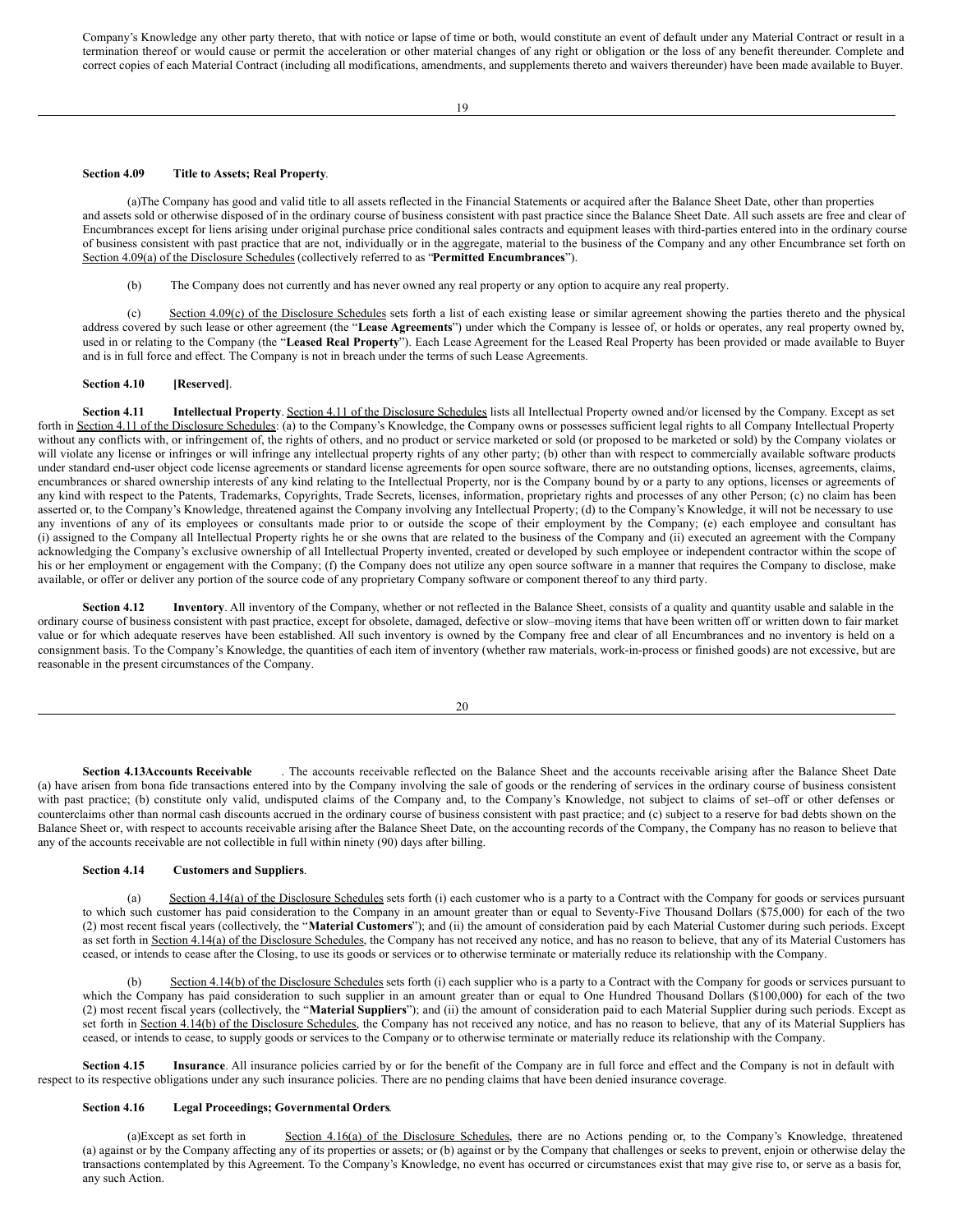Company's Knowledge any other party thereto, that with notice or lapse of time or both, would constitute an event of default under any Material Contract or result in a termination thereof or would cause or permit the acceleration or other material changes of any right or obligation or the loss of any benefit thereunder. Complete and correct copies of each Material Contract (including all modifications, amendments, and supplements thereto and waivers thereunder) have been made available to Buyer.

**Section 4.09 Title to Assets; Real Property**.

(a)The Company has good and valid title to all assets reflected in the Financial Statements or acquired after the Balance Sheet Date, other than properties and assets sold or otherwise disposed of in the ordinary course of business consistent with past practice since the Balance Sheet Date. All such assets are free and clear of Encumbrances except for liens arising under original purchase price conditional sales contracts and equipment leases with third-parties entered into in the ordinary course of business consistent with past practice that are not, individually or in the aggregate, material to the business of the Company and any other Encumbrance set forth on Section 4.09(a) of the Disclosure Schedules (collectively referred to as "**Permitted Encumbrances**").

(b) The Company does not currently and has never owned any real property or any option to acquire any real property.

(c) Section 4.09(c) of the Disclosure Schedules sets forth a list of each existing lease or similar agreement showing the parties thereto and the physical address covered by such lease or other agreement (the "**Lease Agreements**") under which the Company is lessee of, or holds or operates, any real property owned by, used in or relating to the Company (the "**Leased Real Property**"). Each Lease Agreement for the Leased Real Property has been provided or made available to Buyer and is in full force and effect. The Company is not in breach under the terms of such Lease Agreements.

**Section 4.10 [Reserved]**.

**Section 4.11 Intellectual Property**. Section 4.11 of the Disclosure Schedules lists all Intellectual Property owned and/or licensed by the Company. Except as set forth in Section 4.11 of the Disclosure Schedules: (a) to the Company's Knowledge, the Company owns or possesses sufficient legal rights to all Company Intellectual Property without any conflicts with, or infringement of, the rights of others, and no product or service marketed or sold (or proposed to be marketed or sold) by the Company violates or will violate any license or infringes or will infringe any intellectual property rights of any other party; (b) other than with respect to commercially available software products under standard end-user object code license agreements or standard license agreements for open source software, there are no outstanding options, licenses, agreements, claims, encumbrances or shared ownership interests of any kind relating to the Intellectual Property, nor is the Company bound by or a party to any options, licenses or agreements of any kind with respect to the Patents, Trademarks, Copyrights, Trade Secrets, licenses, information, proprietary rights and processes of any other Person; (c) no claim has been asserted or, to the Company's Knowledge, threatened against the Company involving any Intellectual Property; (d) to the Company's Knowledge, it will not be necessary to use any inventions of any of its employees or consultants made prior to or outside the scope of their employment by the Company; (e) each employee and consultant has (i) assigned to the Company all Intellectual Property rights he or she owns that are related to the business of the Company and (ii) executed an agreement with the Company acknowledging the Company's exclusive ownership of all Intellectual Property invented, created or developed by such employee or independent contractor within the scope of his or her employment or engagement with the Company; (f) the Company does not utilize any open source software in a manner that requires the Company to disclose, make available, or offer or deliver any portion of the source code of any proprietary Company software or component thereof to any third party.

**Section 4.12 Inventory**. All inventory of the Company, whether or not reflected in the Balance Sheet, consists of a quality and quantity usable and salable in the ordinary course of business consistent with past practice, except for obsolete, damaged, defective or slow–moving items that have been written off or written down to fair market value or for which adequate reserves have been established. All such inventory is owned by the Company free and clear of all Encumbrances and no inventory is held on a consignment basis. To the Company's Knowledge, the quantities of each item of inventory (whether raw materials, work-in-process or finished goods) are not excessive, but are reasonable in the present circumstances of the Company.

**Section 4.13Accounts Receivable** . The accounts receivable reflected on the Balance Sheet and the accounts receivable arising after the Balance Sheet Date (a) have arisen from bona fide transactions entered into by the Company involving the sale of goods or the rendering of services in the ordinary course of business consistent with past practice; (b) constitute only valid, undisputed claims of the Company and, to the Company's Knowledge, not subject to claims of set–off or other defenses or counterclaims other than normal cash discounts accrued in the ordinary course of business consistent with past practice; and (c) subject to a reserve for bad debts shown on the Balance Sheet or, with respect to accounts receivable arising after the Balance Sheet Date, on the accounting records of the Company, the Company has no reason to believe that any of the accounts receivable are not collectible in full within ninety (90) days after billing.

**Section 4.14 Customers and Suppliers**.

(a) Section 4.14(a) of the Disclosure Schedules sets forth (i) each customer who is a party to a Contract with the Company for goods or services pursuant to which such customer has paid consideration to the Company in an amount greater than or equal to Seventy-Five Thousand Dollars ($75,000) for each of the two (2) most recent fiscal years (collectively, the "**Material Customers**"); and (ii) the amount of consideration paid by each Material Customer during such periods. Except as set forth in Section 4.14(a) of the Disclosure Schedules, the Company has not received any notice, and has no reason to believe, that any of its Material Customers has ceased, or intends to cease after the Closing, to use its goods or services or to otherwise terminate or materially reduce its relationship with the Company.

(b) Section 4.14(b) of the Disclosure Schedules sets forth (i) each supplier who is a party to a Contract with the Company for goods or services pursuant to which the Company has paid consideration to such supplier in an amount greater than or equal to One Hundred Thousand Dollars ($100,000) for each of the two (2) most recent fiscal years (collectively, the "**Material Suppliers**"); and (ii) the amount of consideration paid to each Material Supplier during such periods. Except as set forth in Section 4.14(b) of the Disclosure Schedules, the Company has not received any notice, and has no reason to believe, that any of its Material Suppliers has ceased, or intends to cease, to supply goods or services to the Company or to otherwise terminate or materially reduce its relationship with the Company.

**Section 4.15 Insurance**. All insurance policies carried by or for the benefit of the Company are in full force and effect and the Company is not in default with respect to its respective obligations under any such insurance policies. There are no pending claims that have been denied insurance coverage.

**Section 4.16 Legal Proceedings; Governmental Orders**.

(a)Except as set forth in Section 4.16(a) of the Disclosure Schedules, there are no Actions pending or, to the Company's Knowledge, threatened (a) against or by the Company affecting any of its properties or assets; or (b) against or by the Company that challenges or seeks to prevent, enjoin or otherwise delay the transactions contemplated by this Agreement. To the Company's Knowledge, no event has occurred or circumstances exist that may give rise to, or serve as a basis for, any such Action.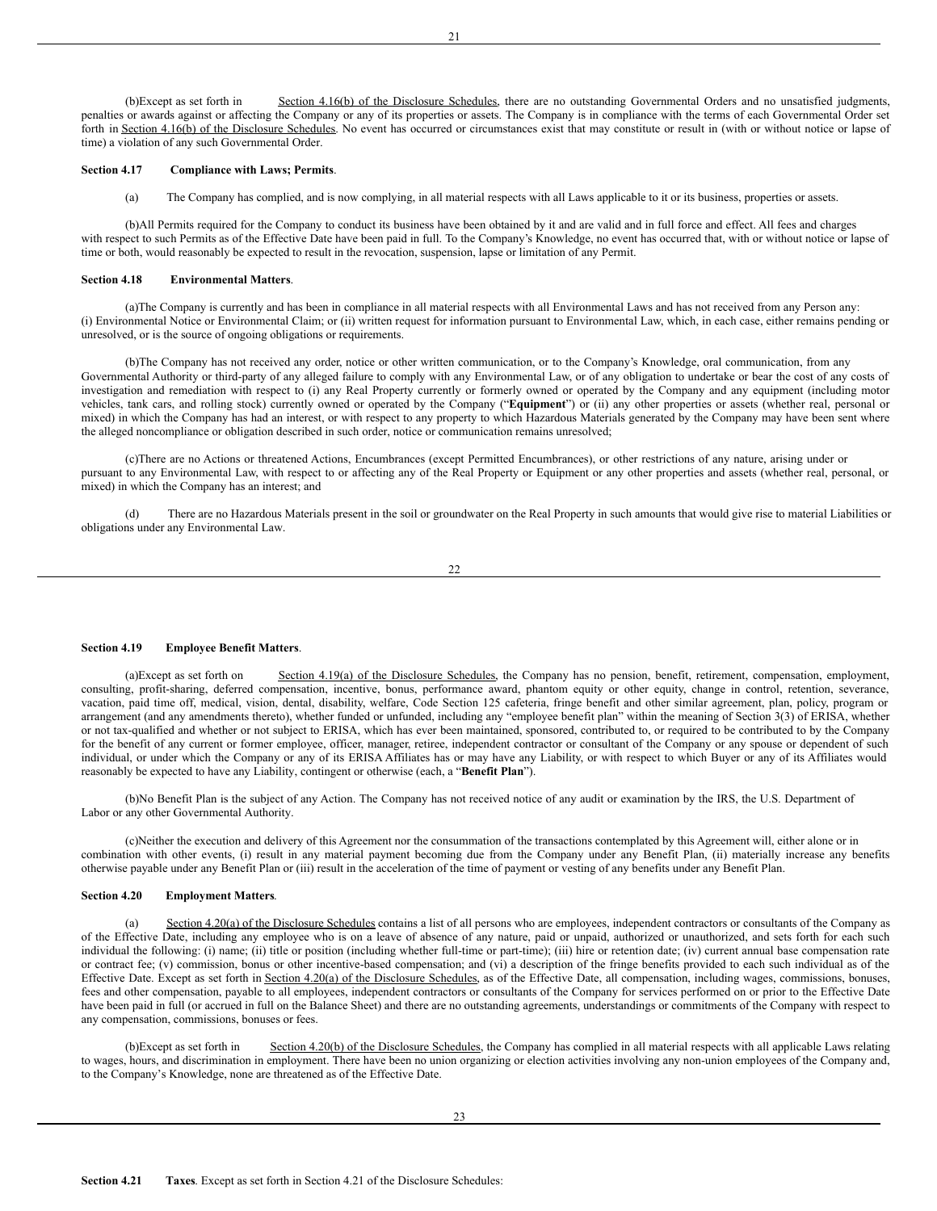(b)Except as set forth in Section 4.16(b) of the Disclosure Schedules, there are no outstanding Governmental Orders and no unsatisfied judgments, penalties or awards against or affecting the Company or any of its properties or assets. The Company is in compliance with the terms of each Governmental Order set forth in Section 4.16(b) of the Disclosure Schedules. No event has occurred or circumstances exist that may constitute or result in (with or without notice or lapse of time) a violation of any such Governmental Order.

**Section 4.17 Compliance with Laws; Permits**.

(a) The Company has complied, and is now complying, in all material respects with all Laws applicable to it or its business, properties or assets.

(b)All Permits required for the Company to conduct its business have been obtained by it and are valid and in full force and effect. All fees and charges with respect to such Permits as of the Effective Date have been paid in full. To the Company's Knowledge, no event has occurred that, with or without notice or lapse of time or both, would reasonably be expected to result in the revocation, suspension, lapse or limitation of any Permit.

**Section 4.18 Environmental Matters**.

(a)The Company is currently and has been in compliance in all material respects with all Environmental Laws and has not received from any Person any: (i) Environmental Notice or Environmental Claim; or (ii) written request for information pursuant to Environmental Law, which, in each case, either remains pending or unresolved, or is the source of ongoing obligations or requirements.

(b)The Company has not received any order, notice or other written communication, or to the Company's Knowledge, oral communication, from any Governmental Authority or third-party of any alleged failure to comply with any Environmental Law, or of any obligation to undertake or bear the cost of any costs of investigation and remediation with respect to (i) any Real Property currently or formerly owned or operated by the Company and any equipment (including motor vehicles, tank cars, and rolling stock) currently owned or operated by the Company ("**Equipment**") or (ii) any other properties or assets (whether real, personal or mixed) in which the Company has had an interest, or with respect to any property to which Hazardous Materials generated by the Company may have been sent where the alleged noncompliance or obligation described in such order, notice or communication remains unresolved;

(c)There are no Actions or threatened Actions, Encumbrances (except Permitted Encumbrances), or other restrictions of any nature, arising under or pursuant to any Environmental Law, with respect to or affecting any of the Real Property or Equipment or any other properties and assets (whether real, personal, or mixed) in which the Company has an interest; and

(d) There are no Hazardous Materials present in the soil or groundwater on the Real Property in such amounts that would give rise to material Liabilities or obligations under any Environmental Law.

**Section 4.19 Employee Benefit Matters**.

(a)Except as set forth on Section 4.19(a) of the Disclosure Schedules, the Company has no pension, benefit, retirement, compensation, employment, consulting, profit-sharing, deferred compensation, incentive, bonus, performance award, phantom equity or other equity, change in control, retention, severance, vacation, paid time off, medical, vision, dental, disability, welfare, Code Section 125 cafeteria, fringe benefit and other similar agreement, plan, policy, program or arrangement (and any amendments thereto), whether funded or unfunded, including any "employee benefit plan" within the meaning of Section 3(3) of ERISA, whether or not tax-qualified and whether or not subject to ERISA, which has ever been maintained, sponsored, contributed to, or required to be contributed to by the Company for the benefit of any current or former employee, officer, manager, retiree, independent contractor or consultant of the Company or any spouse or dependent of such individual, or under which the Company or any of its ERISA Affiliates has or may have any Liability, or with respect to which Buyer or any of its Affiliates would reasonably be expected to have any Liability, contingent or otherwise (each, a "**Benefit Plan**").

(b)No Benefit Plan is the subject of any Action. The Company has not received notice of any audit or examination by the IRS, the U.S. Department of Labor or any other Governmental Authority.

(c)Neither the execution and delivery of this Agreement nor the consummation of the transactions contemplated by this Agreement will, either alone or in combination with other events, (i) result in any material payment becoming due from the Company under any Benefit Plan, (ii) materially increase any benefits otherwise payable under any Benefit Plan or (iii) result in the acceleration of the time of payment or vesting of any benefits under any Benefit Plan.

**Section 4.20 Employment Matters**.

(a) Section 4.20(a) of the Disclosure Schedules contains a list of all persons who are employees, independent contractors or consultants of the Company as of the Effective Date, including any employee who is on a leave of absence of any nature, paid or unpaid, authorized or unauthorized, and sets forth for each such individual the following: (i) name; (ii) title or position (including whether full-time or part-time); (iii) hire or retention date; (iv) current annual base compensation rate or contract fee; (v) commission, bonus or other incentive-based compensation; and (vi) a description of the fringe benefits provided to each such individual as of the Effective Date. Except as set forth in Section 4.20(a) of the Disclosure Schedules, as of the Effective Date, all compensation, including wages, commissions, bonuses, fees and other compensation, payable to all employees, independent contractors or consultants of the Company for services performed on or prior to the Effective Date have been paid in full (or accrued in full on the Balance Sheet) and there are no outstanding agreements, understandings or commitments of the Company with respect to any compensation, commissions, bonuses or fees.

(b)Except as set forth in Section 4.20(b) of the Disclosure Schedules, the Company has complied in all material respects with all applicable Laws relating to wages, hours, and discrimination in employment. There have been no union organizing or election activities involving any non-union employees of the Company and, to the Company's Knowledge, none are threatened as of the Effective Date.

**Section 4.21 Taxes**. Except as set forth in Section 4.21 of the Disclosure Schedules: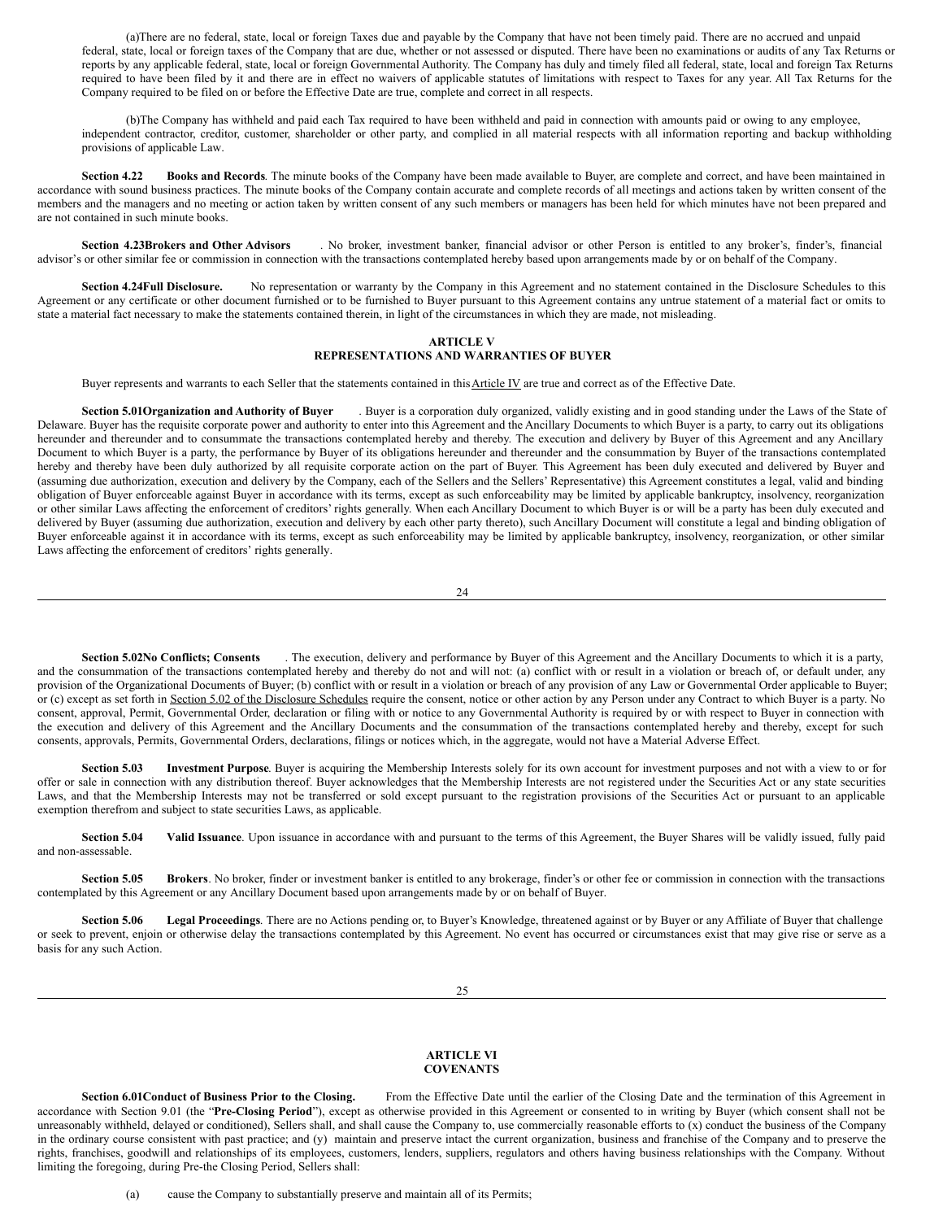(a)There are no federal, state, local or foreign Taxes due and payable by the Company that have not been timely paid. There are no accrued and unpaid federal, state, local or foreign taxes of the Company that are due, whether or not assessed or disputed. There have been no examinations or audits of any Tax Returns or reports by any applicable federal, state, local or foreign Governmental Authority. The Company has duly and timely filed all federal, state, local and foreign Tax Returns required to have been filed by it and there are in effect no waivers of applicable statutes of limitations with respect to Taxes for any year. All Tax Returns for the Company required to be filed on or before the Effective Date are true, complete and correct in all respects.

(b)The Company has withheld and paid each Tax required to have been withheld and paid in connection with amounts paid or owing to any employee, independent contractor, creditor, customer, shareholder or other party, and complied in all material respects with all information reporting and backup withholding provisions of applicable Law.

**Section 4.22 Books and Records**. The minute books of the Company have been made available to Buyer, are complete and correct, and have been maintained in accordance with sound business practices. The minute books of the Company contain accurate and complete records of all meetings and actions taken by written consent of the members and the managers and no meeting or action taken by written consent of any such members or managers has been held for which minutes have not been prepared and are not contained in such minute books.

**Section 4.23Brokers and Other Advisors** . No broker, investment banker, financial advisor or other Person is entitled to any broker's, finder's, financial advisor's or other similar fee or commission in connection with the transactions contemplated hereby based upon arrangements made by or on behalf of the Company.

**Section 4.24Full Disclosure.** No representation or warranty by the Company in this Agreement and no statement contained in the Disclosure Schedules to this Agreement or any certificate or other document furnished or to be furnished to Buyer pursuant to this Agreement contains any untrue statement of a material fact or omits to state a material fact necessary to make the statements contained therein, in light of the circumstances in which they are made, not misleading.

## ARTICLE V
## REPRESENTATIONS AND WARRANTIES OF BUYER

Buyer represents and warrants to each Seller that the statements contained in this Article IV are true and correct as of the Effective Date.

**Section 5.01Organization and Authority of Buyer** . Buyer is a corporation duly organized, validly existing and in good standing under the Laws of the State of Delaware. Buyer has the requisite corporate power and authority to enter into this Agreement and the Ancillary Documents to which Buyer is a party, to carry out its obligations hereunder and thereunder and to consummate the transactions contemplated hereby and thereby. The execution and delivery by Buyer of this Agreement and any Ancillary Document to which Buyer is a party, the performance by Buyer of its obligations hereunder and thereunder and the consummation by Buyer of the transactions contemplated hereby and thereby have been duly authorized by all requisite corporate action on the part of Buyer. This Agreement has been duly executed and delivered by Buyer and (assuming due authorization, execution and delivery by the Company, each of the Sellers and the Sellers' Representative) this Agreement constitutes a legal, valid and binding obligation of Buyer enforceable against Buyer in accordance with its terms, except as such enforceability may be limited by applicable bankruptcy, insolvency, reorganization or other similar Laws affecting the enforcement of creditors' rights generally. When each Ancillary Document to which Buyer is or will be a party has been duly executed and delivered by Buyer (assuming due authorization, execution and delivery by each other party thereto), such Ancillary Document will constitute a legal and binding obligation of Buyer enforceable against it in accordance with its terms, except as such enforceability may be limited by applicable bankruptcy, insolvency, reorganization, or other similar Laws affecting the enforcement of creditors' rights generally.

**Section 5.02No Conflicts; Consents** . The execution, delivery and performance by Buyer of this Agreement and the Ancillary Documents to which it is a party, and the consummation of the transactions contemplated hereby and thereby do not and will not: (a) conflict with or result in a violation or breach of, or default under, any provision of the Organizational Documents of Buyer; (b) conflict with or result in a violation or breach of any provision of any Law or Governmental Order applicable to Buyer; or (c) except as set forth in Section 5.02 of the Disclosure Schedules require the consent, notice or other action by any Person under any Contract to which Buyer is a party. No consent, approval, Permit, Governmental Order, declaration or filing with or notice to any Governmental Authority is required by or with respect to Buyer in connection with the execution and delivery of this Agreement and the Ancillary Documents and the consummation of the transactions contemplated hereby and thereby, except for such consents, approvals, Permits, Governmental Orders, declarations, filings or notices which, in the aggregate, would not have a Material Adverse Effect.

**Section 5.03 Investment Purpose**. Buyer is acquiring the Membership Interests solely for its own account for investment purposes and not with a view to or for offer or sale in connection with any distribution thereof. Buyer acknowledges that the Membership Interests are not registered under the Securities Act or any state securities Laws, and that the Membership Interests may not be transferred or sold except pursuant to the registration provisions of the Securities Act or pursuant to an applicable exemption therefrom and subject to state securities Laws, as applicable.

**Section 5.04 Valid Issuance**. Upon issuance in accordance with and pursuant to the terms of this Agreement, the Buyer Shares will be validly issued, fully paid and non-assessable.

**Section 5.05 Brokers**. No broker, finder or investment banker is entitled to any brokerage, finder's or other fee or commission in connection with the transactions contemplated by this Agreement or any Ancillary Document based upon arrangements made by or on behalf of Buyer.

**Section 5.06 Legal Proceedings**. There are no Actions pending or, to Buyer's Knowledge, threatened against or by Buyer or any Affiliate of Buyer that challenge or seek to prevent, enjoin or otherwise delay the transactions contemplated by this Agreement. No event has occurred or circumstances exist that may give rise or serve as a basis for any such Action.

## ARTICLE VI
## COVENANTS

**Section 6.01Conduct of Business Prior to the Closing.** From the Effective Date until the earlier of the Closing Date and the termination of this Agreement in accordance with Section 9.01 (the "**Pre-Closing Period**"), except as otherwise provided in this Agreement or consented to in writing by Buyer (which consent shall not be unreasonably withheld, delayed or conditioned), Sellers shall, and shall cause the Company to, use commercially reasonable efforts to (x) conduct the business of the Company in the ordinary course consistent with past practice; and (y) maintain and preserve intact the current organization, business and franchise of the Company and to preserve the rights, franchises, goodwill and relationships of its employees, customers, lenders, suppliers, regulators and others having business relationships with the Company. Without limiting the foregoing, during Pre-the Closing Period, Sellers shall:

(a) cause the Company to substantially preserve and maintain all of its Permits;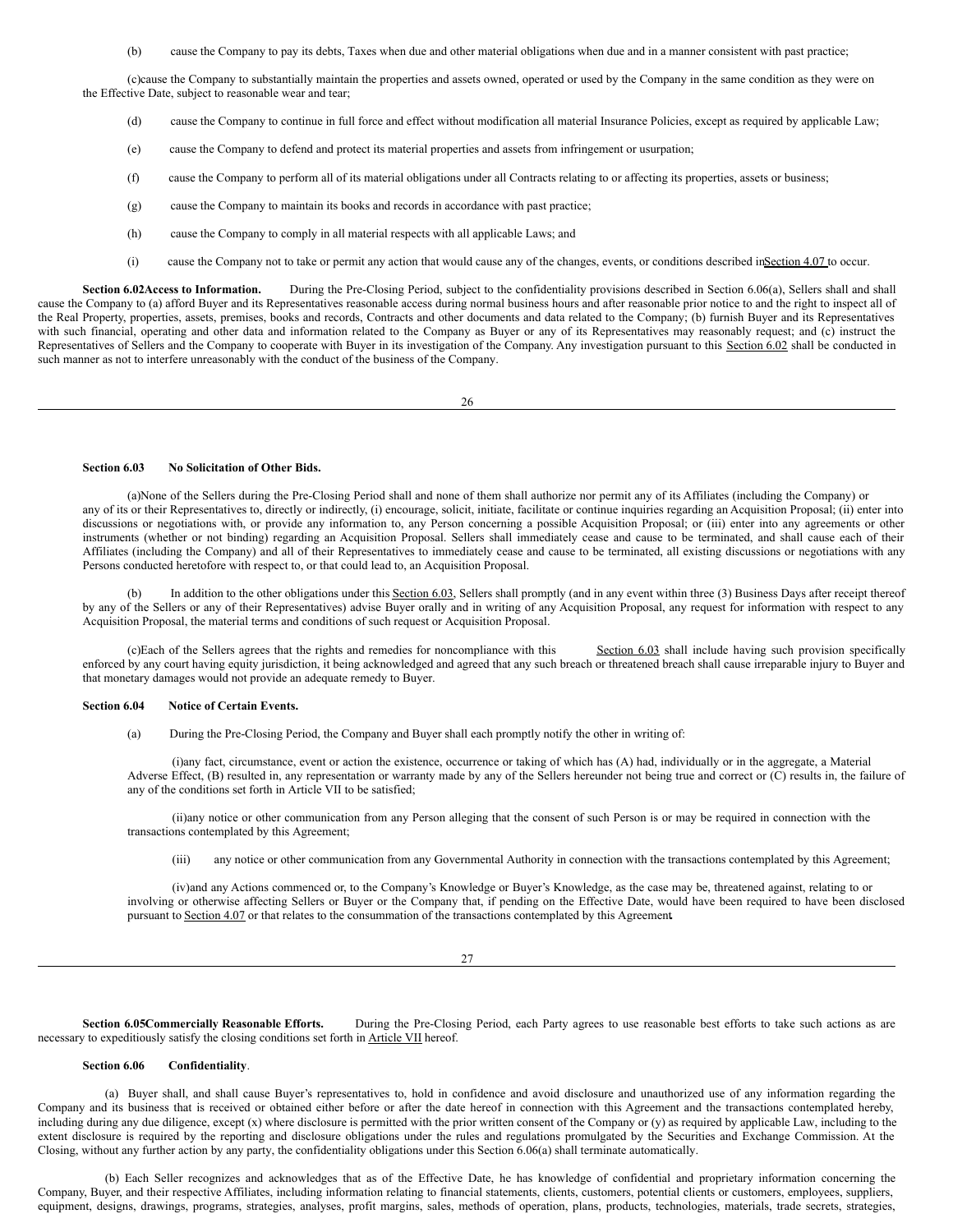(b) cause the Company to pay its debts, Taxes when due and other material obligations when due and in a manner consistent with past practice;

(c) cause the Company to substantially maintain the properties and assets owned, operated or used by the Company in the same condition as they were on the Effective Date, subject to reasonable wear and tear;

(d) cause the Company to continue in full force and effect without modification all material Insurance Policies, except as required by applicable Law;

(e) cause the Company to defend and protect its material properties and assets from infringement or usurpation;

(f) cause the Company to perform all of its material obligations under all Contracts relating to or affecting its properties, assets or business;

(g) cause the Company to maintain its books and records in accordance with past practice;

(h) cause the Company to comply in all material respects with all applicable Laws; and

(i) cause the Company not to take or permit any action that would cause any of the changes, events, or conditions described in Section 4.07 to occur.

**Section 6.02 Access to Information.** During the Pre-Closing Period, subject to the confidentiality provisions described in Section 6.06(a), Sellers shall and shall cause the Company to (a) afford Buyer and its Representatives reasonable access during normal business hours and after reasonable prior notice to and the right to inspect all of the Real Property, properties, assets, premises, books and records, Contracts and other documents and data related to the Company; (b) furnish Buyer and its Representatives with such financial, operating and other data and information related to the Company as Buyer or any of its Representatives may reasonably request; and (c) instruct the Representatives of Sellers and the Company to cooperate with Buyer in its investigation of the Company. Any investigation pursuant to this Section 6.02 shall be conducted in such manner as not to interfere unreasonably with the conduct of the business of the Company.

**Section 6.03 No Solicitation of Other Bids.**

(a) None of the Sellers during the Pre-Closing Period shall and none of them shall authorize nor permit any of its Affiliates (including the Company) or any of its or their Representatives to, directly or indirectly, (i) encourage, solicit, initiate, facilitate or continue inquiries regarding an Acquisition Proposal; (ii) enter into discussions or negotiations with, or provide any information to, any Person concerning a possible Acquisition Proposal; or (iii) enter into any agreements or other instruments (whether or not binding) regarding an Acquisition Proposal. Sellers shall immediately cease and cause to be terminated, and shall cause each of their Affiliates (including the Company) and all of their Representatives to immediately cease and cause to be terminated, all existing discussions or negotiations with any Persons conducted heretofore with respect to, or that could lead to, an Acquisition Proposal.

(b) In addition to the other obligations under this Section 6.03, Sellers shall promptly (and in any event within three (3) Business Days after receipt thereof by any of the Sellers or any of their Representatives) advise Buyer orally and in writing of any Acquisition Proposal, any request for information with respect to any Acquisition Proposal, the material terms and conditions of such request or Acquisition Proposal.

(c) Each of the Sellers agrees that the rights and remedies for noncompliance with this Section 6.03 shall include having such provision specifically enforced by any court having equity jurisdiction, it being acknowledged and agreed that any such breach or threatened breach shall cause irreparable injury to Buyer and that monetary damages would not provide an adequate remedy to Buyer.

**Section 6.04 Notice of Certain Events.**

(a) During the Pre-Closing Period, the Company and Buyer shall each promptly notify the other in writing of:

(i) any fact, circumstance, event or action the existence, occurrence or taking of which has (A) had, individually or in the aggregate, a Material Adverse Effect, (B) resulted in, any representation or warranty made by any of the Sellers hereunder not being true and correct or (C) results in, the failure of any of the conditions set forth in Article VII to be satisfied;

(ii) any notice or other communication from any Person alleging that the consent of such Person is or may be required in connection with the transactions contemplated by this Agreement;

(iii) any notice or other communication from any Governmental Authority in connection with the transactions contemplated by this Agreement;

(iv) and any Actions commenced or, to the Company's Knowledge or Buyer's Knowledge, as the case may be, threatened against, relating to or involving or otherwise affecting Sellers or Buyer or the Company that, if pending on the Effective Date, would have been required to have been disclosed pursuant to Section 4.07 or that relates to the consummation of the transactions contemplated by this Agreement.

**Section 6.05 Commercially Reasonable Efforts.** During the Pre-Closing Period, each Party agrees to use reasonable best efforts to take such actions as are necessary to expeditiously satisfy the closing conditions set forth in Article VII hereof.

**Section 6.06 Confidentiality**.

(a) Buyer shall, and shall cause Buyer's representatives to, hold in confidence and avoid disclosure and unauthorized use of any information regarding the Company and its business that is received or obtained either before or after the date hereof in connection with this Agreement and the transactions contemplated hereby, including during any due diligence, except (x) where disclosure is permitted with the prior written consent of the Company or (y) as required by applicable Law, including to the extent disclosure is required by the reporting and disclosure obligations under the rules and regulations promulgated by the Securities and Exchange Commission. At the Closing, without any further action by any party, the confidentiality obligations under this Section 6.06(a) shall terminate automatically.

(b) Each Seller recognizes and acknowledges that as of the Effective Date, he has knowledge of confidential and proprietary information concerning the Company, Buyer, and their respective Affiliates, including information relating to financial statements, clients, customers, potential clients or customers, employees, suppliers, equipment, designs, drawings, programs, strategies, analyses, profit margins, sales, methods of operation, plans, products, technologies, materials, trade secrets, strategies,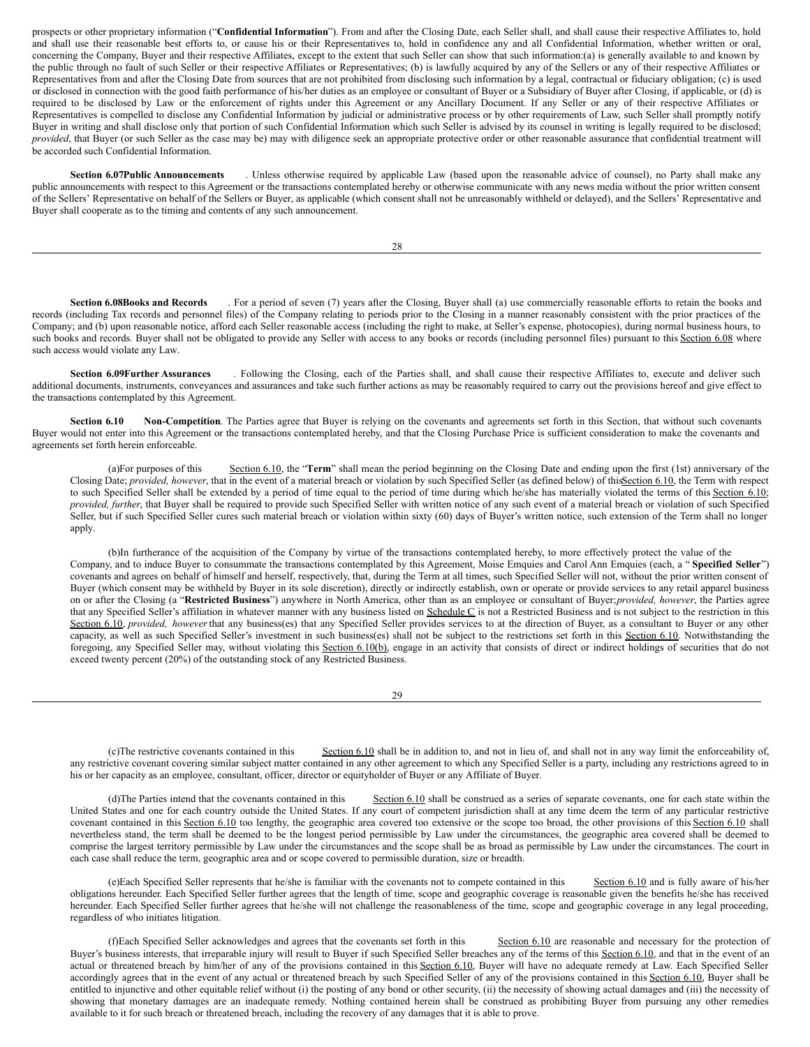prospects or other proprietary information ("**Confidential Information**"). From and after the Closing Date, each Seller shall, and shall cause their respective Affiliates to, hold and shall use their reasonable best efforts to, or cause his or their Representatives to, hold in confidence any and all Confidential Information, whether written or oral, concerning the Company, Buyer and their respective Affiliates, except to the extent that such Seller can show that such information:(a) is generally available to and known by the public through no fault of such Seller or their respective Affiliates or Representatives; (b) is lawfully acquired by any of the Sellers or any of their respective Affiliates or Representatives from and after the Closing Date from sources that are not prohibited from disclosing such information by a legal, contractual or fiduciary obligation; (c) is used or disclosed in connection with the good faith performance of his/her duties as an employee or consultant of Buyer or a Subsidiary of Buyer after Closing, if applicable, or (d) is required to be disclosed by Law or the enforcement of rights under this Agreement or any Ancillary Document. If any Seller or any of their respective Affiliates or Representatives is compelled to disclose any Confidential Information by judicial or administrative process or by other requirements of Law, such Seller shall promptly notify Buyer in writing and shall disclose only that portion of such Confidential Information which such Seller is advised by its counsel in writing is legally required to be disclosed; *provided*, that Buyer (or such Seller as the case may be) may with diligence seek an appropriate protective order or other reasonable assurance that confidential treatment will be accorded such Confidential Information.

**Section 6.07Public Announcements**. Unless otherwise required by applicable Law (based upon the reasonable advice of counsel), no Party shall make any public announcements with respect to this Agreement or the transactions contemplated hereby or otherwise communicate with any news media without the prior written consent of the Sellers' Representative on behalf of the Sellers or Buyer, as applicable (which consent shall not be unreasonably withheld or delayed), and the Sellers' Representative and Buyer shall cooperate as to the timing and contents of any such announcement.

**Section 6.08Books and Records**. For a period of seven (7) years after the Closing, Buyer shall (a) use commercially reasonable efforts to retain the books and records (including Tax records and personnel files) of the Company relating to periods prior to the Closing in a manner reasonably consistent with the prior practices of the Company; and (b) upon reasonable notice, afford each Seller reasonable access (including the right to make, at Seller's expense, photocopies), during normal business hours, to such books and records. Buyer shall not be obligated to provide any Seller with access to any books or records (including personnel files) pursuant to this Section 6.08 where such access would violate any Law.

**Section 6.09Further Assurances**. Following the Closing, each of the Parties shall, and shall cause their respective Affiliates to, execute and deliver such additional documents, instruments, conveyances and assurances and take such further actions as may be reasonably required to carry out the provisions hereof and give effect to the transactions contemplated by this Agreement.

**Section 6.10 Non-Competition**. The Parties agree that Buyer is relying on the covenants and agreements set forth in this Section, that without such covenants Buyer would not enter into this Agreement or the transactions contemplated hereby, and that the Closing Purchase Price is sufficient consideration to make the covenants and agreements set forth herein enforceable.

(a)For purposes of this Section 6.10, the "**Term**" shall mean the period beginning on the Closing Date and ending upon the first (1st) anniversary of the Closing Date; *provided, however*, that in the event of a material breach or violation by such Specified Seller (as defined below) of thisSection 6.10, the Term with respect to such Specified Seller shall be extended by a period of time equal to the period of time during which he/she has materially violated the terms of this Section 6.10; *provided, further*, that Buyer shall be required to provide such Specified Seller with written notice of any such event of a material breach or violation of such Specified Seller, but if such Specified Seller cures such material breach or violation within sixty (60) days of Buyer's written notice, such extension of the Term shall no longer apply.

(b)In furtherance of the acquisition of the Company by virtue of the transactions contemplated hereby, to more effectively protect the value of the Company, and to induce Buyer to consummate the transactions contemplated by this Agreement, Moise Emquies and Carol Ann Emquies (each, a "**Specified Seller**") covenants and agrees on behalf of himself and herself, respectively, that, during the Term at all times, such Specified Seller will not, without the prior written consent of Buyer (which consent may be withheld by Buyer in its sole discretion), directly or indirectly establish, own or operate or provide services to any retail apparel business on or after the Closing (a "**Restricted Business**") anywhere in North America, other than as an employee or consultant of Buyer;*provided, however*, the Parties agree that any Specified Seller's affiliation in whatever manner with any business listed on Schedule C is not a Restricted Business and is not subject to the restriction in this Section 6.10, *provided, however* that any business(es) that any Specified Seller provides services to at the direction of Buyer, as a consultant to Buyer or any other capacity, as well as such Specified Seller's investment in such business(es) shall not be subject to the restrictions set forth in this Section 6.10. Notwithstanding the foregoing, any Specified Seller may, without violating this Section 6.10(b), engage in an activity that consists of direct or indirect holdings of securities that do not exceed twenty percent (20%) of the outstanding stock of any Restricted Business.

(c)The restrictive covenants contained in this Section 6.10 shall be in addition to, and not in lieu of, and shall not in any way limit the enforceability of, any restrictive covenant covering similar subject matter contained in any other agreement to which any Specified Seller is a party, including any restrictions agreed to in his or her capacity as an employee, consultant, officer, director or equityholder of Buyer or any Affiliate of Buyer.

(d)The Parties intend that the covenants contained in this Section 6.10 shall be construed as a series of separate covenants, one for each state within the United States and one for each country outside the United States. If any court of competent jurisdiction shall at any time deem the term of any particular restrictive covenant contained in this Section 6.10 too lengthy, the geographic area covered too extensive or the scope too broad, the other provisions of this Section 6.10 shall nevertheless stand, the term shall be deemed to be the longest period permissible by Law under the circumstances, the geographic area covered shall be deemed to comprise the largest territory permissible by Law under the circumstances and the scope shall be as broad as permissible by Law under the circumstances. The court in each case shall reduce the term, geographic area and or scope covered to permissible duration, size or breadth.

(e)Each Specified Seller represents that he/she is familiar with the covenants not to compete contained in this Section 6.10 and is fully aware of his/her obligations hereunder. Each Specified Seller further agrees that the length of time, scope and geographic coverage is reasonable given the benefits he/she has received hereunder. Each Specified Seller further agrees that he/she will not challenge the reasonableness of the time, scope and geographic coverage in any legal proceeding, regardless of who initiates litigation.

(f)Each Specified Seller acknowledges and agrees that the covenants set forth in this Section 6.10 are reasonable and necessary for the protection of Buyer's business interests, that irreparable injury will result to Buyer if such Specified Seller breaches any of the terms of this Section 6.10, and that in the event of an actual or threatened breach by him/her of any of the provisions contained in this Section 6.10, Buyer will have no adequate remedy at Law. Each Specified Seller accordingly agrees that in the event of any actual or threatened breach by such Specified Seller of any of the provisions contained in this Section 6.10, Buyer shall be entitled to injunctive and other equitable relief without (i) the posting of any bond or other security, (ii) the necessity of showing actual damages and (iii) the necessity of showing that monetary damages are an inadequate remedy. Nothing contained herein shall be construed as prohibiting Buyer from pursuing any other remedies available to it for such breach or threatened breach, including the recovery of any damages that it is able to prove.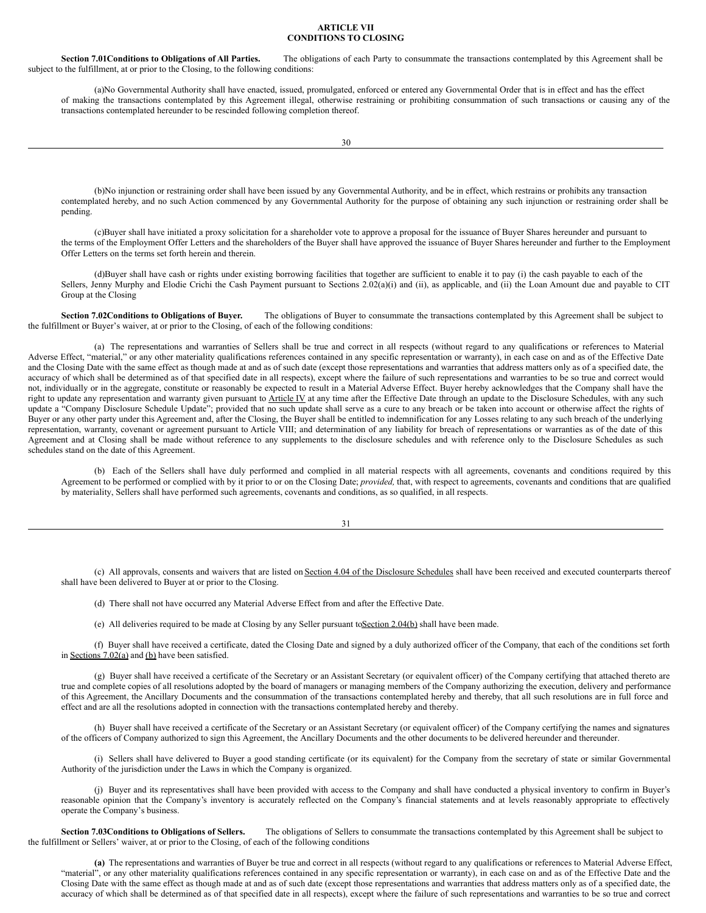## ARTICLE VII
## CONDITIONS TO CLOSING

**Section 7.01Conditions to Obligations of All Parties.** The obligations of each Party to consummate the transactions contemplated by this Agreement shall be subject to the fulfillment, at or prior to the Closing, to the following conditions:

(a)No Governmental Authority shall have enacted, issued, promulgated, enforced or entered any Governmental Order that is in effect and has the effect of making the transactions contemplated by this Agreement illegal, otherwise restraining or prohibiting consummation of such transactions or causing any of the transactions contemplated hereunder to be rescinded following completion thereof.

(b)No injunction or restraining order shall have been issued by any Governmental Authority, and be in effect, which restrains or prohibits any transaction contemplated hereby, and no such Action commenced by any Governmental Authority for the purpose of obtaining any such injunction or restraining order shall be pending.

(c)Buyer shall have initiated a proxy solicitation for a shareholder vote to approve a proposal for the issuance of Buyer Shares hereunder and pursuant to the terms of the Employment Offer Letters and the shareholders of the Buyer shall have approved the issuance of Buyer Shares hereunder and further to the Employment Offer Letters on the terms set forth herein and therein.

(d)Buyer shall have cash or rights under existing borrowing facilities that together are sufficient to enable it to pay (i) the cash payable to each of the Sellers, Jenny Murphy and Elodie Crichi the Cash Payment pursuant to Sections 2.02(a)(i) and (ii), as applicable, and (ii) the Loan Amount due and payable to CIT Group at the Closing

**Section 7.02Conditions to Obligations of Buyer.** The obligations of Buyer to consummate the transactions contemplated by this Agreement shall be subject to the fulfillment or Buyer's waiver, at or prior to the Closing, of each of the following conditions:

(a) The representations and warranties of Sellers shall be true and correct in all respects (without regard to any qualifications or references to Material Adverse Effect, "material," or any other materiality qualifications references contained in any specific representation or warranty), in each case on and as of the Effective Date and the Closing Date with the same effect as though made at and as of such date (except those representations and warranties that address matters only as of a specified date, the accuracy of which shall be determined as of that specified date in all respects), except where the failure of such representations and warranties to be so true and correct would not, individually or in the aggregate, constitute or reasonably be expected to result in a Material Adverse Effect. Buyer hereby acknowledges that the Company shall have the right to update any representation and warranty given pursuant to Article IV at any time after the Effective Date through an update to the Disclosure Schedules, with any such update a "Company Disclosure Schedule Update"; provided that no such update shall serve as a cure to any breach or be taken into account or otherwise affect the rights of Buyer or any other party under this Agreement and, after the Closing, the Buyer shall be entitled to indemnification for any Losses relating to any such breach of the underlying representation, warranty, covenant or agreement pursuant to Article VIII; and determination of any liability for breach of representations or warranties as of the date of this Agreement and at Closing shall be made without reference to any supplements to the disclosure schedules and with reference only to the Disclosure Schedules as such schedules stand on the date of this Agreement.

(b) Each of the Sellers shall have duly performed and complied in all material respects with all agreements, covenants and conditions required by this Agreement to be performed or complied with by it prior to or on the Closing Date; *provided,* that, with respect to agreements, covenants and conditions that are qualified by materiality, Sellers shall have performed such agreements, covenants and conditions, as so qualified, in all respects.

(c) All approvals, consents and waivers that are listed on Section 4.04 of the Disclosure Schedules shall have been received and executed counterparts thereof shall have been delivered to Buyer at or prior to the Closing.

(d) There shall not have occurred any Material Adverse Effect from and after the Effective Date.

(e) All deliveries required to be made at Closing by any Seller pursuant toSection 2.04(b) shall have been made.

(f) Buyer shall have received a certificate, dated the Closing Date and signed by a duly authorized officer of the Company, that each of the conditions set forth in Sections 7.02(a) and (b) have been satisfied.

(g) Buyer shall have received a certificate of the Secretary or an Assistant Secretary (or equivalent officer) of the Company certifying that attached thereto are true and complete copies of all resolutions adopted by the board of managers or managing members of the Company authorizing the execution, delivery and performance of this Agreement, the Ancillary Documents and the consummation of the transactions contemplated hereby and thereby, that all such resolutions are in full force and effect and are all the resolutions adopted in connection with the transactions contemplated hereby and thereby.

(h) Buyer shall have received a certificate of the Secretary or an Assistant Secretary (or equivalent officer) of the Company certifying the names and signatures of the officers of Company authorized to sign this Agreement, the Ancillary Documents and the other documents to be delivered hereunder and thereunder.

(i) Sellers shall have delivered to Buyer a good standing certificate (or its equivalent) for the Company from the secretary of state or similar Governmental Authority of the jurisdiction under the Laws in which the Company is organized.

(j) Buyer and its representatives shall have been provided with access to the Company and shall have conducted a physical inventory to confirm in Buyer's reasonable opinion that the Company's inventory is accurately reflected on the Company's financial statements and at levels reasonably appropriate to effectively operate the Company's business.

**Section 7.03Conditions to Obligations of Sellers.** The obligations of Sellers to consummate the transactions contemplated by this Agreement shall be subject to the fulfillment or Sellers' waiver, at or prior to the Closing, of each of the following conditions

**(a)** The representations and warranties of Buyer be true and correct in all respects (without regard to any qualifications or references to Material Adverse Effect, "material", or any other materiality qualifications references contained in any specific representation or warranty), in each case on and as of the Effective Date and the Closing Date with the same effect as though made at and as of such date (except those representations and warranties that address matters only as of a specified date, the accuracy of which shall be determined as of that specified date in all respects), except where the failure of such representations and warranties to be so true and correct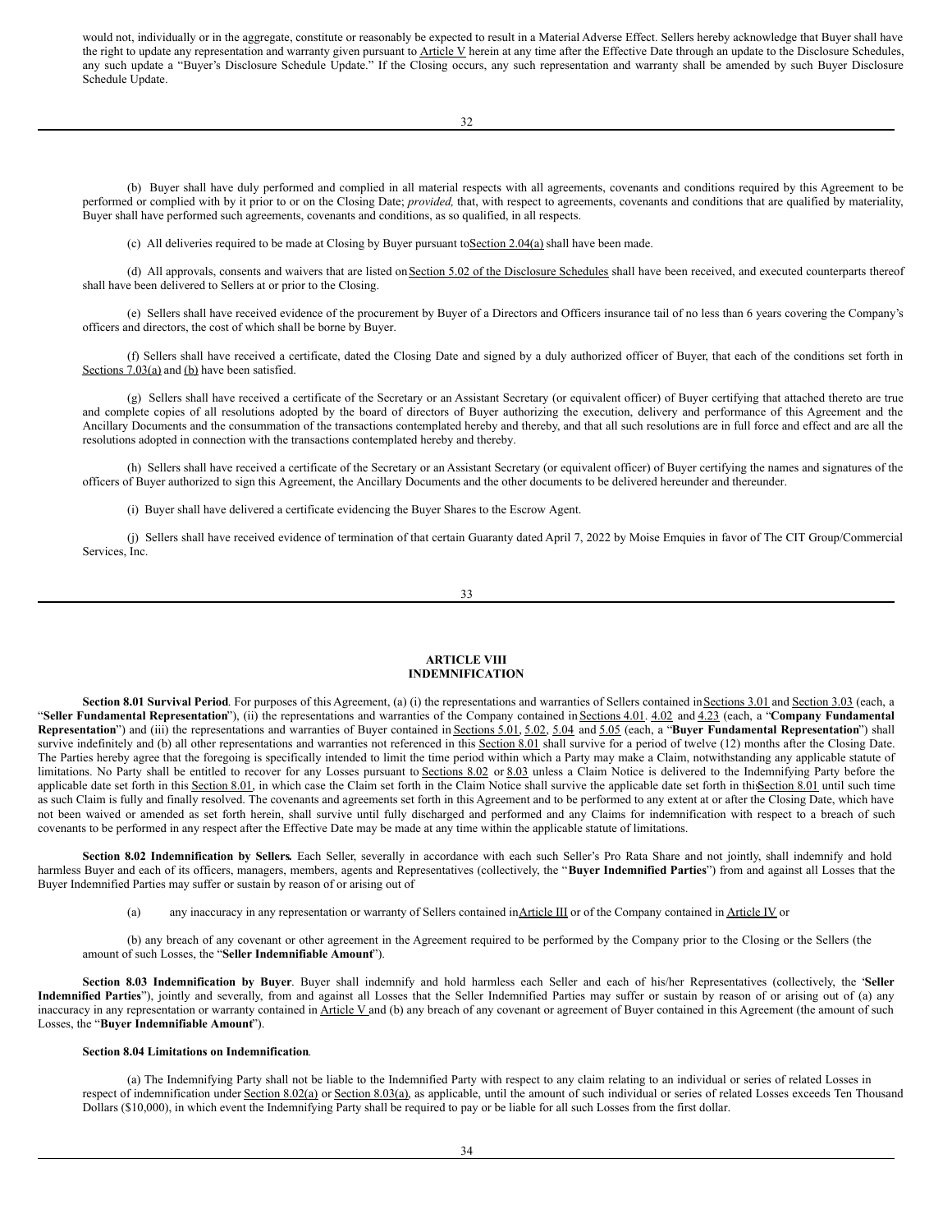would not, individually or in the aggregate, constitute or reasonably be expected to result in a Material Adverse Effect. Sellers hereby acknowledge that Buyer shall have the right to update any representation and warranty given pursuant to Article V herein at any time after the Effective Date through an update to the Disclosure Schedules, any such update a "Buyer's Disclosure Schedule Update." If the Closing occurs, any such representation and warranty shall be amended by such Buyer Disclosure Schedule Update.

(b) Buyer shall have duly performed and complied in all material respects with all agreements, covenants and conditions required by this Agreement to be performed or complied with by it prior to or on the Closing Date; *provided,* that, with respect to agreements, covenants and conditions that are qualified by materiality, Buyer shall have performed such agreements, covenants and conditions, as so qualified, in all respects.

(c) All deliveries required to be made at Closing by Buyer pursuant to Section 2.04(a) shall have been made.

(d) All approvals, consents and waivers that are listed on Section 5.02 of the Disclosure Schedules shall have been received, and executed counterparts thereof shall have been delivered to Sellers at or prior to the Closing.

(e) Sellers shall have received evidence of the procurement by Buyer of a Directors and Officers insurance tail of no less than 6 years covering the Company's officers and directors, the cost of which shall be borne by Buyer.

(f) Sellers shall have received a certificate, dated the Closing Date and signed by a duly authorized officer of Buyer, that each of the conditions set forth in Sections 7.03(a) and (b) have been satisfied.

(g) Sellers shall have received a certificate of the Secretary or an Assistant Secretary (or equivalent officer) of Buyer certifying that attached thereto are true and complete copies of all resolutions adopted by the board of directors of Buyer authorizing the execution, delivery and performance of this Agreement and the Ancillary Documents and the consummation of the transactions contemplated hereby and thereby, and that all such resolutions are in full force and effect and are all the resolutions adopted in connection with the transactions contemplated hereby and thereby.

(h) Sellers shall have received a certificate of the Secretary or an Assistant Secretary (or equivalent officer) of Buyer certifying the names and signatures of the officers of Buyer authorized to sign this Agreement, the Ancillary Documents and the other documents to be delivered hereunder and thereunder.

(i) Buyer shall have delivered a certificate evidencing the Buyer Shares to the Escrow Agent.

(j) Sellers shall have received evidence of termination of that certain Guaranty dated April 7, 2022 by Moise Emquies in favor of The CIT Group/Commercial Services, Inc.

## ARTICLE VIII
## INDEMNIFICATION

**Section 8.01 Survival Period**. For purposes of this Agreement, (a) (i) the representations and warranties of Sellers contained in Sections 3.01 and Section 3.03 (each, a "**Seller Fundamental Representation**"), (ii) the representations and warranties of the Company contained in Sections 4.01. 4.02 and 4.23 (each, a "**Company Fundamental Representation**") and (iii) the representations and warranties of Buyer contained in Sections 5.01, 5.02, 5.04 and 5.05 (each, a "**Buyer Fundamental Representation**") shall survive indefinitely and (b) all other representations and warranties not referenced in this Section 8.01 shall survive for a period of twelve (12) months after the Closing Date. The Parties hereby agree that the foregoing is specifically intended to limit the time period within which a Party may make a Claim, notwithstanding any applicable statute of limitations. No Party shall be entitled to recover for any Losses pursuant to Sections 8.02 or 8.03 unless a Claim Notice is delivered to the Indemnifying Party before the applicable date set forth in this Section 8.01, in which case the Claim set forth in the Claim Notice shall survive the applicable date set forth in this Section 8.01 until such time as such Claim is fully and finally resolved. The covenants and agreements set forth in this Agreement and to be performed to any extent at or after the Closing Date, which have not been waived or amended as set forth herein, shall survive until fully discharged and performed and any Claims for indemnification with respect to a breach of such covenants to be performed in any respect after the Effective Date may be made at any time within the applicable statute of limitations.

**Section 8.02 Indemnification by Sellers.** Each Seller, severally in accordance with each such Seller's Pro Rata Share and not jointly, shall indemnify and hold harmless Buyer and each of its officers, managers, members, agents and Representatives (collectively, the "**Buyer Indemnified Parties**") from and against all Losses that the Buyer Indemnified Parties may suffer or sustain by reason of or arising out of

(a) any inaccuracy in any representation or warranty of Sellers contained in Article III or of the Company contained in Article IV or

(b) any breach of any covenant or other agreement in the Agreement required to be performed by the Company prior to the Closing or the Sellers (the amount of such Losses, the "**Seller Indemnifiable Amount**").

**Section 8.03 Indemnification by Buyer**. Buyer shall indemnify and hold harmless each Seller and each of his/her Representatives (collectively, the "**Seller Indemnified Parties**"), jointly and severally, from and against all Losses that the Seller Indemnified Parties may suffer or sustain by reason of or arising out of (a) any inaccuracy in any representation or warranty contained in Article V and (b) any breach of any covenant or agreement of Buyer contained in this Agreement (the amount of such Losses, the "**Buyer Indemnifiable Amount**").

**Section 8.04 Limitations on Indemnification**.

(a) The Indemnifying Party shall not be liable to the Indemnified Party with respect to any claim relating to an individual or series of related Losses in respect of indemnification under Section 8.02(a) or Section 8.03(a), as applicable, until the amount of such individual or series of related Losses exceeds Ten Thousand Dollars ($10,000), in which event the Indemnifying Party shall be required to pay or be liable for all such Losses from the first dollar.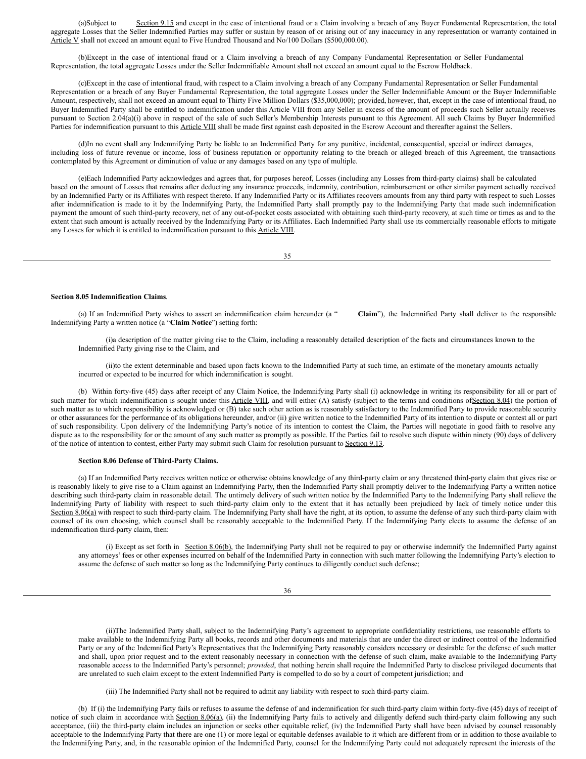(a)Subject to Section 9.15 and except in the case of intentional fraud or a Claim involving a breach of any Buyer Fundamental Representation, the total aggregate Losses that the Seller Indemnified Parties may suffer or sustain by reason of or arising out of any inaccuracy in any representation or warranty contained in Article V shall not exceed an amount equal to Five Hundred Thousand and No/100 Dollars ($500,000.00).

(b)Except in the case of intentional fraud or a Claim involving a breach of any Company Fundamental Representation or Seller Fundamental Representation, the total aggregate Losses under the Seller Indemnifiable Amount shall not exceed an amount equal to the Escrow Holdback.

(c)Except in the case of intentional fraud, with respect to a Claim involving a breach of any Company Fundamental Representation or Seller Fundamental Representation or a breach of any Buyer Fundamental Representation, the total aggregate Losses under the Seller Indemnifiable Amount or the Buyer Indemnifiable Amount, respectively, shall not exceed an amount equal to Thirty Five Million Dollars ($35,000,000); provided, however, that, except in the case of intentional fraud, no Buyer Indemnified Party shall be entitled to indemnification under this Article VIII from any Seller in excess of the amount of proceeds such Seller actually receives pursuant to Section 2.04(a)(i) above in respect of the sale of such Seller's Membership Interests pursuant to this Agreement. All such Claims by Buyer Indemnified Parties for indemnification pursuant to this Article VIII shall be made first against cash deposited in the Escrow Account and thereafter against the Sellers.

(d)In no event shall any Indemnifying Party be liable to an Indemnified Party for any punitive, incidental, consequential, special or indirect damages, including loss of future revenue or income, loss of business reputation or opportunity relating to the breach or alleged breach of this Agreement, the transactions contemplated by this Agreement or diminution of value or any damages based on any type of multiple.

(e)Each Indemnified Party acknowledges and agrees that, for purposes hereof, Losses (including any Losses from third-party claims) shall be calculated based on the amount of Losses that remains after deducting any insurance proceeds, indemnity, contribution, reimbursement or other similar payment actually received by an Indemnified Party or its Affiliates with respect thereto. If any Indemnified Party or its Affiliates recovers amounts from any third party with respect to such Losses after indemnification is made to it by the Indemnifying Party, the Indemnified Party shall promptly pay to the Indemnifying Party that made such indemnification payment the amount of such third-party recovery, net of any out-of-pocket costs associated with obtaining such third-party recovery, at such time or times as and to the extent that such amount is actually received by the Indemnifying Party or its Affiliates. Each Indemnified Party shall use its commercially reasonable efforts to mitigate any Losses for which it is entitled to indemnification pursuant to this Article VIII.

**Section 8.05 Indemnification Claims**.

(a) If an Indemnified Party wishes to assert an indemnification claim hereunder (a "**Claim**"), the Indemnified Party shall deliver to the responsible Indemnifying Party a written notice (a "**Claim Notice**") setting forth:

(i)a description of the matter giving rise to the Claim, including a reasonably detailed description of the facts and circumstances known to the Indemnified Party giving rise to the Claim, and

(ii)to the extent determinable and based upon facts known to the Indemnified Party at such time, an estimate of the monetary amounts actually incurred or expected to be incurred for which indemnification is sought.

(b) Within forty-five (45) days after receipt of any Claim Notice, the Indemnifying Party shall (i) acknowledge in writing its responsibility for all or part of such matter for which indemnification is sought under this Article VIII, and will either (A) satisfy (subject to the terms and conditions of Section 8.04) the portion of such matter as to which responsibility is acknowledged or (B) take such other action as is reasonably satisfactory to the Indemnified Party to provide reasonable security or other assurances for the performance of its obligations hereunder, and/or (ii) give written notice to the Indemnified Party of its intention to dispute or contest all or part of such responsibility. Upon delivery of the Indemnifying Party's notice of its intention to contest the Claim, the Parties will negotiate in good faith to resolve any dispute as to the responsibility for or the amount of any such matter as promptly as possible. If the Parties fail to resolve such dispute within ninety (90) days of delivery of the notice of intention to contest, either Party may submit such Claim for resolution pursuant to Section 9.13.

**Section 8.06 Defense of Third-Party Claims.**

(a) If an Indemnified Party receives written notice or otherwise obtains knowledge of any third-party claim or any threatened third-party claim that gives rise or is reasonably likely to give rise to a Claim against an Indemnifying Party, then the Indemnified Party shall promptly deliver to the Indemnifying Party a written notice describing such third-party claim in reasonable detail. The untimely delivery of such written notice by the Indemnified Party to the Indemnifying Party shall relieve the Indemnifying Party of liability with respect to such third-party claim only to the extent that it has actually been prejudiced by lack of timely notice under this Section 8.06(a) with respect to such third-party claim. The Indemnifying Party shall have the right, at its option, to assume the defense of any such third-party claim with counsel of its own choosing, which counsel shall be reasonably acceptable to the Indemnified Party. If the Indemnifying Party elects to assume the defense of an indemnification third-party claim, then:

(i) Except as set forth in Section 8.06(b), the Indemnifying Party shall not be required to pay or otherwise indemnify the Indemnified Party against any attorneys' fees or other expenses incurred on behalf of the Indemnified Party in connection with such matter following the Indemnifying Party's election to assume the defense of such matter so long as the Indemnifying Party continues to diligently conduct such defense;

(ii)The Indemnified Party shall, subject to the Indemnifying Party's agreement to appropriate confidentiality restrictions, use reasonable efforts to make available to the Indemnifying Party all books, records and other documents and materials that are under the direct or indirect control of the Indemnified Party or any of the Indemnified Party's Representatives that the Indemnifying Party reasonably considers necessary or desirable for the defense of such matter and shall, upon prior request and to the extent reasonably necessary in connection with the defense of such claim, make available to the Indemnifying Party reasonable access to the Indemnified Party's personnel; *provided*, that nothing herein shall require the Indemnified Party to disclose privileged documents that are unrelated to such claim except to the extent Indemnified Party is compelled to do so by a court of competent jurisdiction; and

(iii) The Indemnified Party shall not be required to admit any liability with respect to such third-party claim.

(b) If (i) the Indemnifying Party fails or refuses to assume the defense of and indemnification for such third-party claim within forty-five (45) days of receipt of notice of such claim in accordance with Section 8.06(a), (ii) the Indemnifying Party fails to actively and diligently defend such third-party claim following any such acceptance, (iii) the third-party claim includes an injunction or seeks other equitable relief, (iv) the Indemnified Party shall have been advised by counsel reasonably acceptable to the Indemnifying Party that there are one (1) or more legal or equitable defenses available to it which are different from or in addition to those available to the Indemnifying Party, and, in the reasonable opinion of the Indemnified Party, counsel for the Indemnifying Party could not adequately represent the interests of the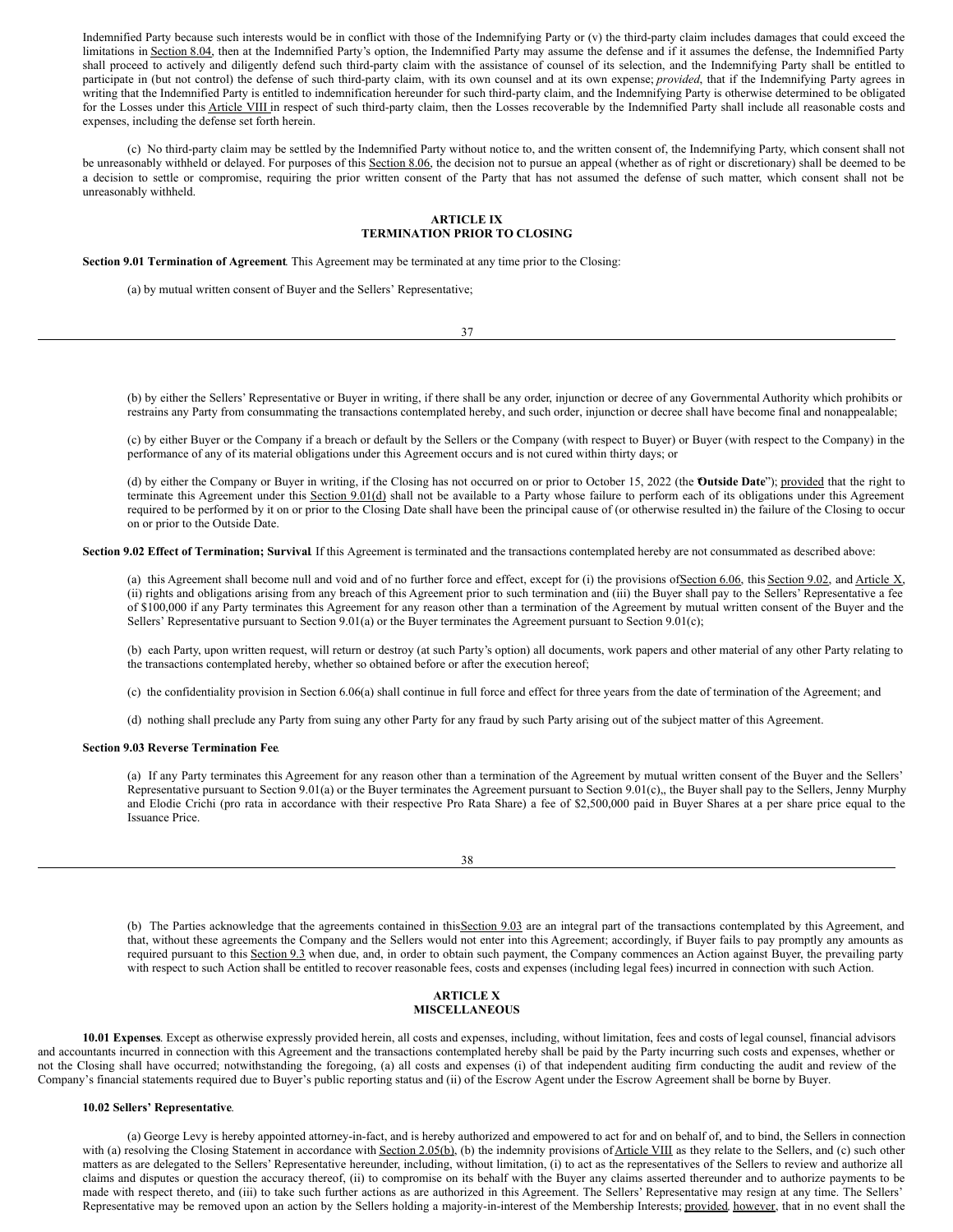Indemnified Party because such interests would be in conflict with those of the Indemnifying Party or (v) the third-party claim includes damages that could exceed the limitations in Section 8.04, then at the Indemnified Party's option, the Indemnified Party may assume the defense and if it assumes the defense, the Indemnified Party shall proceed to actively and diligently defend such third-party claim with the assistance of counsel of its selection, and the Indemnifying Party shall be entitled to participate in (but not control) the defense of such third-party claim, with its own counsel and at its own expense; *provided*, that if the Indemnifying Party agrees in writing that the Indemnified Party is entitled to indemnification hereunder for such third-party claim, and the Indemnifying Party is otherwise determined to be obligated for the Losses under this Article VIII in respect of such third-party claim, then the Losses recoverable by the Indemnified Party shall include all reasonable costs and expenses, including the defense set forth herein.

(c) No third-party claim may be settled by the Indemnified Party without notice to, and the written consent of, the Indemnifying Party, which consent shall not be unreasonably withheld or delayed. For purposes of this Section 8.06, the decision not to pursue an appeal (whether as of right or discretionary) shall be deemed to be a decision to settle or compromise, requiring the prior written consent of the Party that has not assumed the defense of such matter, which consent shall not be unreasonably withheld.

## ARTICLE IX
## TERMINATION PRIOR TO CLOSING

**Section 9.01 Termination of Agreement**. This Agreement may be terminated at any time prior to the Closing:

(a) by mutual written consent of Buyer and the Sellers' Representative;

(b) by either the Sellers' Representative or Buyer in writing, if there shall be any order, injunction or decree of any Governmental Authority which prohibits or restrains any Party from consummating the transactions contemplated hereby, and such order, injunction or decree shall have become final and nonappealable;

(c) by either Buyer or the Company if a breach or default by the Sellers or the Company (with respect to Buyer) or Buyer (with respect to the Company) in the performance of any of its material obligations under this Agreement occurs and is not cured within thirty days; or

(d) by either the Company or Buyer in writing, if the Closing has not occurred on or prior to October 15, 2022 (the "**Outside Date**"); provided that the right to terminate this Agreement under this Section 9.01(d) shall not be available to a Party whose failure to perform each of its obligations under this Agreement required to be performed by it on or prior to the Closing Date shall have been the principal cause of (or otherwise resulted in) the failure of the Closing to occur on or prior to the Outside Date.

**Section 9.02 Effect of Termination; Survival**. If this Agreement is terminated and the transactions contemplated hereby are not consummated as described above:

(a) this Agreement shall become null and void and of no further force and effect, except for (i) the provisions of Section 6.06, this Section 9.02, and Article X, (ii) rights and obligations arising from any breach of this Agreement prior to such termination and (iii) the Buyer shall pay to the Sellers' Representative a fee of $100,000 if any Party terminates this Agreement for any reason other than a termination of the Agreement by mutual written consent of the Buyer and the Sellers' Representative pursuant to Section 9.01(a) or the Buyer terminates the Agreement pursuant to Section 9.01(c);

(b) each Party, upon written request, will return or destroy (at such Party's option) all documents, work papers and other material of any other Party relating to the transactions contemplated hereby, whether so obtained before or after the execution hereof;

(c) the confidentiality provision in Section 6.06(a) shall continue in full force and effect for three years from the date of termination of the Agreement; and

(d) nothing shall preclude any Party from suing any other Party for any fraud by such Party arising out of the subject matter of this Agreement.

**Section 9.03 Reverse Termination Fee**.

(a) If any Party terminates this Agreement for any reason other than a termination of the Agreement by mutual written consent of the Buyer and the Sellers' Representative pursuant to Section 9.01(a) or the Buyer terminates the Agreement pursuant to Section 9.01(c),, the Buyer shall pay to the Sellers, Jenny Murphy and Elodie Crichi (pro rata in accordance with their respective Pro Rata Share) a fee of $2,500,000 paid in Buyer Shares at a per share price equal to the Issuance Price.

(b) The Parties acknowledge that the agreements contained in this Section 9.03 are an integral part of the transactions contemplated by this Agreement, and that, without these agreements the Company and the Sellers would not enter into this Agreement; accordingly, if Buyer fails to pay promptly any amounts as required pursuant to this Section 9.3 when due, and, in order to obtain such payment, the Company commences an Action against Buyer, the prevailing party with respect to such Action shall be entitled to recover reasonable fees, costs and expenses (including legal fees) incurred in connection with such Action.

## ARTICLE X
## MISCELLANEOUS

**10.01 Expenses**. Except as otherwise expressly provided herein, all costs and expenses, including, without limitation, fees and costs of legal counsel, financial advisors and accountants incurred in connection with this Agreement and the transactions contemplated hereby shall be paid by the Party incurring such costs and expenses, whether or not the Closing shall have occurred; notwithstanding the foregoing, (a) all costs and expenses (i) of that independent auditing firm conducting the audit and review of the Company's financial statements required due to Buyer's public reporting status and (ii) of the Escrow Agent under the Escrow Agreement shall be borne by Buyer.

**10.02 Sellers' Representative**.

(a) George Levy is hereby appointed attorney-in-fact, and is hereby authorized and empowered to act for and on behalf of, and to bind, the Sellers in connection with (a) resolving the Closing Statement in accordance with Section 2.05(b), (b) the indemnity provisions of Article VIII as they relate to the Sellers, and (c) such other matters as are delegated to the Sellers' Representative hereunder, including, without limitation, (i) to act as the representatives of the Sellers to review and authorize all claims and disputes or question the accuracy thereof, (ii) to compromise on its behalf with the Buyer any claims asserted thereunder and to authorize payments to be made with respect thereto, and (iii) to take such further actions as are authorized in this Agreement. The Sellers' Representative may resign at any time. The Sellers' Representative may be removed upon an action by the Sellers holding a majority-in-interest of the Membership Interests; provided, however, that in no event shall the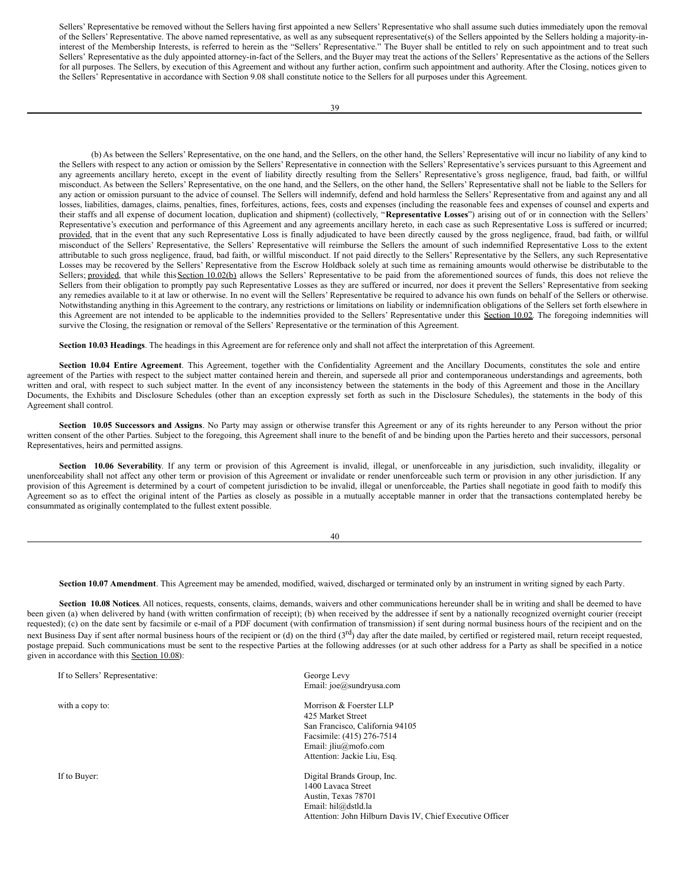Sellers' Representative be removed without the Sellers having first appointed a new Sellers' Representative who shall assume such duties immediately upon the removal of the Sellers' Representative. The above named representative, as well as any subsequent representative(s) of the Sellers appointed by the Sellers holding a majority-in-interest of the Membership Interests, is referred to herein as the "Sellers' Representative." The Buyer shall be entitled to rely on such appointment and to treat such Sellers' Representative as the duly appointed attorney-in-fact of the Sellers, and the Buyer may treat the actions of the Sellers' Representative as the actions of the Sellers for all purposes. The Sellers, by execution of this Agreement and without any further action, confirm such appointment and authority. After the Closing, notices given to the Sellers' Representative in accordance with Section 9.08 shall constitute notice to the Sellers for all purposes under this Agreement.

(b) As between the Sellers' Representative, on the one hand, and the Sellers, on the other hand, the Sellers' Representative will incur no liability of any kind to the Sellers with respect to any action or omission by the Sellers' Representative in connection with the Sellers' Representative's services pursuant to this Agreement and any agreements ancillary hereto, except in the event of liability directly resulting from the Sellers' Representative's gross negligence, fraud, bad faith, or willful misconduct. As between the Sellers' Representative, on the one hand, and the Sellers, on the other hand, the Sellers' Representative shall not be liable to the Sellers for any action or omission pursuant to the advice of counsel. The Sellers will indemnify, defend and hold harmless the Sellers' Representative from and against any and all losses, liabilities, damages, claims, penalties, fines, forfeitures, actions, fees, costs and expenses (including the reasonable fees and expenses of counsel and experts and their staffs and all expense of document location, duplication and shipment) (collectively, "**Representative Losses**") arising out of or in connection with the Sellers' Representative's execution and performance of this Agreement and any agreements ancillary hereto, in each case as such Representative Loss is suffered or incurred; provided, that in the event that any such Representative Loss is finally adjudicated to have been directly caused by the gross negligence, fraud, bad faith, or willful misconduct of the Sellers' Representative, the Sellers' Representative will reimburse the Sellers the amount of such indemnified Representative Loss to the extent attributable to such gross negligence, fraud, bad faith, or willful misconduct. If not paid directly to the Sellers' Representative by the Sellers, any such Representative Losses may be recovered by the Sellers' Representative from the Escrow Holdback solely at such time as remaining amounts would otherwise be distributable to the Sellers; provided, that while this Section 10.02(b) allows the Sellers' Representative to be paid from the aforementioned sources of funds, this does not relieve the Sellers from their obligation to promptly pay such Representative Losses as they are suffered or incurred, nor does it prevent the Sellers' Representative from seeking any remedies available to it at law or otherwise. In no event will the Sellers' Representative be required to advance his own funds on behalf of the Sellers or otherwise. Notwithstanding anything in this Agreement to the contrary, any restrictions or limitations on liability or indemnification obligations of the Sellers set forth elsewhere in this Agreement are not intended to be applicable to the indemnities provided to the Sellers' Representative under this Section 10.02. The foregoing indemnities will survive the Closing, the resignation or removal of the Sellers' Representative or the termination of this Agreement.

**Section 10.03 Headings**. The headings in this Agreement are for reference only and shall not affect the interpretation of this Agreement.

**Section 10.04 Entire Agreement**. This Agreement, together with the Confidentiality Agreement and the Ancillary Documents, constitutes the sole and entire agreement of the Parties with respect to the subject matter contained herein and therein, and supersede all prior and contemporaneous understandings and agreements, both written and oral, with respect to such subject matter. In the event of any inconsistency between the statements in the body of this Agreement and those in the Ancillary Documents, the Exhibits and Disclosure Schedules (other than an exception expressly set forth as such in the Disclosure Schedules), the statements in the body of this Agreement shall control.

**Section 10.05 Successors and Assigns**. No Party may assign or otherwise transfer this Agreement or any of its rights hereunder to any Person without the prior written consent of the other Parties. Subject to the foregoing, this Agreement shall inure to the benefit of and be binding upon the Parties hereto and their successors, personal Representatives, heirs and permitted assigns.

**Section 10.06 Severability**. If any term or provision of this Agreement is invalid, illegal, or unenforceable in any jurisdiction, such invalidity, illegality or unenforceability shall not affect any other term or provision of this Agreement or invalidate or render unenforceable such term or provision in any other jurisdiction. If any provision of this Agreement is determined by a court of competent jurisdiction to be invalid, illegal or unenforceable, the Parties shall negotiate in good faith to modify this Agreement so as to effect the original intent of the Parties as closely as possible in a mutually acceptable manner in order that the transactions contemplated hereby be consummated as originally contemplated to the fullest extent possible.

**Section 10.07 Amendment**. This Agreement may be amended, modified, waived, discharged or terminated only by an instrument in writing signed by each Party.

**Section 10.08 Notices**. All notices, requests, consents, claims, demands, waivers and other communications hereunder shall be in writing and shall be deemed to have been given (a) when delivered by hand (with written confirmation of receipt); (b) when received by the addressee if sent by a nationally recognized overnight courier (receipt requested); (c) on the date sent by facsimile or e-mail of a PDF document (with confirmation of transmission) if sent during normal business hours of the recipient and on the next Business Day if sent after normal business hours of the recipient or (d) on the third (3rd) day after the date mailed, by certified or registered mail, return receipt requested, postage prepaid. Such communications must be sent to the respective Parties at the following addresses (or at such other address for a Party as shall be specified in a notice given in accordance with this Section 10.08):

| | |
|---|---|
| If to Sellers' Representative: | George Levy<br>Email: joe@sundryusa.com |
| with a copy to: | Morrison & Foerster LLP<br>425 Market Street<br>San Francisco, California 94105<br>Facsimile: (415) 276-7514<br>Email: jliu@mofo.com<br>Attention: Jackie Liu, Esq. |
| If to Buyer: | Digital Brands Group, Inc.<br>1400 Lavaca Street<br>Austin, Texas 78701<br>Email: hil@dstld.la<br>Attention: John Hilburn Davis IV, Chief Executive Officer |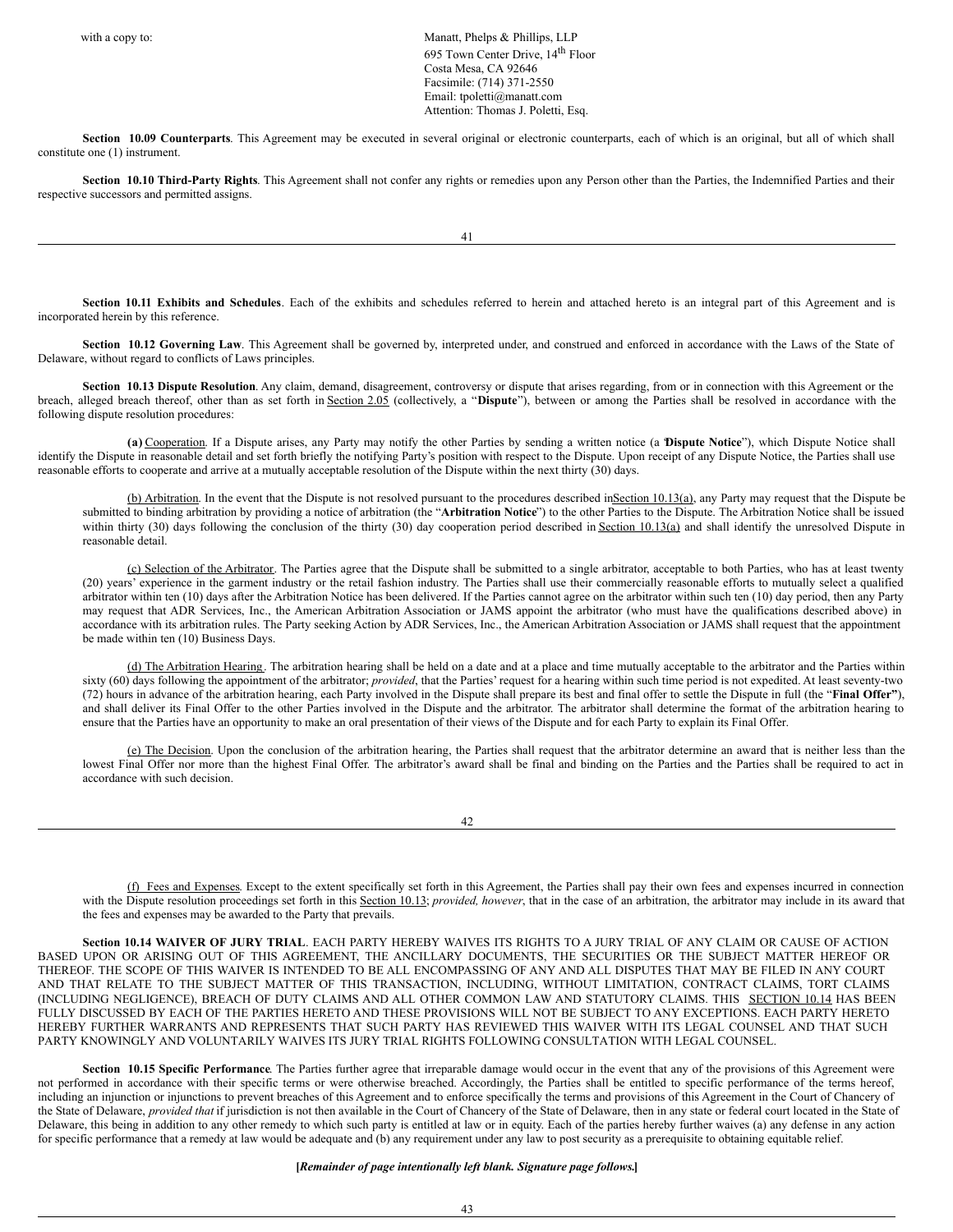with a copy to:

Manatt, Phelps & Phillips, LLP
695 Town Center Drive, 14th Floor
Costa Mesa, CA 92646
Facsimile: (714) 371-2550
Email: tpoletti@manatt.com
Attention: Thomas J. Poletti, Esq.

**Section 10.09 Counterparts**. This Agreement may be executed in several original or electronic counterparts, each of which is an original, but all of which shall constitute one (1) instrument.

**Section 10.10 Third-Party Rights**. This Agreement shall not confer any rights or remedies upon any Person other than the Parties, the Indemnified Parties and their respective successors and permitted assigns.

**Section 10.11 Exhibits and Schedules**. Each of the exhibits and schedules referred to herein and attached hereto is an integral part of this Agreement and is incorporated herein by this reference.

**Section 10.12 Governing Law**. This Agreement shall be governed by, interpreted under, and construed and enforced in accordance with the Laws of the State of Delaware, without regard to conflicts of Laws principles.

**Section 10.13 Dispute Resolution**. Any claim, demand, disagreement, controversy or dispute that arises regarding, from or in connection with this Agreement or the breach, alleged breach thereof, other than as set forth in Section 2.05 (collectively, a "**Dispute**"), between or among the Parties shall be resolved in accordance with the following dispute resolution procedures:

**(a)** Cooperation. If a Dispute arises, any Party may notify the other Parties by sending a written notice (a "**Dispute Notice**"), which Dispute Notice shall identify the Dispute in reasonable detail and set forth briefly the notifying Party's position with respect to the Dispute. Upon receipt of any Dispute Notice, the Parties shall use reasonable efforts to cooperate and arrive at a mutually acceptable resolution of the Dispute within the next thirty (30) days.

(b) Arbitration. In the event that the Dispute is not resolved pursuant to the procedures described in Section 10.13(a), any Party may request that the Dispute be submitted to binding arbitration by providing a notice of arbitration (the "**Arbitration Notice**") to the other Parties to the Dispute. The Arbitration Notice shall be issued within thirty (30) days following the conclusion of the thirty (30) day cooperation period described in Section 10.13(a) and shall identify the unresolved Dispute in reasonable detail.

(c) Selection of the Arbitrator. The Parties agree that the Dispute shall be submitted to a single arbitrator, acceptable to both Parties, who has at least twenty (20) years' experience in the garment industry or the retail fashion industry. The Parties shall use their commercially reasonable efforts to mutually select a qualified arbitrator within ten (10) days after the Arbitration Notice has been delivered. If the Parties cannot agree on the arbitrator within such ten (10) day period, then any Party may request that ADR Services, Inc., the American Arbitration Association or JAMS appoint the arbitrator (who must have the qualifications described above) in accordance with its arbitration rules. The Party seeking Action by ADR Services, Inc., the American Arbitration Association or JAMS shall request that the appointment be made within ten (10) Business Days.

(d) The Arbitration Hearing. The arbitration hearing shall be held on a date and at a place and time mutually acceptable to the arbitrator and the Parties within sixty (60) days following the appointment of the arbitrator; *provided*, that the Parties' request for a hearing within such time period is not expedited. At least seventy-two (72) hours in advance of the arbitration hearing, each Party involved in the Dispute shall prepare its best and final offer to settle the Dispute in full (the "**Final Offer**"), and shall deliver its Final Offer to the other Parties involved in the Dispute and the arbitrator. The arbitrator shall determine the format of the arbitration hearing to ensure that the Parties have an opportunity to make an oral presentation of their views of the Dispute and for each Party to explain its Final Offer.

(e) The Decision. Upon the conclusion of the arbitration hearing, the Parties shall request that the arbitrator determine an award that is neither less than the lowest Final Offer nor more than the highest Final Offer. The arbitrator's award shall be final and binding on the Parties and the Parties shall be required to act in accordance with such decision.

(f) Fees and Expenses. Except to the extent specifically set forth in this Agreement, the Parties shall pay their own fees and expenses incurred in connection with the Dispute resolution proceedings set forth in this Section 10.13; *provided, however*, that in the case of an arbitration, the arbitrator may include in its award that the fees and expenses may be awarded to the Party that prevails.

**Section 10.14 WAIVER OF JURY TRIAL**. EACH PARTY HEREBY WAIVES ITS RIGHTS TO A JURY TRIAL OF ANY CLAIM OR CAUSE OF ACTION BASED UPON OR ARISING OUT OF THIS AGREEMENT, THE ANCILLARY DOCUMENTS, THE SECURITIES OR THE SUBJECT MATTER HEREOF OR THEREOF. THE SCOPE OF THIS WAIVER IS INTENDED TO BE ALL ENCOMPASSING OF ANY AND ALL DISPUTES THAT MAY BE FILED IN ANY COURT AND THAT RELATE TO THE SUBJECT MATTER OF THIS TRANSACTION, INCLUDING, WITHOUT LIMITATION, CONTRACT CLAIMS, TORT CLAIMS (INCLUDING NEGLIGENCE), BREACH OF DUTY CLAIMS AND ALL OTHER COMMON LAW AND STATUTORY CLAIMS. THIS SECTION 10.14 HAS BEEN FULLY DISCUSSED BY EACH OF THE PARTIES HERETO AND THESE PROVISIONS WILL NOT BE SUBJECT TO ANY EXCEPTIONS. EACH PARTY HERETO HEREBY FURTHER WARRANTS AND REPRESENTS THAT SUCH PARTY HAS REVIEWED THIS WAIVER WITH ITS LEGAL COUNSEL AND THAT SUCH PARTY KNOWINGLY AND VOLUNTARILY WAIVES ITS JURY TRIAL RIGHTS FOLLOWING CONSULTATION WITH LEGAL COUNSEL.

**Section 10.15 Specific Performance**. The Parties further agree that irreparable damage would occur in the event that any of the provisions of this Agreement were not performed in accordance with their specific terms or were otherwise breached. Accordingly, the Parties shall be entitled to specific performance of the terms hereof, including an injunction or injunctions to prevent breaches of this Agreement and to enforce specifically the terms and provisions of this Agreement in the Court of Chancery of the State of Delaware, *provided that* if jurisdiction is not then available in the Court of Chancery of the State of Delaware, then in any state or federal court located in the State of Delaware, this being in addition to any other remedy to which such party is entitled at law or in equity. Each of the parties hereby further waives (a) any defense in any action for specific performance that a remedy at law would be adequate and (b) any requirement under any law to post security as a prerequisite to obtaining equitable relief.

**[*Remainder of page intentionally left blank. Signature page follows.*]**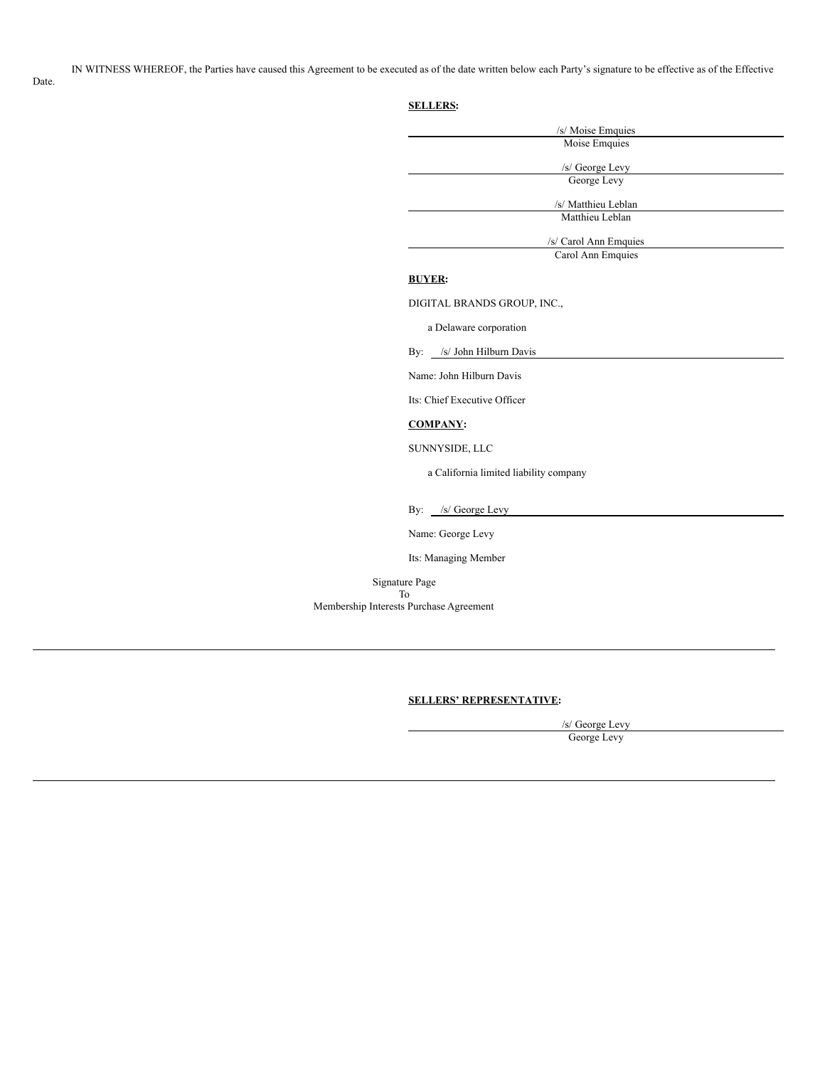IN WITNESS WHEREOF, the Parties have caused this Agreement to be executed as of the date written below each Party's signature to be effective as of the Effective Date.

**SELLERS:**

/s/ Moise Emquies
Moise Emquies

/s/ George Levy
George Levy

/s/ Matthieu Leblan
Matthieu Leblan

/s/ Carol Ann Emquies
Carol Ann Emquies

**BUYER:**

DIGITAL BRANDS GROUP, INC.,

a Delaware corporation

By: /s/ John Hilburn Davis

Name: John Hilburn Davis

Its: Chief Executive Officer

**COMPANY:**

SUNNYSIDE, LLC

a California limited liability company

By: /s/ George Levy

Name: George Levy

Its: Managing Member

Signature Page
To
Membership Interests Purchase Agreement

---

**SELLERS' REPRESENTATIVE:**

/s/ George Levy
George Levy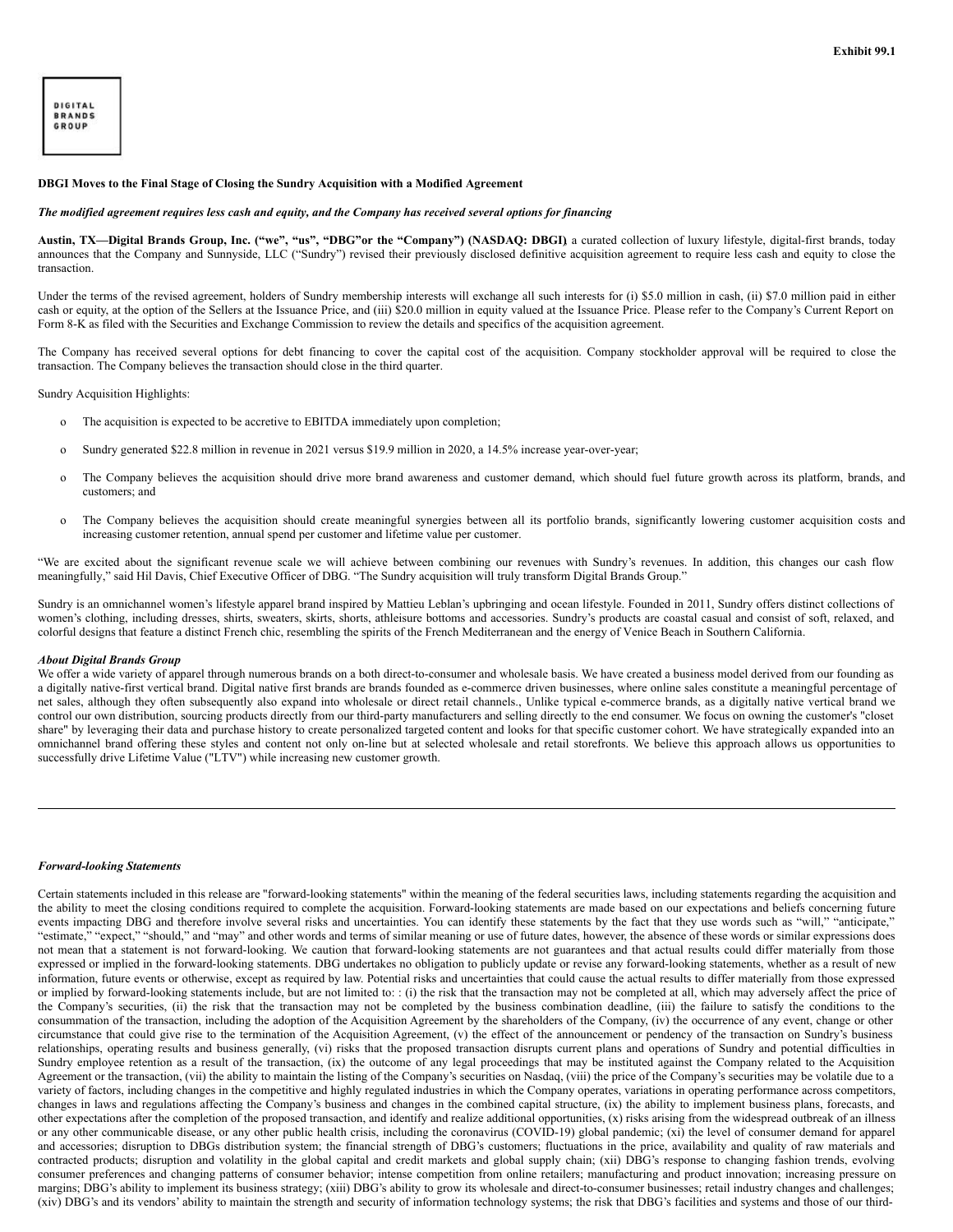Exhibit 99.1

DIGITAL BRANDS GROUP

**DBGI Moves to the Final Stage of Closing the Sundry Acquisition with a Modified Agreement**

***The modified agreement requires less cash and equity, and the Company has received several options for financing***

**Austin, TX—Digital Brands Group, Inc. ("we", "us", "DBG"or the "Company") (NASDAQ: DBGI)**, a curated collection of luxury lifestyle, digital-first brands, today announces that the Company and Sunnyside, LLC ("Sundry") revised their previously disclosed definitive acquisition agreement to require less cash and equity to close the transaction.

Under the terms of the revised agreement, holders of Sundry membership interests will exchange all such interests for (i) $5.0 million in cash, (ii) $7.0 million paid in either cash or equity, at the option of the Sellers at the Issuance Price, and (iii) $20.0 million in equity valued at the Issuance Price. Please refer to the Company's Current Report on Form 8-K as filed with the Securities and Exchange Commission to review the details and specifics of the acquisition agreement.

The Company has received several options for debt financing to cover the capital cost of the acquisition. Company stockholder approval will be required to close the transaction. The Company believes the transaction should close in the third quarter.

Sundry Acquisition Highlights:

- The acquisition is expected to be accretive to EBITDA immediately upon completion;
- Sundry generated $22.8 million in revenue in 2021 versus $19.9 million in 2020, a 14.5% increase year-over-year;
- The Company believes the acquisition should drive more brand awareness and customer demand, which should fuel future growth across its platform, brands, and customers; and
- The Company believes the acquisition should create meaningful synergies between all its portfolio brands, significantly lowering customer acquisition costs and increasing customer retention, annual spend per customer and lifetime value per customer.

"We are excited about the significant revenue scale we will achieve between combining our revenues with Sundry's revenues. In addition, this changes our cash flow meaningfully," said Hil Davis, Chief Executive Officer of DBG. "The Sundry acquisition will truly transform Digital Brands Group."

Sundry is an omnichannel women's lifestyle apparel brand inspired by Mattieu Leblan's upbringing and ocean lifestyle. Founded in 2011, Sundry offers distinct collections of women's clothing, including dresses, shirts, sweaters, skirts, shorts, athleisure bottoms and accessories. Sundry's products are coastal casual and consist of soft, relaxed, and colorful designs that feature a distinct French chic, resembling the spirits of the French Mediterranean and the energy of Venice Beach in Southern California.

***About Digital Brands Group***

We offer a wide variety of apparel through numerous brands on a both direct-to-consumer and wholesale basis. We have created a business model derived from our founding as a digitally native-first vertical brand. Digital native first brands are brands founded as e-commerce driven businesses, where online sales constitute a meaningful percentage of net sales, although they often subsequently also expand into wholesale or direct retail channels., Unlike typical e-commerce brands, as a digitally native vertical brand we control our own distribution, sourcing products directly from our third-party manufacturers and selling directly to the end consumer. We focus on owning the customer's "closet share" by leveraging their data and purchase history to create personalized targeted content and looks for that specific customer cohort. We have strategically expanded into an omnichannel brand offering these styles and content not only on-line but at selected wholesale and retail storefronts. We believe this approach allows us opportunities to successfully drive Lifetime Value ("LTV") while increasing new customer growth.

---

***Forward-looking Statements***

Certain statements included in this release are "forward-looking statements" within the meaning of the federal securities laws, including statements regarding the acquisition and the ability to meet the closing conditions required to complete the acquisition. Forward-looking statements are made based on our expectations and beliefs concerning future events impacting DBG and therefore involve several risks and uncertainties. You can identify these statements by the fact that they use words such as "will," "anticipate," "estimate," "expect," "should," and "may" and other words and terms of similar meaning or use of future dates, however, the absence of these words or similar expressions does not mean that a statement is not forward-looking. We caution that forward-looking statements are not guarantees and that actual results could differ materially from those expressed or implied in the forward-looking statements. DBG undertakes no obligation to publicly update or revise any forward-looking statements, whether as a result of new information, future events or otherwise, except as required by law. Potential risks and uncertainties that could cause the actual results to differ materially from those expressed or implied by forward-looking statements include, but are not limited to: : (i) the risk that the transaction may not be completed at all, which may adversely affect the price of the Company's securities, (ii) the risk that the transaction may not be completed by the business combination deadline, (iii) the failure to satisfy the conditions to the consummation of the transaction, including the adoption of the Acquisition Agreement by the shareholders of the Company, (iv) the occurrence of any event, change or other circumstance that could give rise to the termination of the Acquisition Agreement, (v) the effect of the announcement or pendency of the transaction on Sundry's business relationships, operating results and business generally, (vi) risks that the proposed transaction disrupts current plans and operations of Sundry and potential difficulties in Sundry employee retention as a result of the transaction, (ix) the outcome of any legal proceedings that may be instituted against the Company related to the Acquisition Agreement or the transaction, (vii) the ability to maintain the listing of the Company's securities on Nasdaq, (viii) the price of the Company's securities may be volatile due to a variety of factors, including changes in the competitive and highly regulated industries in which the Company operates, variations in operating performance across competitors, changes in laws and regulations affecting the Company's business and changes in the combined capital structure, (ix) the ability to implement business plans, forecasts, and other expectations after the completion of the proposed transaction, and identify and realize additional opportunities, (x) risks arising from the widespread outbreak of an illness or any other communicable disease, or any other public health crisis, including the coronavirus (COVID-19) global pandemic; (xi) the level of consumer demand for apparel and accessories; disruption to DBGs distribution system; the financial strength of DBG's customers; fluctuations in the price, availability and quality of raw materials and contracted products; disruption and volatility in the global capital and credit markets and global supply chain; (xii) DBG's response to changing fashion trends, evolving consumer preferences and changing patterns of consumer behavior; intense competition from online retailers; manufacturing and product innovation; increasing pressure on margins; DBG's ability to implement its business strategy; (xiii) DBG's ability to grow its wholesale and direct-to-consumer businesses; retail industry changes and challenges; (xiv) DBG's and its vendors' ability to maintain the strength and security of information technology systems; the risk that DBG's facilities and systems and those of our third-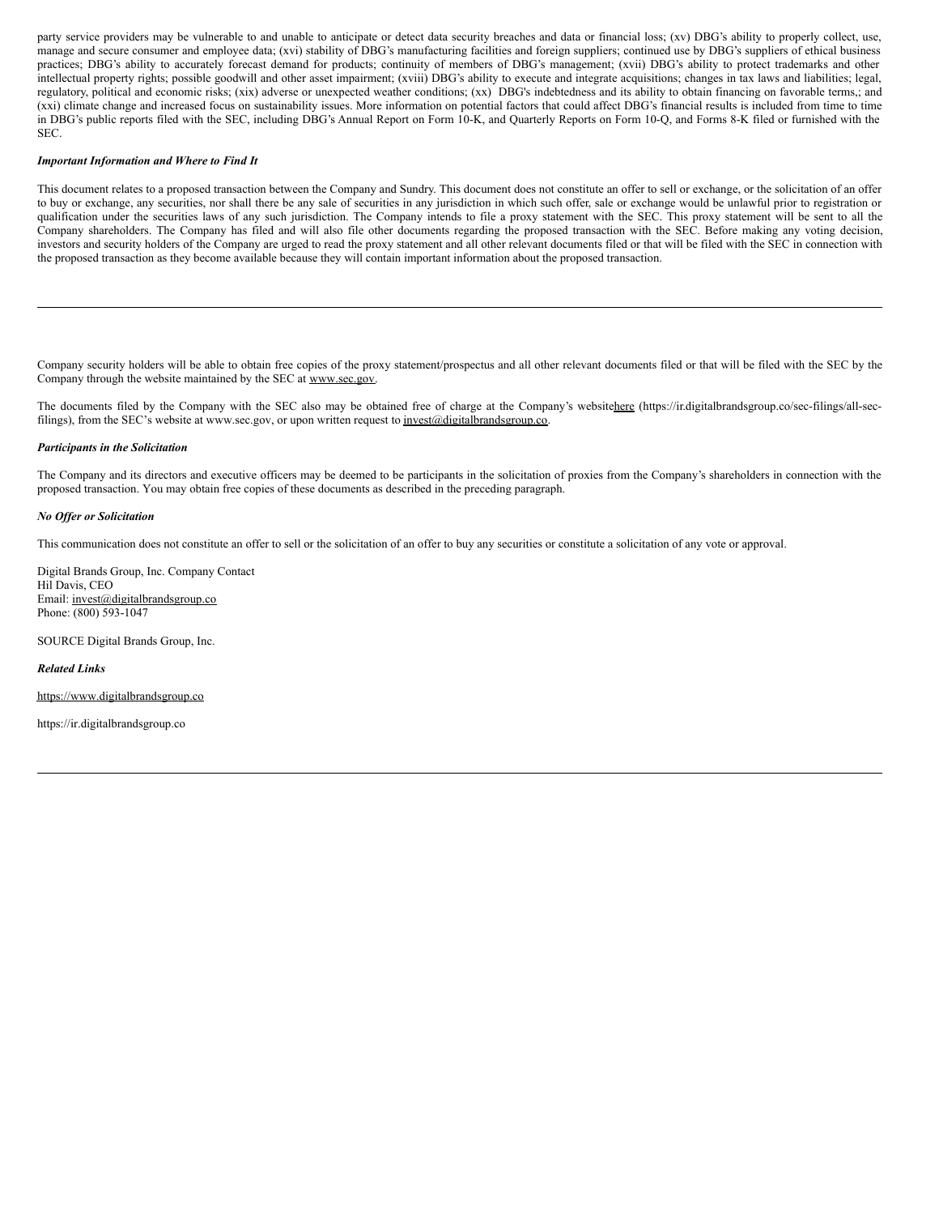party service providers may be vulnerable to and unable to anticipate or detect data security breaches and data or financial loss; (xv) DBG's ability to properly collect, use, manage and secure consumer and employee data; (xvi) stability of DBG's manufacturing facilities and foreign suppliers; continued use by DBG's suppliers of ethical business practices; DBG's ability to accurately forecast demand for products; continuity of members of DBG's management; (xvii) DBG's ability to protect trademarks and other intellectual property rights; possible goodwill and other asset impairment; (xviii) DBG's ability to execute and integrate acquisitions; changes in tax laws and liabilities; legal, regulatory, political and economic risks; (xix) adverse or unexpected weather conditions; (xx) DBG's indebtedness and its ability to obtain financing on favorable terms,; and (xxi) climate change and increased focus on sustainability issues. More information on potential factors that could affect DBG's financial results is included from time to time in DBG's public reports filed with the SEC, including DBG's Annual Report on Form 10-K, and Quarterly Reports on Form 10-Q, and Forms 8-K filed or furnished with the SEC.

***Important Information and Where to Find It***

This document relates to a proposed transaction between the Company and Sundry. This document does not constitute an offer to sell or exchange, or the solicitation of an offer to buy or exchange, any securities, nor shall there be any sale of securities in any jurisdiction in which such offer, sale or exchange would be unlawful prior to registration or qualification under the securities laws of any such jurisdiction. The Company intends to file a proxy statement with the SEC. This proxy statement will be sent to all the Company shareholders. The Company has filed and will also file other documents regarding the proposed transaction with the SEC. Before making any voting decision, investors and security holders of the Company are urged to read the proxy statement and all other relevant documents filed or that will be filed with the SEC in connection with the proposed transaction as they become available because they will contain important information about the proposed transaction.

---

Company security holders will be able to obtain free copies of the proxy statement/prospectus and all other relevant documents filed or that will be filed with the SEC by the Company through the website maintained by the SEC at www.sec.gov.

The documents filed by the Company with the SEC also may be obtained free of charge at the Company's websitehere (https://ir.digitalbrandsgroup.co/sec-filings/all-sec-filings), from the SEC's website at www.sec.gov, or upon written request to invest@digitalbrandsgroup.co.

***Participants in the Solicitation***

The Company and its directors and executive officers may be deemed to be participants in the solicitation of proxies from the Company's shareholders in connection with the proposed transaction. You may obtain free copies of these documents as described in the preceding paragraph.

***No Offer or Solicitation***

This communication does not constitute an offer to sell or the solicitation of an offer to buy any securities or constitute a solicitation of any vote or approval.

Digital Brands Group, Inc. Company Contact
Hil Davis, CEO
Email: invest@digitalbrandsgroup.co
Phone: (800) 593-1047

SOURCE Digital Brands Group, Inc.

***Related Links***

https://www.digitalbrandsgroup.co

https://ir.digitalbrandsgroup.co